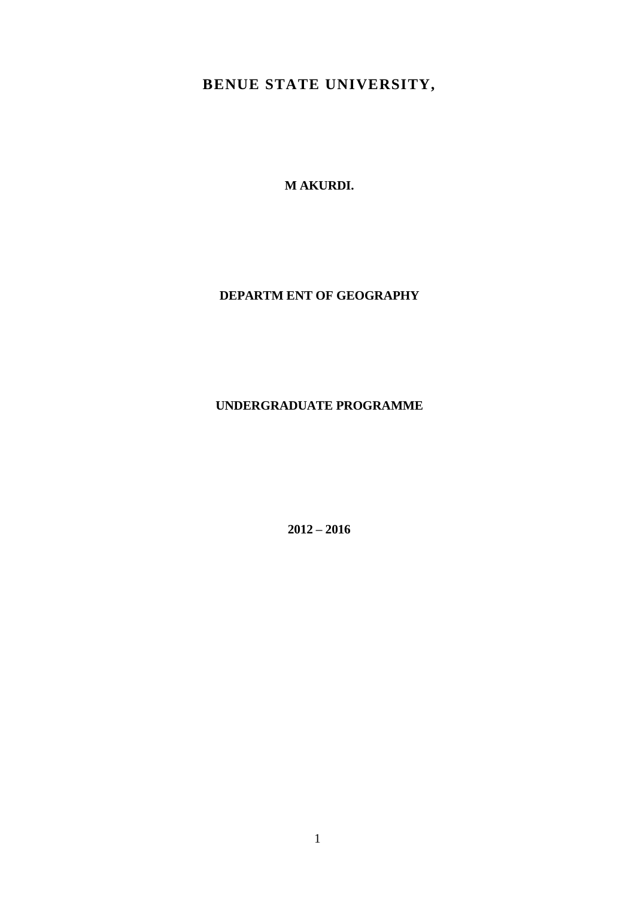# BENUE STATE UNIVERSITY,

**M AKURDI.**

**DEPARTM ENT OF GEOGRAPHY**

**UNDERGRADUATE PROGRAMME**

**2012 – 2016**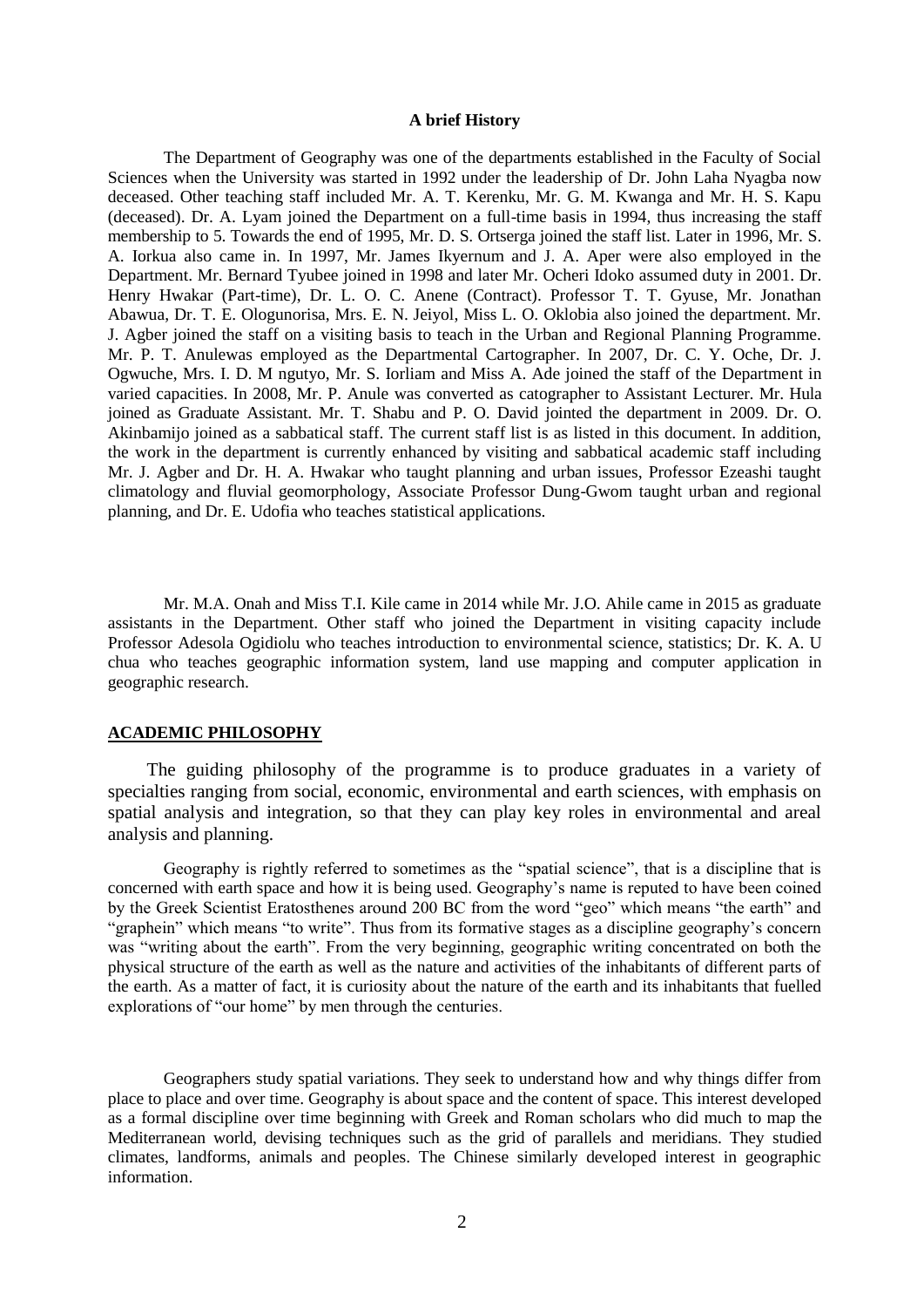**A brief History**

The Department of Geography was one of the departments established in the Faculty of Social Sciences when the University was started in 1992 under the leadership of Dr. John Laha Nyagba now deceased. Other teaching staff included Mr. A. T. Kerenku, Mr. G. M. Kwanga and Mr. H. S. Kapu (deceased). Dr. A. Lyam joined the Department on a full-time basis in 1994, thus increasing the staff membership to 5. Towards the end of 1995, Mr. D. S. Ortserga joined the staff list. Later in 1996, Mr. S. A. Iorkua also came in. In 1997, Mr. James Ikyernum and J. A. Aper were also employed in the Department. Mr. Bernard Tyubee joined in 1998 and later Mr. Ocheri Idoko assumed duty in 2001. Dr. Henry Hwakar (Part-time), Dr. L. O. C. Anene (Contract). Professor T. T. Gyuse, Mr. Jonathan Abawua, Dr. T. E. Ologunorisa, Mrs. E. N. Jeiyol, Miss L. O. Oklobia also joined the department. Mr. J. Agber joined the staff on a visiting basis to teach in the Urban and Regional Planning Programme. Mr. P. T. Anulewas employed as the Departmental Cartographer. In 2007, Dr. C. Y. Oche, Dr. J. Ogwuche, Mrs. I. D. M ngutyo, Mr. S. Iorliam and Miss A. Ade joined the staff of the Department in varied capacities. In 2008, Mr. P. Anule was converted as catographer to Assistant Lecturer. Mr. Hula joined as Graduate Assistant. Mr. T. Shabu and P. O. David jointed the department in 2009. Dr. O. Akinbamijo joined as a sabbatical staff. The current staff list is as listed in this document. In addition, the work in the department is currently enhanced by visiting and sabbatical academic staff including Mr. J. Agber and Dr. H. A. Hwakar who taught planning and urban issues, Professor Ezeashi taught climatology and fluvial geomorphology, Associate Professor Dung-Gwom taught urban and regional planning, and Dr. E. Udofia who teaches statistical applications.

Mr. M.A. Onah and Miss T.I. Kile came in 2014 while Mr. J.O. Ahile came in 2015 as graduate assistants in the Department. Other staff who joined the Department in visiting capacity include Professor Adesola Ogidiolu who teaches introduction to environmental science, statistics; Dr. K. A. U chua who teaches geographic information system, land use mapping and computer application in geographic research.

## ACADEMIC PHILOSOPHY

The guiding philosophy of the programme is to produce graduates in a variety of specialties ranging from social, economic, environmental and earth sciences, with emphasis on spatial analysis and integration, so that they can play key roles in environmental and areal analysis and planning.

Geography is rightly referred to sometimes as the "spatial science", that is a discipline that is concerned with earth space and how it is being used. Geography's name is reputed to have been coined by the Greek Scientist Eratosthenes around 200 BC from the word "geo" which means "the earth" and "graphein" which means "to write". Thus from its formative stages as a discipline geography's concern was "writing about the earth". From the very beginning, geographic writing concentrated on both the physical structure of the earth as well as the nature and activities of the inhabitants of different parts of the earth. As a matter of fact, it is curiosity about the nature of the earth and its inhabitants that fuelled explorations of "our home" by men through the centuries.

Geographers study spatial variations. They seek to understand how and why things differ from place to place and over time. Geography is about space and the content of space. This interest developed as a formal discipline over time beginning with Greek and Roman scholars who did much to map the Mediterranean world, devising techniques such as the grid of parallels and meridians. They studied climates, landforms, animals and peoples. The Chinese similarly developed interest in geographic information.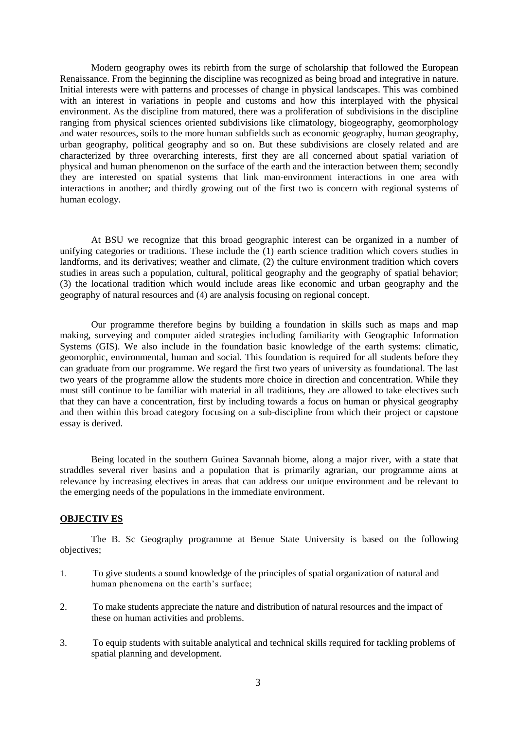Modern geography owes its rebirth from the surge of scholarship that followed the European Renaissance. From the beginning the discipline was recognized as being broad and integrative in nature. Initial interests were with patterns and processes of change in physical landscapes. This was combined with an interest in variations in people and customs and how this interplayed with the physical environment. As the discipline from matured, there was a proliferation of subdivisions in the discipline ranging from physical sciences oriented subdivisions like climatology, biogeography, geomorphology and water resources, soils to the more human subfields such as economic geography, human geography, urban geography, political geography and so on. But these subdivisions are closely related and are characterized by three overarching interests, first they are all concerned about spatial variation of physical and human phenomenon on the surface of the earth and the interaction between them; secondly they are interested on spatial systems that link man-environment interactions in one area with interactions in another; and thirdly growing out of the first two is concern with regional systems of human ecology.

At BSU we recognize that this broad geographic interest can be organized in a number of unifying categories or traditions. These include the (1) earth science tradition which covers studies in landforms, and its derivatives; weather and climate, (2) the culture environment tradition which covers studies in areas such a population, cultural, political geography and the geography of spatial behavior; (3) the locational tradition which would include areas like economic and urban geography and the geography of natural resources and (4) are analysis focusing on regional concept.

Our programme therefore begins by building a foundation in skills such as maps and map making, surveying and computer aided strategies including familiarity with Geographic Information Systems (GIS). We also include in the foundation basic knowledge of the earth systems: climatic, geomorphic, environmental, human and social. This foundation is required for all students before they can graduate from our programme. We regard the first two years of university as foundational. The last two years of the programme allow the students more choice in direction and concentration. While they must still continue to be familiar with material in all traditions, they are allowed to take electives such that they can have a concentration, first by including towards a focus on human or physical geography and then within this broad category focusing on a sub-discipline from which their project or capstone essay is derived.

Being located in the southern Guinea Savannah biome, along a major river, with a state that straddles several river basins and a population that is primarily agrarian, our programme aims at relevance by increasing electives in areas that can address our unique environment and be relevant to the emerging needs of the populations in the immediate environment.

**OBJECTIV ES**

The B. Sc Geography programme at Benue State University is based on the following objectives;

1. To give students a sound knowledge of the principles of spatial organization of natural and human phenomena on the earth's surface;
2. To make students appreciate the nature and distribution of natural resources and the impact of these on human activities and problems.
3. To equip students with suitable analytical and technical skills required for tackling problems of spatial planning and development.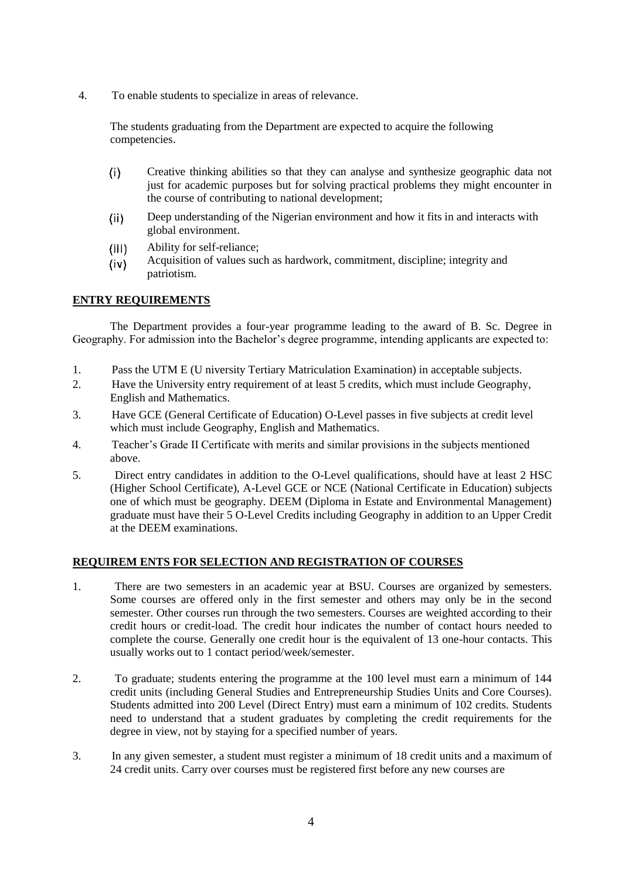4. To enable students to specialize in areas of relevance.

The students graduating from the Department are expected to acquire the following competencies.

(i) Creative thinking abilities so that they can analyse and synthesize geographic data not just for academic purposes but for solving practical problems they might encounter in the course of contributing to national development;

(ii) Deep understanding of the Nigerian environment and how it fits in and interacts with global environment.

(iii) Ability for self-reliance;

(iv) Acquisition of values such as hardwork, commitment, discipline; integrity and patriotism.

**ENTRY REQUIREMENTS**

The Department provides a four-year programme leading to the award of B. Sc. Degree in Geography. For admission into the Bachelor's degree programme, intending applicants are expected to:

1. Pass the UTM E (U niversity Tertiary Matriculation Examination) in acceptable subjects.
2. Have the University entry requirement of at least 5 credits, which must include Geography, English and Mathematics.
3. Have GCE (General Certificate of Education) O-Level passes in five subjects at credit level which must include Geography, English and Mathematics.
4. Teacher's Grade II Certificate with merits and similar provisions in the subjects mentioned above.
5. Direct entry candidates in addition to the O-Level qualifications, should have at least 2 HSC (Higher School Certificate), A-Level GCE or NCE (National Certificate in Education) subjects one of which must be geography. DEEM (Diploma in Estate and Environmental Management) graduate must have their 5 O-Level Credits including Geography in addition to an Upper Credit at the DEEM examinations.

**REQUIREM ENTS FOR SELECTION AND REGISTRATION OF COURSES**

1. There are two semesters in an academic year at BSU. Courses are organized by semesters. Some courses are offered only in the first semester and others may only be in the second semester. Other courses run through the two semesters. Courses are weighted according to their credit hours or credit-load. The credit hour indicates the number of contact hours needed to complete the course. Generally one credit hour is the equivalent of 13 one-hour contacts. This usually works out to 1 contact period/week/semester.

2. To graduate; students entering the programme at the 100 level must earn a minimum of 144 credit units (including General Studies and Entrepreneurship Studies Units and Core Courses). Students admitted into 200 Level (Direct Entry) must earn a minimum of 102 credits. Students need to understand that a student graduates by completing the credit requirements for the degree in view, not by staying for a specified number of years.

3. In any given semester, a student must register a minimum of 18 credit units and a maximum of 24 credit units. Carry over courses must be registered first before any new courses are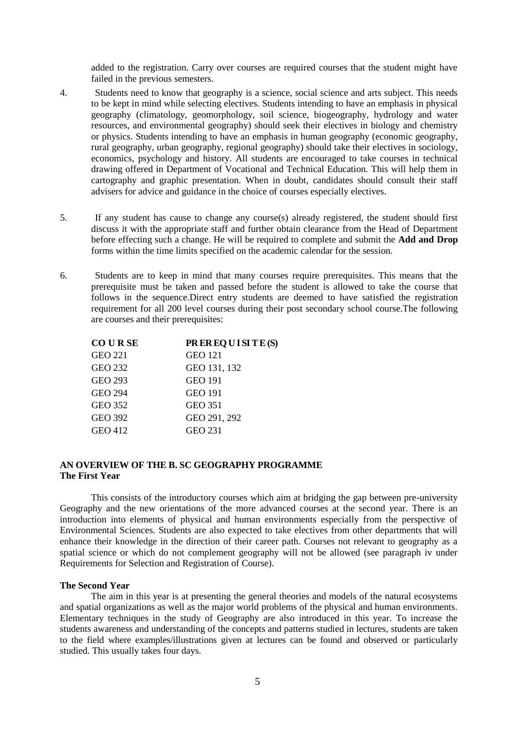added to the registration. Carry over courses are required courses that the student might have failed in the previous semesters.

4. Students need to know that geography is a science, social science and arts subject. This needs to be kept in mind while selecting electives. Students intending to have an emphasis in physical geography (climatology, geomorphology, soil science, biogeography, hydrology and water resources, and environmental geography) should seek their electives in biology and chemistry or physics. Students intending to have an emphasis in human geography (economic geography, rural geography, urban geography, regional geography) should take their electives in sociology, economics, psychology and history. All students are encouraged to take courses in technical drawing offered in Department of Vocational and Technical Education. This will help them in cartography and graphic presentation. When in doubt, candidates should consult their staff advisers for advice and guidance in the choice of courses especially electives.

5. If any student has cause to change any course(s) already registered, the student should first discuss it with the appropriate staff and further obtain clearance from the Head of Department before effecting such a change. He will be required to complete and submit the **Add and Drop** forms within the time limits specified on the academic calendar for the session.

6. Students are to keep in mind that many courses require prerequisites. This means that the prerequisite must be taken and passed before the student is allowed to take the course that follows in the sequence.Direct entry students are deemed to have satisfied the registration requirement for all 200 level courses during their post secondary school course.The following are courses and their prerequisites:

| COURSE | PREREQUISITE(S) |
|---|---|
| GEO 221 | GEO 121 |
| GEO 232 | GEO 131, 132 |
| GEO 293 | GEO 191 |
| GEO 294 | GEO 191 |
| GEO 352 | GEO 351 |
| GEO 392 | GEO 291, 292 |
| GEO 412 | GEO 231 |

## AN OVERVIEW OF THE B. SC GEOGRAPHY PROGRAMME

### The First Year

This consists of the introductory courses which aim at bridging the gap between pre-university Geography and the new orientations of the more advanced courses at the second year. There is an introduction into elements of physical and human environments especially from the perspective of Environmental Sciences. Students are also expected to take electives from other departments that will enhance their knowledge in the direction of their career path. Courses not relevant to geography as a spatial science or which do not complement geography will not be allowed (see paragraph iv under Requirements for Selection and Registration of Course).

### The Second Year

The aim in this year is at presenting the general theories and models of the natural ecosystems and spatial organizations as well as the major world problems of the physical and human environments. Elementary techniques in the study of Geography are also introduced in this year. To increase the students awareness and understanding of the concepts and patterns studied in lectures, students are taken to the field where examples/illustrations given at lectures can be found and observed or particularly studied. This usually takes four days.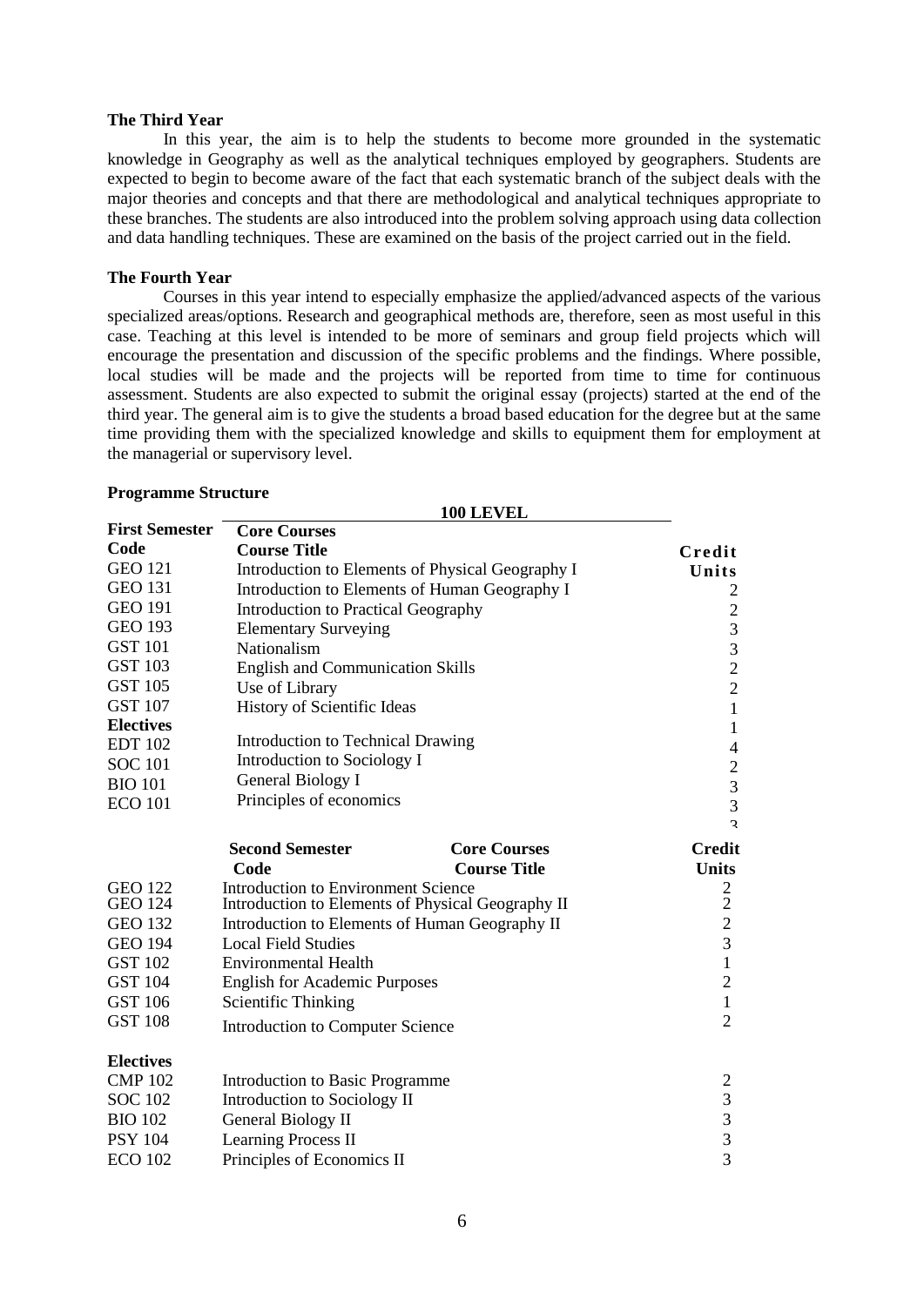**The Third Year**

In this year, the aim is to help the students to become more grounded in the systematic knowledge in Geography as well as the analytical techniques employed by geographers. Students are expected to begin to become aware of the fact that each systematic branch of the subject deals with the major theories and concepts and that there are methodological and analytical techniques appropriate to these branches. The students are also introduced into the problem solving approach using data collection and data handling techniques. These are examined on the basis of the project carried out in the field.

**The Fourth Year**

Courses in this year intend to especially emphasize the applied/advanced aspects of the various specialized areas/options. Research and geographical methods are, therefore, seen as most useful in this case. Teaching at this level is intended to be more of seminars and group field projects which will encourage the presentation and discussion of the specific problems and the findings. Where possible, local studies will be made and the projects will be reported from time to time for continuous assessment. Students are also expected to submit the original essay (projects) started at the end of the third year. The general aim is to give the students a broad based education for the degree but at the same time providing them with the specialized knowledge and skills to equipment them for employment at the managerial or supervisory level.

**Programme Structure**

**100 LEVEL**

| **First Semester** | **Core Courses** | |
|---|---|---|
| **Code** | **Course Title** | **Credit Units** |
| GEO 121 | Introduction to Elements of Physical Geography I | 2 |
| GEO 131 | Introduction to Elements of Human Geography I | 2 |
| GEO 191 | Introduction to Practical Geography | 3 |
| GEO 193 | Elementary Surveying | 3 |
| GST 101 | Nationalism | 2 |
| GST 103 | English and Communication Skills | 2 |
| GST 105 | Use of Library | 1 |
| GST 107 | History of Scientific Ideas | 1 |
| **Electives** | | |
| EDT 102 | Introduction to Technical Drawing | 4 |
| SOC 101 | Introduction to Sociology I | 2 |
| BIO 101 | General Biology I | 3 |
| ECO 101 | Principles of economics | 3 |
| | | 3 |

| | **Second Semester** | **Core Courses** | |
|---|---|---|---|
| **Code** | **Course Title** | | **Credit Units** |
| GEO 122 | Introduction to Environment Science | | 2 |
| GEO 124 | Introduction to Elements of Physical Geography II | | 2 |
| GEO 132 | Introduction to Elements of Human Geography II | | 2 |
| GEO 194 | Local Field Studies | | 3 |
| GST 102 | Environmental Health | | 1 |
| GST 104 | English for Academic Purposes | | 2 |
| GST 106 | Scientific Thinking | | 1 |
| GST 108 | Introduction to Computer Science | | 2 |
| **Electives** | | | |
| CMP 102 | Introduction to Basic Programme | | 2 |
| SOC 102 | Introduction to Sociology II | | 3 |
| BIO 102 | General Biology II | | 3 |
| PSY 104 | Learning Process II | | 3 |
| ECO 102 | Principles of Economics II | | 3 |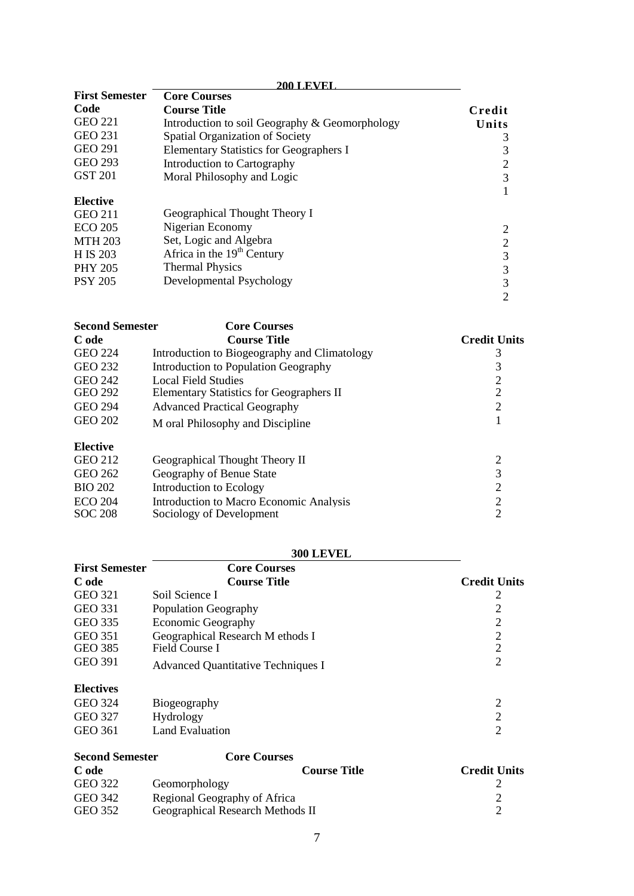## 200 LEVEL

**First Semester** — **Core Courses**

| Code | Course Title | Credit Units |
|---|---|---|
| GEO 221 | Introduction to soil Geography & Geomorphology | 3 |
| GEO 231 | Spatial Organization of Society | 3 |
| GEO 291 | Elementary Statistics for Geographers I | 2 |
| GEO 293 | Introduction to Cartography | 3 |
| GST 201 | Moral Philosophy and Logic | 1 |

**Elective**

| Code | Course Title | Credit Units |
|---|---|---|
| GEO 211 | Geographical Thought Theory I | 2 |
| ECO 205 | Nigerian Economy | 2 |
| MTH 203 | Set, Logic and Algebra | 3 |
| H IS 203 | Africa in the 19th Century | 3 |
| PHY 205 | Thermal Physics | 3 |
| PSY 205 | Developmental Psychology | 2 |

**Second Semester** — **Core Courses**

| C ode | Course Title | Credit Units |
|---|---|---|
| GEO 224 | Introduction to Biogeography and Climatology | 3 |
| GEO 232 | Introduction to Population Geography | 3 |
| GEO 242 | Local Field Studies | 2 |
| GEO 292 | Elementary Statistics for Geographers II | 2 |
| GEO 294 | Advanced Practical Geography | 2 |
| GEO 202 | M oral Philosophy and Discipline | 1 |

**Elective**

| Code | Course Title | Credit Units |
|---|---|---|
| GEO 212 | Geographical Thought Theory II | 2 |
| GEO 262 | Geography of Benue State | 3 |
| BIO 202 | Introduction to Ecology | 2 |
| ECO 204 | Introduction to Macro Economic Analysis | 2 |
| SOC 208 | Sociology of Development | 2 |

## 300 LEVEL

**First Semester** — **Core Courses**

| C ode | Course Title | Credit Units |
|---|---|---|
| GEO 321 | Soil Science I | 2 |
| GEO 331 | Population Geography | 2 |
| GEO 335 | Economic Geography | 2 |
| GEO 351 | Geographical Research M ethods I | 2 |
| GEO 385 | Field Course I | 2 |
| GEO 391 | Advanced Quantitative Techniques I | 2 |

**Electives**

| Code | Course Title | Credit Units |
|---|---|---|
| GEO 324 | Biogeography | 2 |
| GEO 327 | Hydrology | 2 |
| GEO 361 | Land Evaluation | 2 |

**Second Semester** — **Core Courses**

| C ode | Course Title | Credit Units |
|---|---|---|
| GEO 322 | Geomorphology | 2 |
| GEO 342 | Regional Geography of Africa | 2 |
| GEO 352 | Geographical Research Methods II | 2 |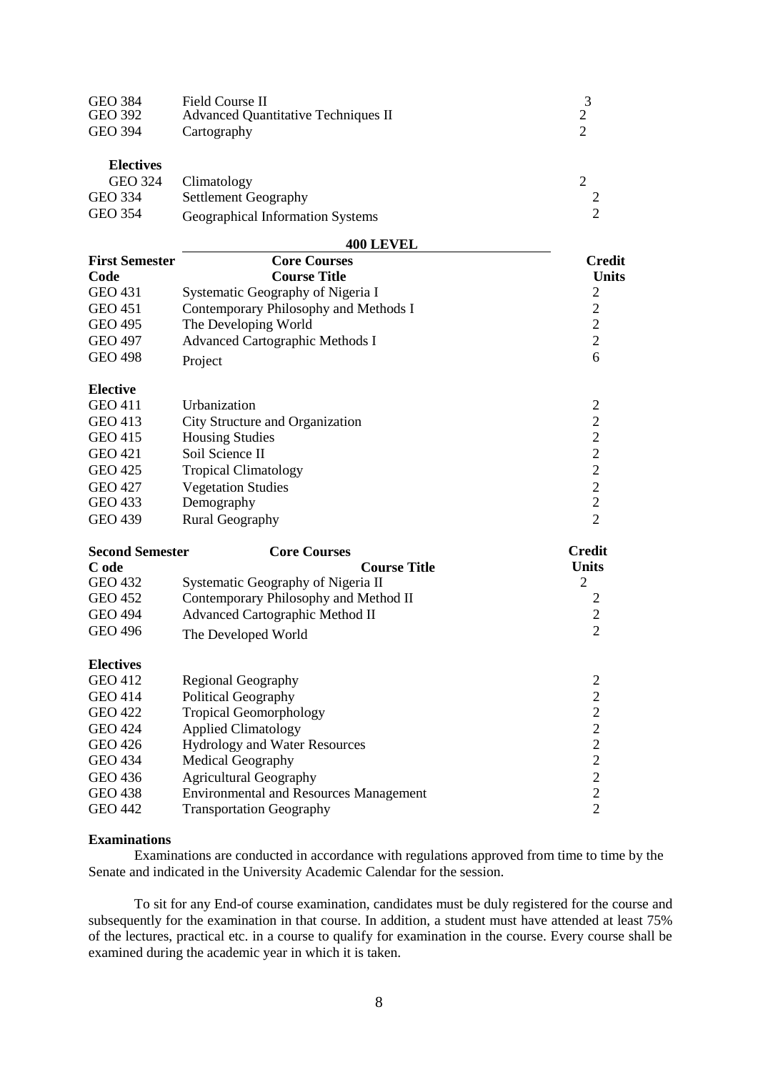| | | |
|---|---|---|
| GEO 384 | Field Course II | 3 |
| GEO 392 | Advanced Quantitative Techniques II | 2 |
| GEO 394 | Cartography | 2 |

**Electives**

| | | |
|---|---|---|
| GEO 324 | Climatology | 2 |
| GEO 334 | Settlement Geography | 2 |
| GEO 354 | Geographical Information Systems | 2 |

## 400 LEVEL

**First Semester — Core Courses**

| Code | Course Title | Credit Units |
|---|---|---|
| GEO 431 | Systematic Geography of Nigeria I | 2 |
| GEO 451 | Contemporary Philosophy and Methods I | 2 |
| GEO 495 | The Developing World | 2 |
| GEO 497 | Advanced Cartographic Methods I | 2 |
| GEO 498 | Project | 6 |

**Elective**

| | | |
|---|---|---|
| GEO 411 | Urbanization | 2 |
| GEO 413 | City Structure and Organization | 2 |
| GEO 415 | Housing Studies | 2 |
| GEO 421 | Soil Science II | 2 |
| GEO 425 | Tropical Climatology | 2 |
| GEO 427 | Vegetation Studies | 2 |
| GEO 433 | Demography | 2 |
| GEO 439 | Rural Geography | 2 |

**Second Semester — Core Courses**

| C ode | Course Title | Credit Units |
|---|---|---|
| GEO 432 | Systematic Geography of Nigeria II | 2 |
| GEO 452 | Contemporary Philosophy and Method II | 2 |
| GEO 494 | Advanced Cartographic Method II | 2 |
| GEO 496 | The Developed World | 2 |

**Electives**

| | | |
|---|---|---|
| GEO 412 | Regional Geography | 2 |
| GEO 414 | Political Geography | 2 |
| GEO 422 | Tropical Geomorphology | 2 |
| GEO 424 | Applied Climatology | 2 |
| GEO 426 | Hydrology and Water Resources | 2 |
| GEO 434 | Medical Geography | 2 |
| GEO 436 | Agricultural Geography | 2 |
| GEO 438 | Environmental and Resources Management | 2 |
| GEO 442 | Transportation Geography | 2 |

### Examinations

Examinations are conducted in accordance with regulations approved from time to time by the Senate and indicated in the University Academic Calendar for the session.

To sit for any End-of course examination, candidates must be duly registered for the course and subsequently for the examination in that course. In addition, a student must have attended at least 75% of the lectures, practical etc. in a course to qualify for examination in the course. Every course shall be examined during the academic year in which it is taken.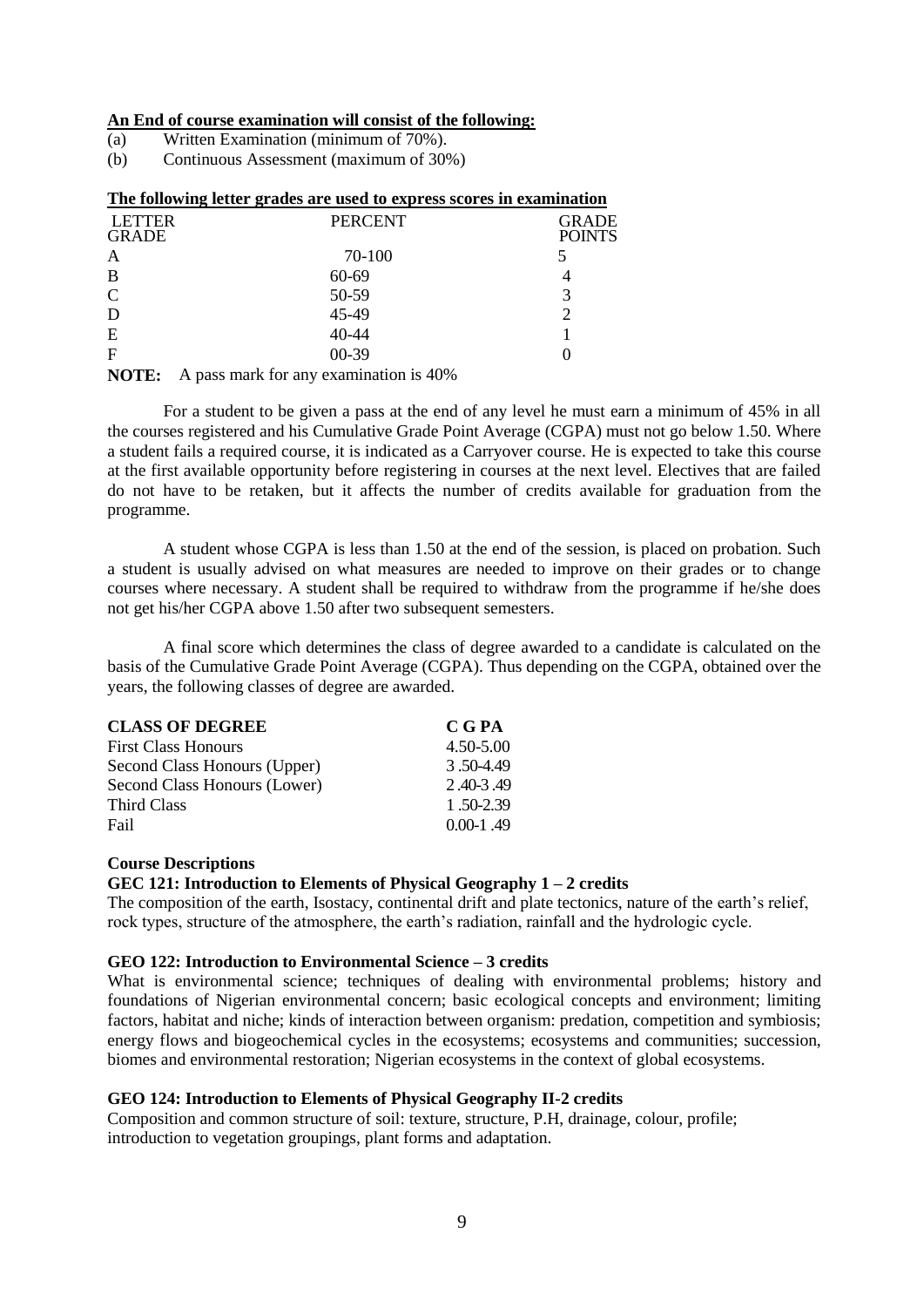**An End of course examination will consist of the following:**

(a) Written Examination (minimum of 70%).

(b) Continuous Assessment (maximum of 30%)

**The following letter grades are used to express scores in examination**

| LETTER GRADE | PERCENT | GRADE POINTS |
|---|---|---|
| A | 70-100 | 5 |
| B | 60-69 | 4 |
| C | 50-59 | 3 |
| D | 45-49 | 2 |
| E | 40-44 | 1 |
| F | 00-39 | 0 |

**NOTE:** A pass mark for any examination is 40%

For a student to be given a pass at the end of any level he must earn a minimum of 45% in all the courses registered and his Cumulative Grade Point Average (CGPA) must not go below 1.50. Where a student fails a required course, it is indicated as a Carryover course. He is expected to take this course at the first available opportunity before registering in courses at the next level. Electives that are failed do not have to be retaken, but it affects the number of credits available for graduation from the programme.

A student whose CGPA is less than 1.50 at the end of the session, is placed on probation. Such a student is usually advised on what measures are needed to improve on their grades or to change courses where necessary. A student shall be required to withdraw from the programme if he/she does not get his/her CGPA above 1.50 after two subsequent semesters.

A final score which determines the class of degree awarded to a candidate is calculated on the basis of the Cumulative Grade Point Average (CGPA). Thus depending on the CGPA, obtained over the years, the following classes of degree are awarded.

| CLASS OF DEGREE | C G PA |
|---|---|
| First Class Honours | 4.50-5.00 |
| Second Class Honours (Upper) | 3 .50-4.49 |
| Second Class Honours (Lower) | 2 .40-3 .49 |
| Third Class | 1 .50-2.39 |
| Fail | 0.00-1 .49 |

**Course Descriptions**

**GEC 121: Introduction to Elements of Physical Geography 1 – 2 credits**

The composition of the earth, Isostacy, continental drift and plate tectonics, nature of the earth's relief, rock types, structure of the atmosphere, the earth's radiation, rainfall and the hydrologic cycle.

**GEO 122: Introduction to Environmental Science – 3 credits**

What is environmental science; techniques of dealing with environmental problems; history and foundations of Nigerian environmental concern; basic ecological concepts and environment; limiting factors, habitat and niche; kinds of interaction between organism: predation, competition and symbiosis; energy flows and biogeochemical cycles in the ecosystems; ecosystems and communities; succession, biomes and environmental restoration; Nigerian ecosystems in the context of global ecosystems.

**GEO 124: Introduction to Elements of Physical Geography II-2 credits**

Composition and common structure of soil: texture, structure, P.H, drainage, colour, profile; introduction to vegetation groupings, plant forms and adaptation.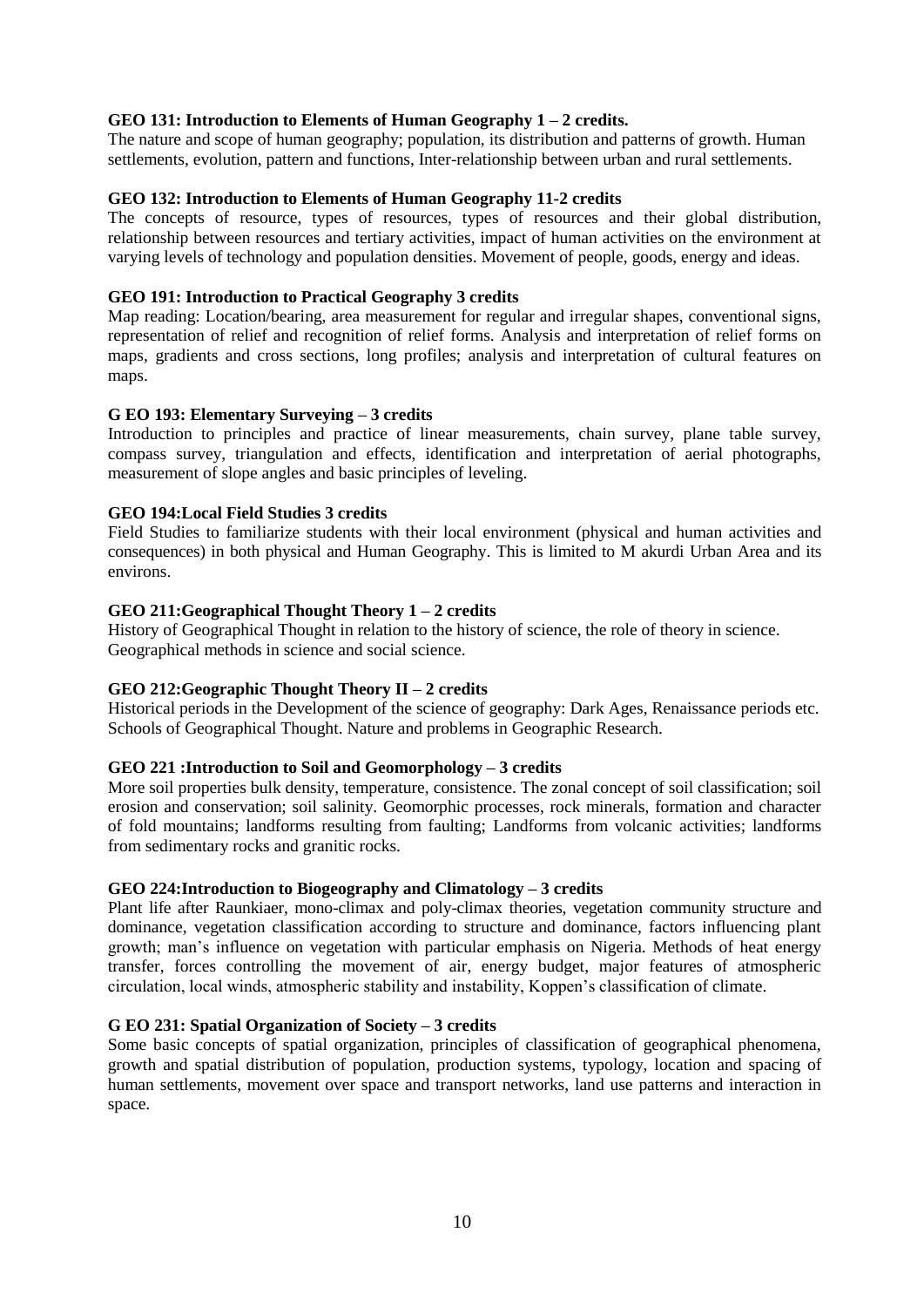**GEO 131: Introduction to Elements of Human Geography 1 – 2 credits.**

The nature and scope of human geography; population, its distribution and patterns of growth. Human settlements, evolution, pattern and functions, Inter-relationship between urban and rural settlements.

**GEO 132: Introduction to Elements of Human Geography 11-2 credits**

The concepts of resource, types of resources, types of resources and their global distribution, relationship between resources and tertiary activities, impact of human activities on the environment at varying levels of technology and population densities. Movement of people, goods, energy and ideas.

**GEO 191: Introduction to Practical Geography 3 credits**

Map reading: Location/bearing, area measurement for regular and irregular shapes, conventional signs, representation of relief and recognition of relief forms. Analysis and interpretation of relief forms on maps, gradients and cross sections, long profiles; analysis and interpretation of cultural features on maps.

**G EO 193: Elementary Surveying – 3 credits**

Introduction to principles and practice of linear measurements, chain survey, plane table survey, compass survey, triangulation and effects, identification and interpretation of aerial photographs, measurement of slope angles and basic principles of leveling.

**GEO 194:Local Field Studies 3 credits**

Field Studies to familiarize students with their local environment (physical and human activities and consequences) in both physical and Human Geography. This is limited to M akurdi Urban Area and its environs.

**GEO 211:Geographical Thought Theory 1 – 2 credits**

History of Geographical Thought in relation to the history of science, the role of theory in science. Geographical methods in science and social science.

**GEO 212:Geographic Thought Theory II – 2 credits**

Historical periods in the Development of the science of geography: Dark Ages, Renaissance periods etc. Schools of Geographical Thought. Nature and problems in Geographic Research.

**GEO 221 :Introduction to Soil and Geomorphology – 3 credits**

More soil properties bulk density, temperature, consistence. The zonal concept of soil classification; soil erosion and conservation; soil salinity. Geomorphic processes, rock minerals, formation and character of fold mountains; landforms resulting from faulting; Landforms from volcanic activities; landforms from sedimentary rocks and granitic rocks.

**GEO 224:Introduction to Biogeography and Climatology – 3 credits**

Plant life after Raunkiaer, mono-climax and poly-climax theories, vegetation community structure and dominance, vegetation classification according to structure and dominance, factors influencing plant growth; man's influence on vegetation with particular emphasis on Nigeria. Methods of heat energy transfer, forces controlling the movement of air, energy budget, major features of atmospheric circulation, local winds, atmospheric stability and instability, Koppen's classification of climate.

**G EO 231: Spatial Organization of Society – 3 credits**

Some basic concepts of spatial organization, principles of classification of geographical phenomena, growth and spatial distribution of population, production systems, typology, location and spacing of human settlements, movement over space and transport networks, land use patterns and interaction in space.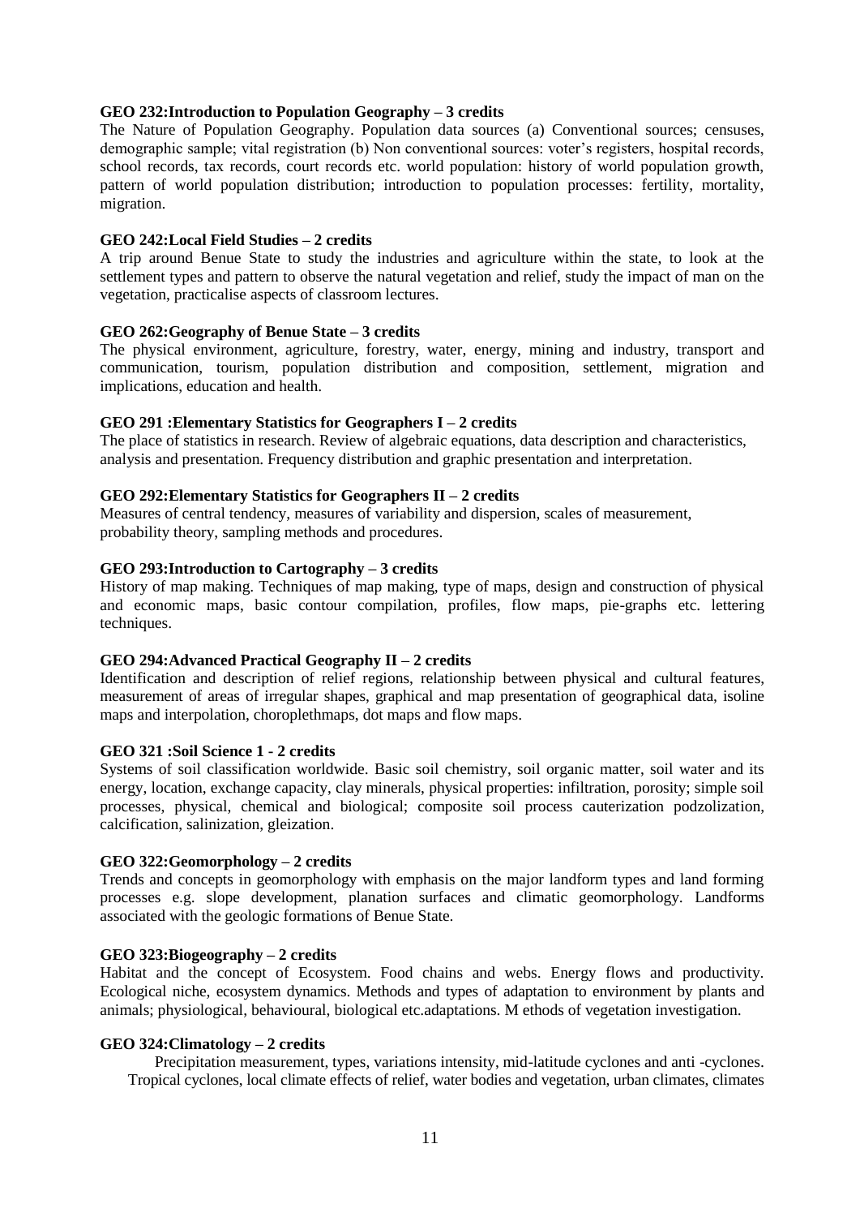**GEO 232:Introduction to Population Geography – 3 credits**

The Nature of Population Geography. Population data sources (a) Conventional sources; censuses, demographic sample; vital registration (b) Non conventional sources: voter's registers, hospital records, school records, tax records, court records etc. world population: history of world population growth, pattern of world population distribution; introduction to population processes: fertility, mortality, migration.

**GEO 242:Local Field Studies – 2 credits**

A trip around Benue State to study the industries and agriculture within the state, to look at the settlement types and pattern to observe the natural vegetation and relief, study the impact of man on the vegetation, practicalise aspects of classroom lectures.

**GEO 262:Geography of Benue State – 3 credits**

The physical environment, agriculture, forestry, water, energy, mining and industry, transport and communication, tourism, population distribution and composition, settlement, migration and implications, education and health.

**GEO 291 :Elementary Statistics for Geographers I – 2 credits**

The place of statistics in research. Review of algebraic equations, data description and characteristics, analysis and presentation. Frequency distribution and graphic presentation and interpretation.

**GEO 292:Elementary Statistics for Geographers II – 2 credits**

Measures of central tendency, measures of variability and dispersion, scales of measurement, probability theory, sampling methods and procedures.

**GEO 293:Introduction to Cartography – 3 credits**

History of map making. Techniques of map making, type of maps, design and construction of physical and economic maps, basic contour compilation, profiles, flow maps, pie-graphs etc. lettering techniques.

**GEO 294:Advanced Practical Geography II – 2 credits**

Identification and description of relief regions, relationship between physical and cultural features, measurement of areas of irregular shapes, graphical and map presentation of geographical data, isoline maps and interpolation, choroplethmaps, dot maps and flow maps.

**GEO 321 :Soil Science 1 - 2 credits**

Systems of soil classification worldwide. Basic soil chemistry, soil organic matter, soil water and its energy, location, exchange capacity, clay minerals, physical properties: infiltration, porosity; simple soil processes, physical, chemical and biological; composite soil process cauterization podzolization, calcification, salinization, gleization.

**GEO 322:Geomorphology – 2 credits**

Trends and concepts in geomorphology with emphasis on the major landform types and land forming processes e.g. slope development, planation surfaces and climatic geomorphology. Landforms associated with the geologic formations of Benue State.

**GEO 323:Biogeography – 2 credits**

Habitat and the concept of Ecosystem. Food chains and webs. Energy flows and productivity. Ecological niche, ecosystem dynamics. Methods and types of adaptation to environment by plants and animals; physiological, behavioural, biological etc.adaptations. M ethods of vegetation investigation.

**GEO 324:Climatology – 2 credits**

Precipitation measurement, types, variations intensity, mid-latitude cyclones and anti -cyclones. Tropical cyclones, local climate effects of relief, water bodies and vegetation, urban climates, climates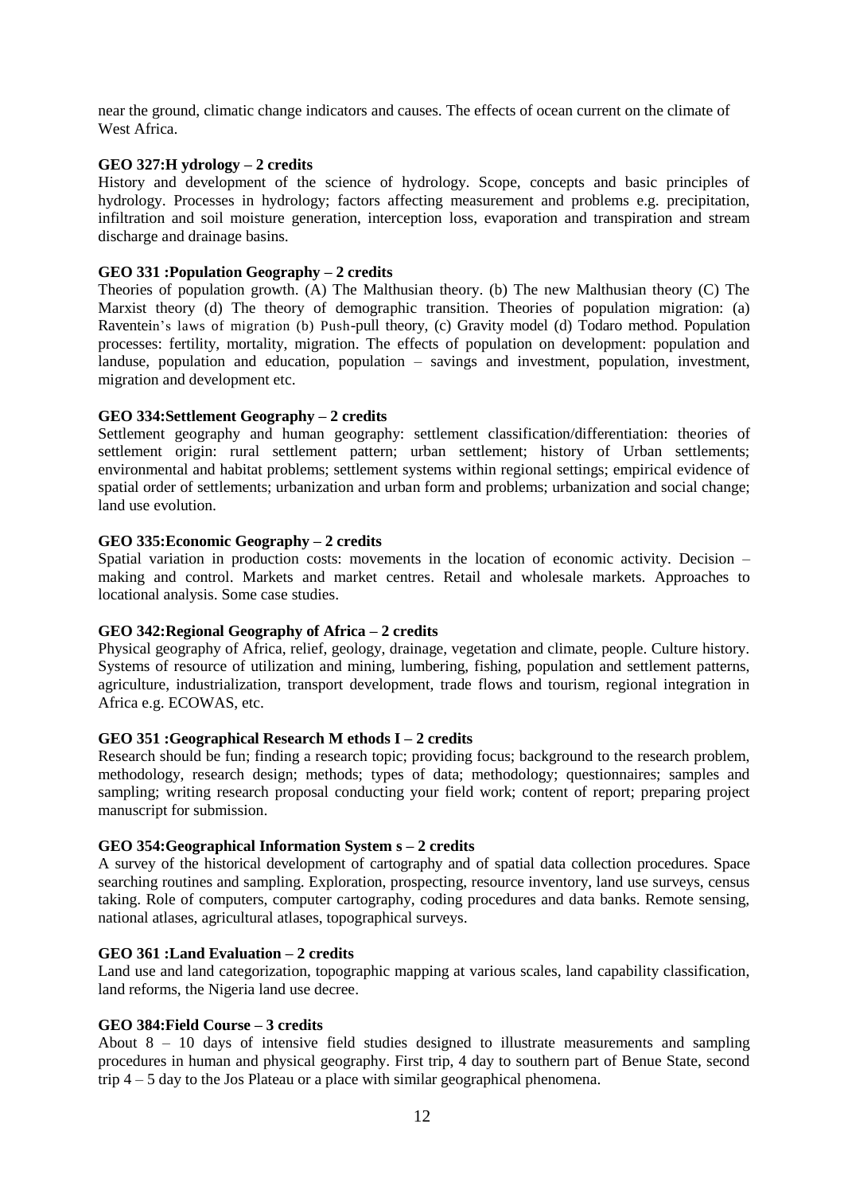near the ground, climatic change indicators and causes. The effects of ocean current on the climate of West Africa.

**GEO 327:H ydrology – 2 credits**

History and development of the science of hydrology. Scope, concepts and basic principles of hydrology. Processes in hydrology; factors affecting measurement and problems e.g. precipitation, infiltration and soil moisture generation, interception loss, evaporation and transpiration and stream discharge and drainage basins.

**GEO 331 :Population Geography – 2 credits**

Theories of population growth. (A) The Malthusian theory. (b) The new Malthusian theory (C) The Marxist theory (d) The theory of demographic transition. Theories of population migration: (a) Raventein's laws of migration (b) Push-pull theory, (c) Gravity model (d) Todaro method. Population processes: fertility, mortality, migration. The effects of population on development: population and landuse, population and education, population – savings and investment, population, investment, migration and development etc.

**GEO 334:Settlement Geography – 2 credits**

Settlement geography and human geography: settlement classification/differentiation: theories of settlement origin: rural settlement pattern; urban settlement; history of Urban settlements; environmental and habitat problems; settlement systems within regional settings; empirical evidence of spatial order of settlements; urbanization and urban form and problems; urbanization and social change; land use evolution.

**GEO 335:Economic Geography – 2 credits**

Spatial variation in production costs: movements in the location of economic activity. Decision – making and control. Markets and market centres. Retail and wholesale markets. Approaches to locational analysis. Some case studies.

**GEO 342:Regional Geography of Africa – 2 credits**

Physical geography of Africa, relief, geology, drainage, vegetation and climate, people. Culture history. Systems of resource of utilization and mining, lumbering, fishing, population and settlement patterns, agriculture, industrialization, transport development, trade flows and tourism, regional integration in Africa e.g. ECOWAS, etc.

**GEO 351 :Geographical Research M ethods I – 2 credits**

Research should be fun; finding a research topic; providing focus; background to the research problem, methodology, research design; methods; types of data; methodology; questionnaires; samples and sampling; writing research proposal conducting your field work; content of report; preparing project manuscript for submission.

**GEO 354:Geographical Information System s – 2 credits**

A survey of the historical development of cartography and of spatial data collection procedures. Space searching routines and sampling. Exploration, prospecting, resource inventory, land use surveys, census taking. Role of computers, computer cartography, coding procedures and data banks. Remote sensing, national atlases, agricultural atlases, topographical surveys.

**GEO 361 :Land Evaluation – 2 credits**

Land use and land categorization, topographic mapping at various scales, land capability classification, land reforms, the Nigeria land use decree.

**GEO 384:Field Course – 3 credits**

About 8 – 10 days of intensive field studies designed to illustrate measurements and sampling procedures in human and physical geography. First trip, 4 day to southern part of Benue State, second trip 4 – 5 day to the Jos Plateau or a place with similar geographical phenomena.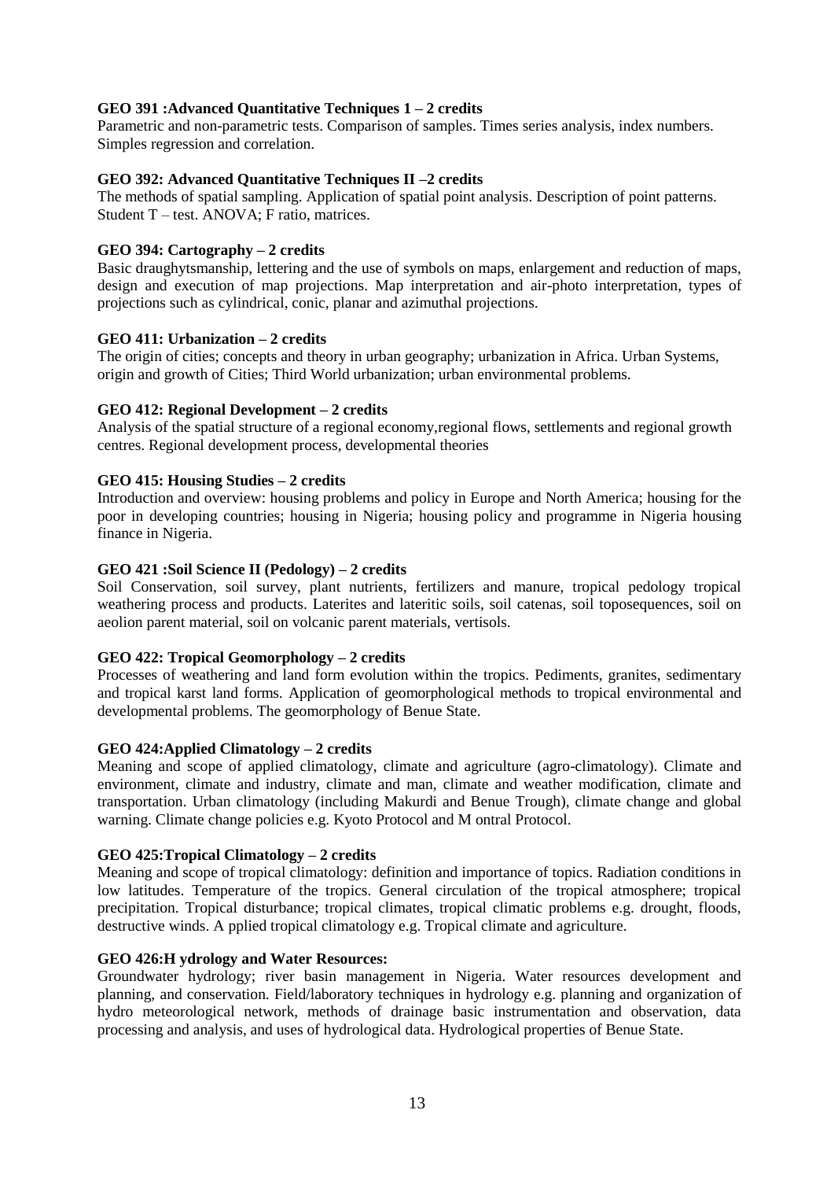**GEO 391 :Advanced Quantitative Techniques 1 – 2 credits**

Parametric and non-parametric tests. Comparison of samples. Times series analysis, index numbers. Simples regression and correlation.

**GEO 392: Advanced Quantitative Techniques II –2 credits**

The methods of spatial sampling. Application of spatial point analysis. Description of point patterns. Student T – test. ANOVA; F ratio, matrices.

**GEO 394: Cartography – 2 credits**

Basic draughytsmanship, lettering and the use of symbols on maps, enlargement and reduction of maps, design and execution of map projections. Map interpretation and air-photo interpretation, types of projections such as cylindrical, conic, planar and azimuthal projections.

**GEO 411: Urbanization – 2 credits**

The origin of cities; concepts and theory in urban geography; urbanization in Africa. Urban Systems, origin and growth of Cities; Third World urbanization; urban environmental problems.

**GEO 412: Regional Development – 2 credits**

Analysis of the spatial structure of a regional economy,regional flows, settlements and regional growth centres. Regional development process, developmental theories

**GEO 415: Housing Studies – 2 credits**

Introduction and overview: housing problems and policy in Europe and North America; housing for the poor in developing countries; housing in Nigeria; housing policy and programme in Nigeria housing finance in Nigeria.

**GEO 421 :Soil Science II (Pedology) – 2 credits**

Soil Conservation, soil survey, plant nutrients, fertilizers and manure, tropical pedology tropical weathering process and products. Laterites and lateritic soils, soil catenas, soil toposequences, soil on aeolion parent material, soil on volcanic parent materials, vertisols.

**GEO 422: Tropical Geomorphology – 2 credits**

Processes of weathering and land form evolution within the tropics. Pediments, granites, sedimentary and tropical karst land forms. Application of geomorphological methods to tropical environmental and developmental problems. The geomorphology of Benue State.

**GEO 424:Applied Climatology – 2 credits**

Meaning and scope of applied climatology, climate and agriculture (agro-climatology). Climate and environment, climate and industry, climate and man, climate and weather modification, climate and transportation. Urban climatology (including Makurdi and Benue Trough), climate change and global warning. Climate change policies e.g. Kyoto Protocol and M ontral Protocol.

**GEO 425:Tropical Climatology – 2 credits**

Meaning and scope of tropical climatology: definition and importance of topics. Radiation conditions in low latitudes. Temperature of the tropics. General circulation of the tropical atmosphere; tropical precipitation. Tropical disturbance; tropical climates, tropical climatic problems e.g. drought, floods, destructive winds. A pplied tropical climatology e.g. Tropical climate and agriculture.

**GEO 426:H ydrology and Water Resources:**

Groundwater hydrology; river basin management in Nigeria. Water resources development and planning, and conservation. Field/laboratory techniques in hydrology e.g. planning and organization of hydro meteorological network, methods of drainage basic instrumentation and observation, data processing and analysis, and uses of hydrological data. Hydrological properties of Benue State.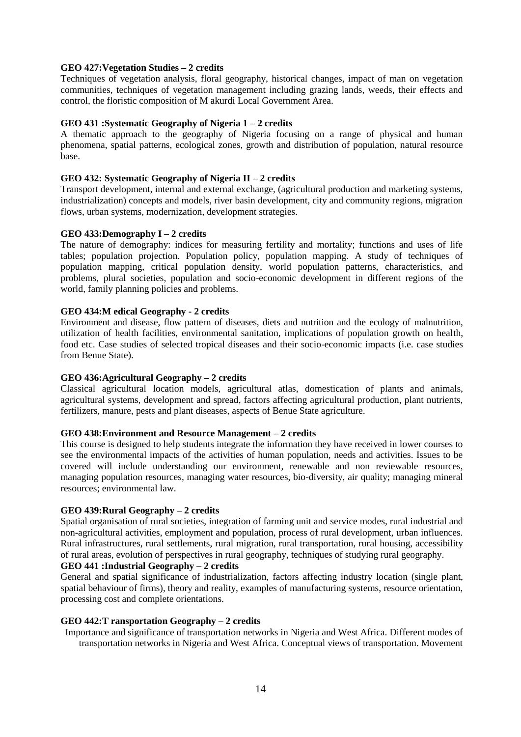**GEO 427:Vegetation Studies – 2 credits**

Techniques of vegetation analysis, floral geography, historical changes, impact of man on vegetation communities, techniques of vegetation management including grazing lands, weeds, their effects and control, the floristic composition of M akurdi Local Government Area.

**GEO 431 :Systematic Geography of Nigeria 1 – 2 credits**

A thematic approach to the geography of Nigeria focusing on a range of physical and human phenomena, spatial patterns, ecological zones, growth and distribution of population, natural resource base.

**GEO 432: Systematic Geography of Nigeria II – 2 credits**

Transport development, internal and external exchange, (agricultural production and marketing systems, industrialization) concepts and models, river basin development, city and community regions, migration flows, urban systems, modernization, development strategies.

**GEO 433:Demography I – 2 credits**

The nature of demography: indices for measuring fertility and mortality; functions and uses of life tables; population projection. Population policy, population mapping. A study of techniques of population mapping, critical population density, world population patterns, characteristics, and problems, plural societies, population and socio-economic development in different regions of the world, family planning policies and problems.

**GEO 434:M edical Geography - 2 credits**

Environment and disease, flow pattern of diseases, diets and nutrition and the ecology of malnutrition, utilization of health facilities, environmental sanitation, implications of population growth on health, food etc. Case studies of selected tropical diseases and their socio-economic impacts (i.e. case studies from Benue State).

**GEO 436:Agricultural Geography – 2 credits**

Classical agricultural location models, agricultural atlas, domestication of plants and animals, agricultural systems, development and spread, factors affecting agricultural production, plant nutrients, fertilizers, manure, pests and plant diseases, aspects of Benue State agriculture.

**GEO 438:Environment and Resource Management – 2 credits**

This course is designed to help students integrate the information they have received in lower courses to see the environmental impacts of the activities of human population, needs and activities. Issues to be covered will include understanding our environment, renewable and non reviewable resources, managing population resources, managing water resources, bio-diversity, air quality; managing mineral resources; environmental law.

**GEO 439:Rural Geography – 2 credits**

Spatial organisation of rural societies, integration of farming unit and service modes, rural industrial and non-agricultural activities, employment and population, process of rural development, urban influences. Rural infrastructures, rural settlements, rural migration, rural transportation, rural housing, accessibility of rural areas, evolution of perspectives in rural geography, techniques of studying rural geography.

**GEO 441 :Industrial Geography – 2 credits**

General and spatial significance of industrialization, factors affecting industry location (single plant, spatial behaviour of firms), theory and reality, examples of manufacturing systems, resource orientation, processing cost and complete orientations.

**GEO 442:T ransportation Geography – 2 credits**

Importance and significance of transportation networks in Nigeria and West Africa. Different modes of transportation networks in Nigeria and West Africa. Conceptual views of transportation. Movement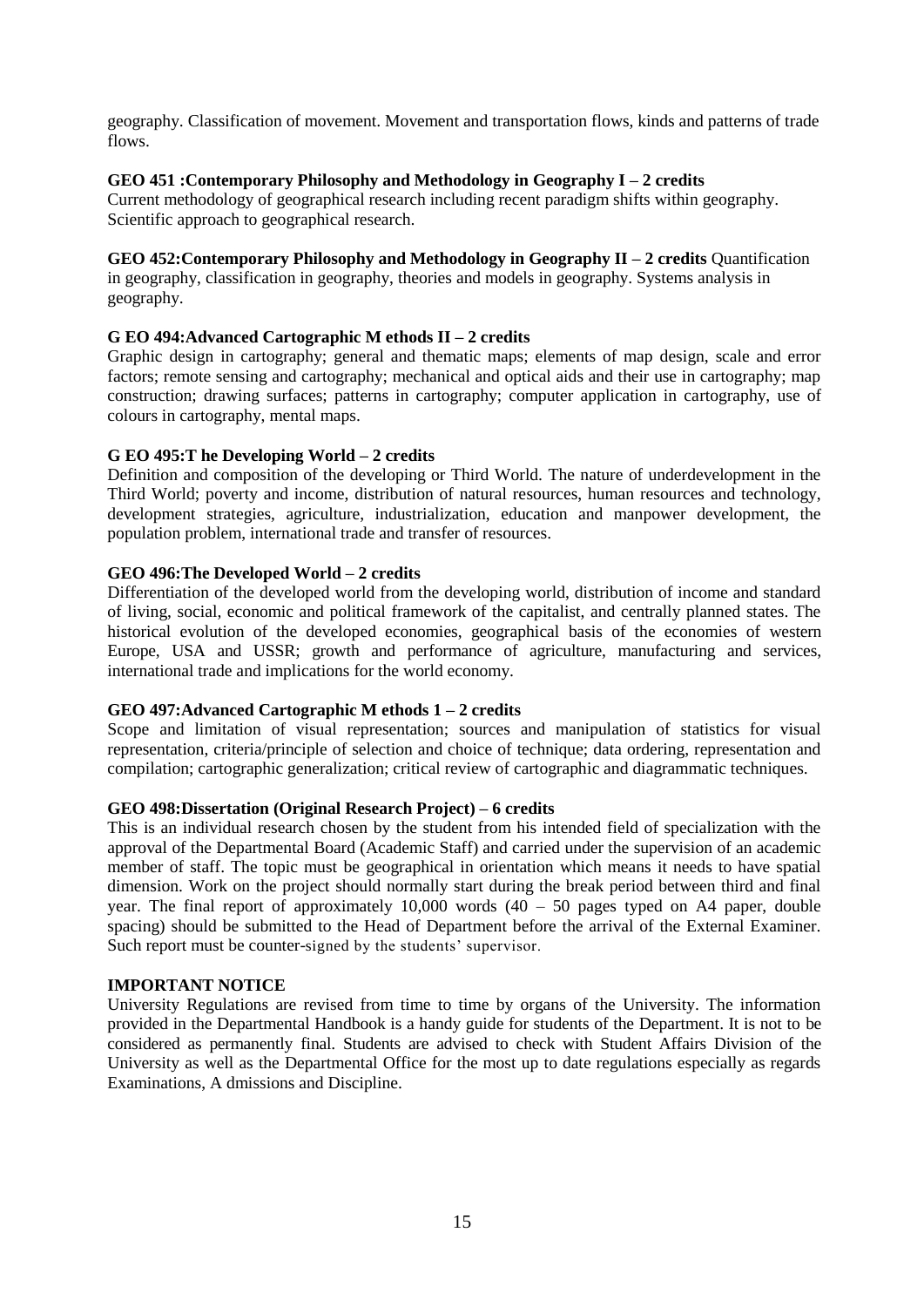geography. Classification of movement. Movement and transportation flows, kinds and patterns of trade flows.

**GEO 451 :Contemporary Philosophy and Methodology in Geography I – 2 credits**
Current methodology of geographical research including recent paradigm shifts within geography. Scientific approach to geographical research.

**GEO 452:Contemporary Philosophy and Methodology in Geography II – 2 credits** Quantification in geography, classification in geography, theories and models in geography. Systems analysis in geography.

**G EO 494:Advanced Cartographic M ethods II – 2 credits**
Graphic design in cartography; general and thematic maps; elements of map design, scale and error factors; remote sensing and cartography; mechanical and optical aids and their use in cartography; map construction; drawing surfaces; patterns in cartography; computer application in cartography, use of colours in cartography, mental maps.

**G EO 495:T he Developing World – 2 credits**
Definition and composition of the developing or Third World. The nature of underdevelopment in the Third World; poverty and income, distribution of natural resources, human resources and technology, development strategies, agriculture, industrialization, education and manpower development, the population problem, international trade and transfer of resources.

**GEO 496:The Developed World – 2 credits**
Differentiation of the developed world from the developing world, distribution of income and standard of living, social, economic and political framework of the capitalist, and centrally planned states. The historical evolution of the developed economies, geographical basis of the economies of western Europe, USA and USSR; growth and performance of agriculture, manufacturing and services, international trade and implications for the world economy.

**GEO 497:Advanced Cartographic M ethods 1 – 2 credits**
Scope and limitation of visual representation; sources and manipulation of statistics for visual representation, criteria/principle of selection and choice of technique; data ordering, representation and compilation; cartographic generalization; critical review of cartographic and diagrammatic techniques.

**GEO 498:Dissertation (Original Research Project) – 6 credits**
This is an individual research chosen by the student from his intended field of specialization with the approval of the Departmental Board (Academic Staff) and carried under the supervision of an academic member of staff. The topic must be geographical in orientation which means it needs to have spatial dimension. Work on the project should normally start during the break period between third and final year. The final report of approximately 10,000 words (40 – 50 pages typed on A4 paper, double spacing) should be submitted to the Head of Department before the arrival of the External Examiner. Such report must be counter-signed by the students' supervisor.

**IMPORTANT NOTICE**
University Regulations are revised from time to time by organs of the University. The information provided in the Departmental Handbook is a handy guide for students of the Department. It is not to be considered as permanently final. Students are advised to check with Student Affairs Division of the University as well as the Departmental Office for the most up to date regulations especially as regards Examinations, A dmissions and Discipline.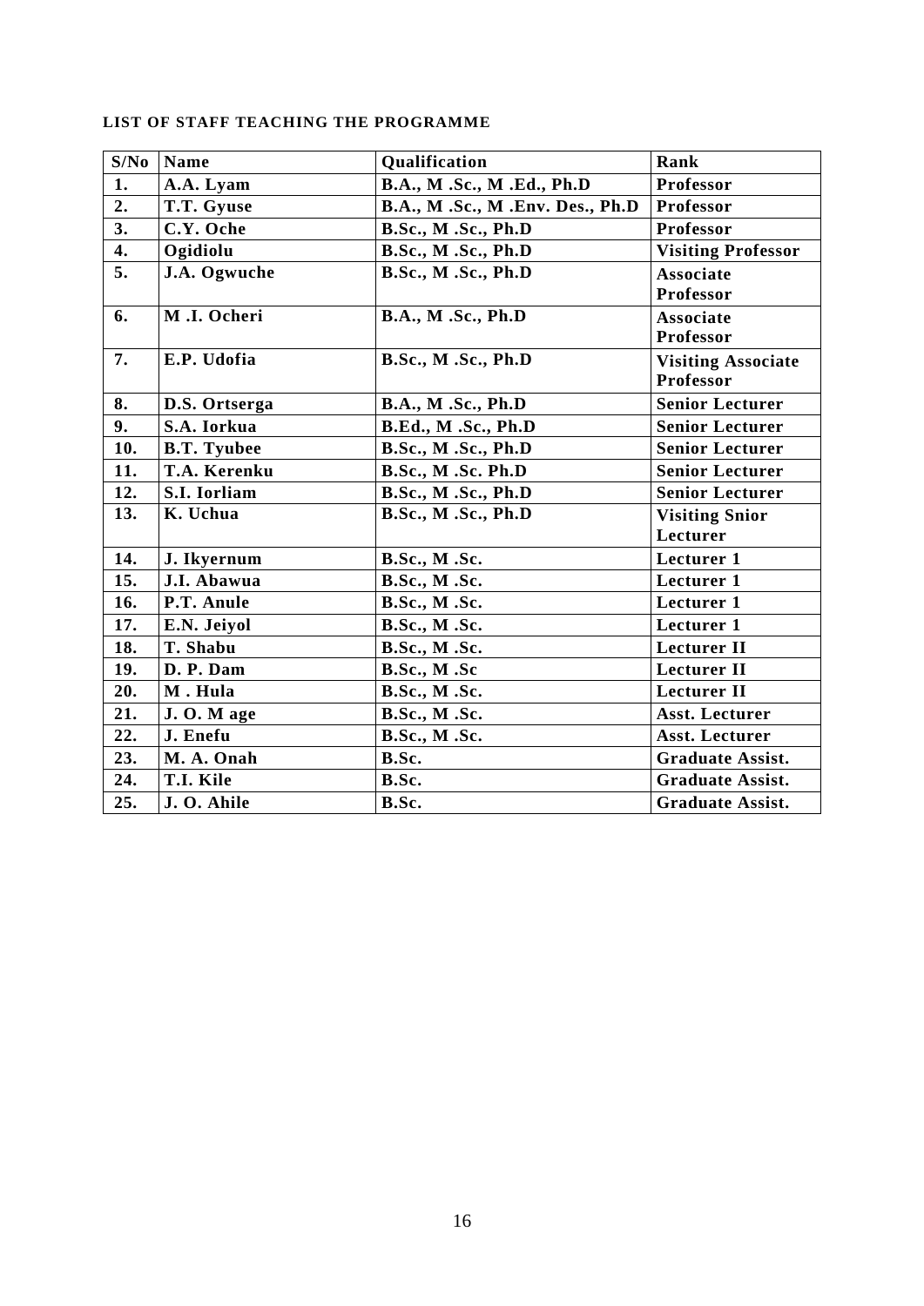**LIST OF STAFF TEACHING THE PROGRAMME**

| S/No | Name | Qualification | Rank |
|---|---|---|---|
| 1. | A.A. Lyam | B.A., M .Sc., M .Ed., Ph.D | Professor |
| 2. | T.T. Gyuse | B.A., M .Sc., M .Env. Des., Ph.D | Professor |
| 3. | C.Y. Oche | B.Sc., M .Sc., Ph.D | Professor |
| 4. | Ogidiolu | B.Sc., M .Sc., Ph.D | Visiting Professor |
| 5. | J.A. Ogwuche | B.Sc., M .Sc., Ph.D | Associate Professor |
| 6. | M .I. Ocheri | B.A., M .Sc., Ph.D | Associate Professor |
| 7. | E.P. Udofia | B.Sc., M .Sc., Ph.D | Visiting Associate Professor |
| 8. | D.S. Ortserga | B.A., M .Sc., Ph.D | Senior Lecturer |
| 9. | S.A. Iorkua | B.Ed., M .Sc., Ph.D | Senior Lecturer |
| 10. | B.T. Tyubee | B.Sc., M .Sc., Ph.D | Senior Lecturer |
| 11. | T.A. Kerenku | B.Sc., M .Sc. Ph.D | Senior Lecturer |
| 12. | S.I. Iorliam | B.Sc., M .Sc., Ph.D | Senior Lecturer |
| 13. | K. Uchua | B.Sc., M .Sc., Ph.D | Visiting Snior Lecturer |
| 14. | J. Ikyernum | B.Sc., M .Sc. | Lecturer 1 |
| 15. | J.I. Abawua | B.Sc., M .Sc. | Lecturer 1 |
| 16. | P.T. Anule | B.Sc., M .Sc. | Lecturer 1 |
| 17. | E.N. Jeiyol | B.Sc., M .Sc. | Lecturer 1 |
| 18. | T. Shabu | B.Sc., M .Sc. | Lecturer II |
| 19. | D. P. Dam | B.Sc., M .Sc | Lecturer II |
| 20. | M . Hula | B.Sc., M .Sc. | Lecturer II |
| 21. | J. O. M age | B.Sc., M .Sc. | Asst. Lecturer |
| 22. | J. Enefu | B.Sc., M .Sc. | Asst. Lecturer |
| 23. | M. A. Onah | B.Sc. | Graduate Assist. |
| 24. | T.I. Kile | B.Sc. | Graduate Assist. |
| 25. | J. O. Ahile | B.Sc. | Graduate Assist. |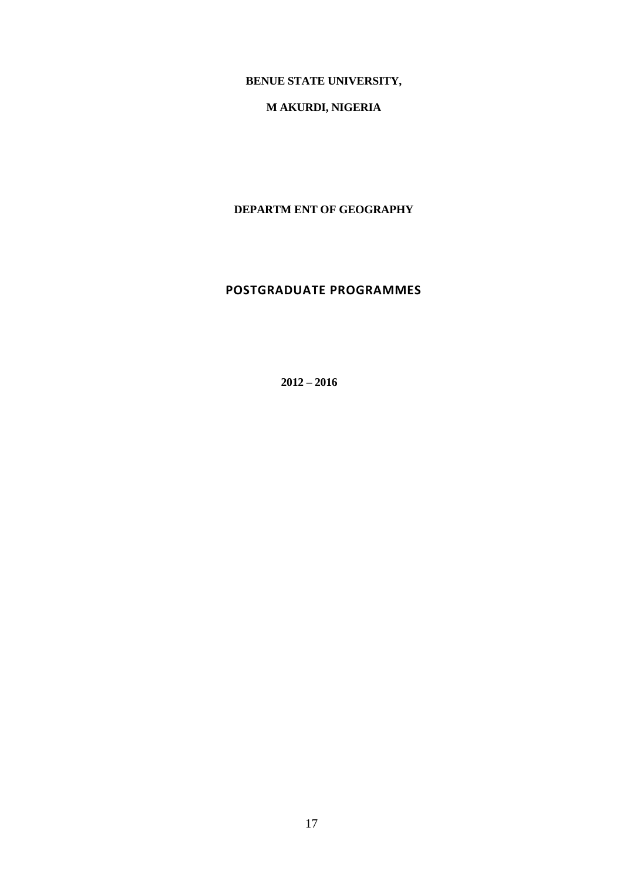**BENUE STATE UNIVERSITY,**

**M AKURDI, NIGERIA**

**DEPARTM ENT OF GEOGRAPHY**

## POSTGRADUATE PROGRAMMES

**2012 – 2016**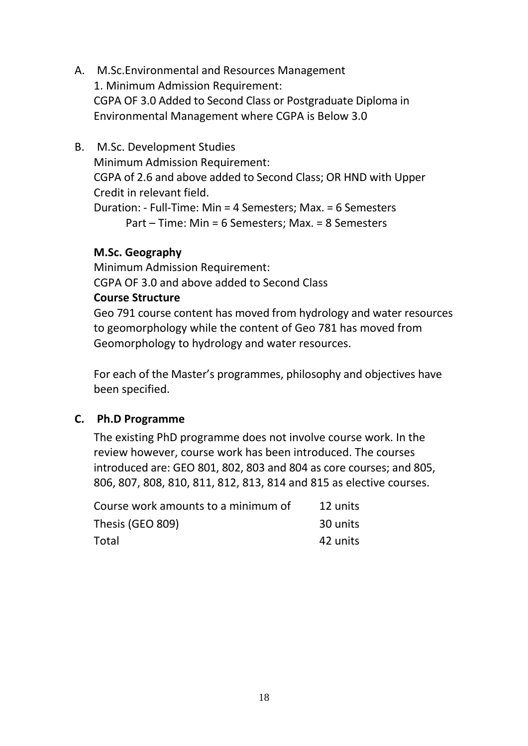A. M.Sc.Environmental and Resources Management

1. Minimum Admission Requirement:
CGPA OF 3.0 Added to Second Class or Postgraduate Diploma in Environmental Management where CGPA is Below 3.0

B. M.Sc. Development Studies

Minimum Admission Requirement:
CGPA of 2.6 and above added to Second Class; OR HND with Upper Credit in relevant field.
Duration: - Full-Time: Min = 4 Semesters; Max. = 6 Semesters
Part – Time: Min = 6 Semesters; Max. = 8 Semesters

**M.Sc. Geography**

Minimum Admission Requirement:
CGPA OF 3.0 and above added to Second Class

**Course Structure**

Geo 791 course content has moved from hydrology and water resources to geomorphology while the content of Geo 781 has moved from Geomorphology to hydrology and water resources.

For each of the Master's programmes, philosophy and objectives have been specified.

**C. Ph.D Programme**

The existing PhD programme does not involve course work. In the review however, course work has been introduced. The courses introduced are: GEO 801, 802, 803 and 804 as core courses; and 805, 806, 807, 808, 810, 811, 812, 813, 814 and 815 as elective courses.

| | |
|---|---|
| Course work amounts to a minimum of | 12 units |
| Thesis (GEO 809) | 30 units |
| Total | 42 units |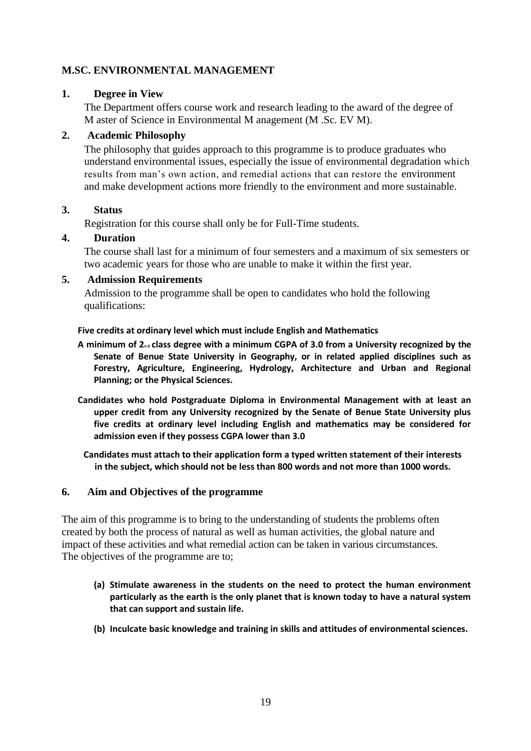## M.SC. ENVIRONMENTAL MANAGEMENT

### 1. Degree in View

The Department offers course work and research leading to the award of the degree of M aster of Science in Environmental M anagement (M .Sc. EV M).

### 2. Academic Philosophy

The philosophy that guides approach to this programme is to produce graduates who understand environmental issues, especially the issue of environmental degradation which results from man's own action, and remedial actions that can restore the environment and make development actions more friendly to the environment and more sustainable.

### 3. Status

Registration for this course shall only be for Full-Time students.

### 4. Duration

The course shall last for a minimum of four semesters and a maximum of six semesters or two academic years for those who are unable to make it within the first year.

### 5. Admission Requirements

Admission to the programme shall be open to candidates who hold the following qualifications:

**Five credits at ordinary level which must include English and Mathematics**

**A minimum of 2nd class degree with a minimum CGPA of 3.0 from a University recognized by the Senate of Benue State University in Geography, or in related applied disciplines such as Forestry, Agriculture, Engineering, Hydrology, Architecture and Urban and Regional Planning; or the Physical Sciences.**

**Candidates who hold Postgraduate Diploma in Environmental Management with at least an upper credit from any University recognized by the Senate of Benue State University plus five credits at ordinary level including English and mathematics may be considered for admission even if they possess CGPA lower than 3.0**

**Candidates must attach to their application form a typed written statement of their interests in the subject, which should not be less than 800 words and not more than 1000 words.**

### 6. Aim and Objectives of the programme

The aim of this programme is to bring to the understanding of students the problems often created by both the process of natural as well as human activities, the global nature and impact of these activities and what remedial action can be taken in various circumstances. The objectives of the programme are to;

- **(a) Stimulate awareness in the students on the need to protect the human environment particularly as the earth is the only planet that is known today to have a natural system that can support and sustain life.**
- **(b) Inculcate basic knowledge and training in skills and attitudes of environmental sciences.**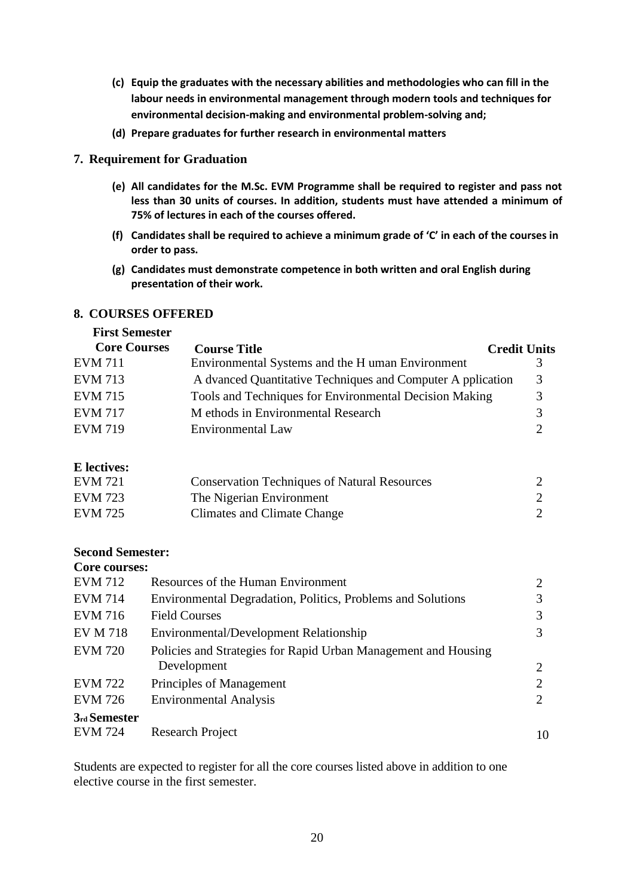- **(c) Equip the graduates with the necessary abilities and methodologies who can fill in the labour needs in environmental management through modern tools and techniques for environmental decision-making and environmental problem-solving and;**
- **(d) Prepare graduates for further research in environmental matters**

## 7. Requirement for Graduation

- **(e) All candidates for the M.Sc. EVM Programme shall be required to register and pass not less than 30 units of courses. In addition, students must have attended a minimum of 75% of lectures in each of the courses offered.**
- **(f) Candidates shall be required to achieve a minimum grade of 'C' in each of the courses in order to pass.**
- **(g) Candidates must demonstrate competence in both written and oral English during presentation of their work.**

## 8. COURSES OFFERED

**First Semester**

| Core Courses | Course Title | Credit Units |
|---|---|---|
| EVM 711 | Environmental Systems and the H uman Environment | 3 |
| EVM 713 | A dvanced Quantitative Techniques and Computer A pplication | 3 |
| EVM 715 | Tools and Techniques for Environmental Decision Making | 3 |
| EVM 717 | M ethods in Environmental Research | 3 |
| EVM 719 | Environmental Law | 2 |

**E lectives:**

| | | |
|---|---|---|
| EVM 721 | Conservation Techniques of Natural Resources | 2 |
| EVM 723 | The Nigerian Environment | 2 |
| EVM 725 | Climates and Climate Change | 2 |

**Second Semester:**

**Core courses:**

| | | |
|---|---|---|
| EVM 712 | Resources of the Human Environment | 2 |
| EVM 714 | Environmental Degradation, Politics, Problems and Solutions | 3 |
| EVM 716 | Field Courses | 3 |
| EV M 718 | Environmental/Development Relationship | 3 |
| EVM 720 | Policies and Strategies for Rapid Urban Management and Housing Development | 2 |
| EVM 722 | Principles of Management | 2 |
| EVM 726 | Environmental Analysis | 2 |

**3rd Semester**

| | | |
|---|---|---|
| EVM 724 | Research Project | 10 |

Students are expected to register for all the core courses listed above in addition to one elective course in the first semester.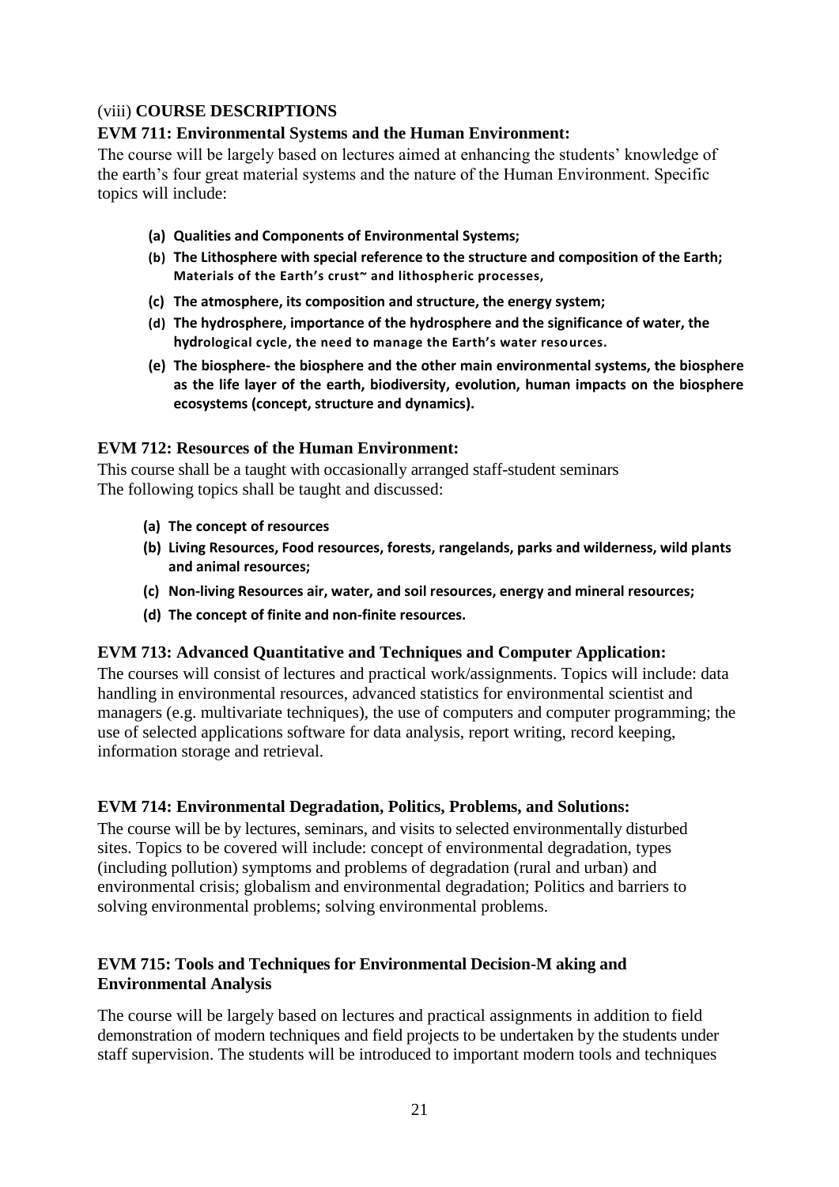(viii) **COURSE DESCRIPTIONS**

**EVM 711: Environmental Systems and the Human Environment:**

The course will be largely based on lectures aimed at enhancing the students' knowledge of the earth's four great material systems and the nature of the Human Environment. Specific topics will include:

- **(a) Qualities and Components of Environmental Systems;**
- **(b) The Lithosphere with special reference to the structure and composition of the Earth; Materials of the Earth's crust~ and lithospheric processes,**
- **(c) The atmosphere, its composition and structure, the energy system;**
- **(d) The hydrosphere, importance of the hydrosphere and the significance of water, the hydrological cycle, the need to manage the Earth's water resources.**
- **(e) The biosphere- the biosphere and the other main environmental systems, the biosphere as the life layer of the earth, biodiversity, evolution, human impacts on the biosphere ecosystems (concept, structure and dynamics).**

**EVM 712: Resources of the Human Environment:**

This course shall be a taught with occasionally arranged staff-student seminars
The following topics shall be taught and discussed:

- **(a) The concept of resources**
- **(b) Living Resources, Food resources, forests, rangelands, parks and wilderness, wild plants and animal resources;**
- **(c) Non-living Resources air, water, and soil resources, energy and mineral resources;**
- **(d) The concept of finite and non-finite resources.**

**EVM 713: Advanced Quantitative and Techniques and Computer Application:**

The courses will consist of lectures and practical work/assignments. Topics will include: data handling in environmental resources, advanced statistics for environmental scientist and managers (e.g. multivariate techniques), the use of computers and computer programming; the use of selected applications software for data analysis, report writing, record keeping, information storage and retrieval.

**EVM 714: Environmental Degradation, Politics, Problems, and Solutions:**

The course will be by lectures, seminars, and visits to selected environmentally disturbed sites. Topics to be covered will include: concept of environmental degradation, types (including pollution) symptoms and problems of degradation (rural and urban) and environmental crisis; globalism and environmental degradation; Politics and barriers to solving environmental problems; solving environmental problems.

**EVM 715: Tools and Techniques for Environmental Decision-M aking and Environmental Analysis**

The course will be largely based on lectures and practical assignments in addition to field demonstration of modern techniques and field projects to be undertaken by the students under staff supervision. The students will be introduced to important modern tools and techniques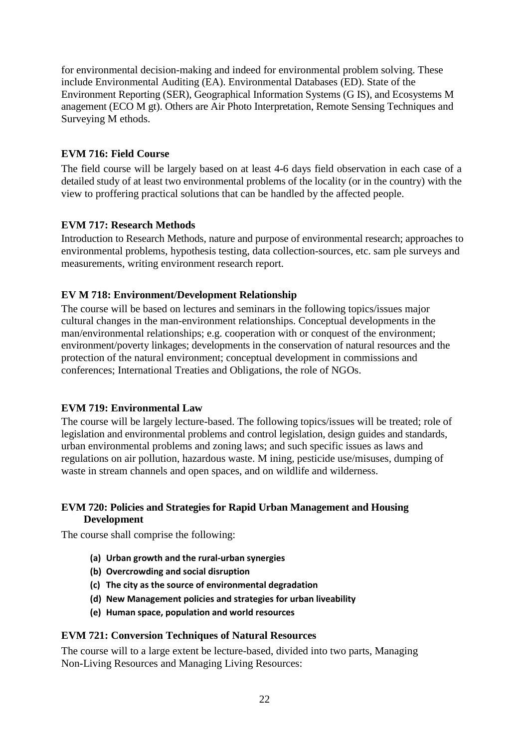for environmental decision-making and indeed for environmental problem solving. These include Environmental Auditing (EA). Environmental Databases (ED). State of the Environment Reporting (SER), Geographical Information Systems (G IS), and Ecosystems M anagement (ECO M gt). Others are Air Photo Interpretation, Remote Sensing Techniques and Surveying M ethods.

**EVM 716: Field Course**

The field course will be largely based on at least 4-6 days field observation in each case of a detailed study of at least two environmental problems of the locality (or in the country) with the view to proffering practical solutions that can be handled by the affected people.

**EVM 717: Research Methods**

Introduction to Research Methods, nature and purpose of environmental research; approaches to environmental problems, hypothesis testing, data collection-sources, etc. sam ple surveys and measurements, writing environment research report.

**EV M 718: Environment/Development Relationship**

The course will be based on lectures and seminars in the following topics/issues major cultural changes in the man-environment relationships. Conceptual developments in the man/environmental relationships; e.g. cooperation with or conquest of the environment; environment/poverty linkages; developments in the conservation of natural resources and the protection of the natural environment; conceptual development in commissions and conferences; International Treaties and Obligations, the role of NGOs.

**EVM 719: Environmental Law**

The course will be largely lecture-based. The following topics/issues will be treated; role of legislation and environmental problems and control legislation, design guides and standards, urban environmental problems and zoning laws; and such specific issues as laws and regulations on air pollution, hazardous waste. M ining, pesticide use/misuses, dumping of waste in stream channels and open spaces, and on wildlife and wilderness.

**EVM 720: Policies and Strategies for Rapid Urban Management and Housing Development**

The course shall comprise the following:

- **(a) Urban growth and the rural-urban synergies**
- **(b) Overcrowding and social disruption**
- **(c) The city as the source of environmental degradation**
- **(d) New Management policies and strategies for urban liveability**
- **(e) Human space, population and world resources**

**EVM 721: Conversion Techniques of Natural Resources**

The course will to a large extent be lecture-based, divided into two parts, Managing Non-Living Resources and Managing Living Resources: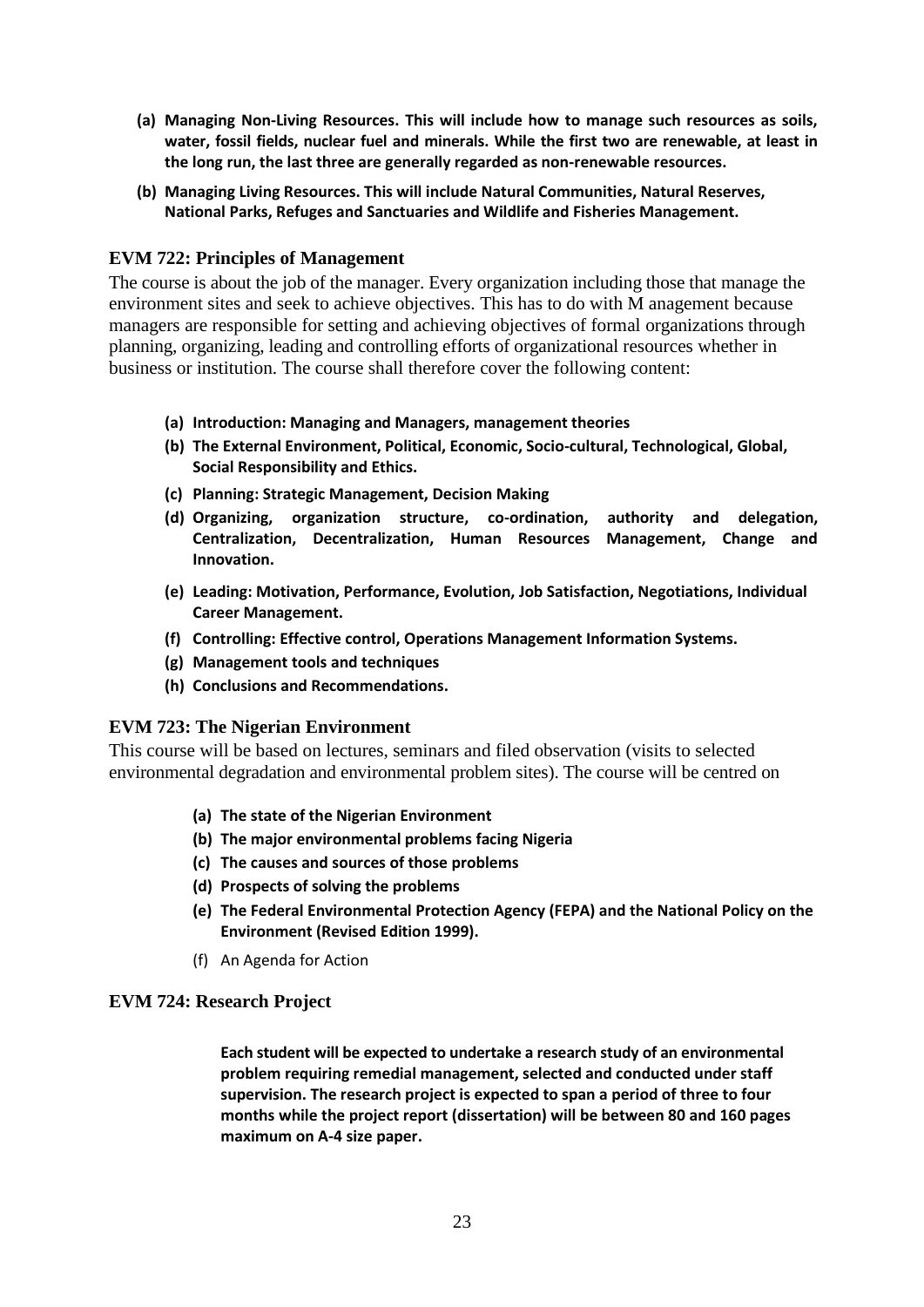**(a) Managing Non-Living Resources. This will include how to manage such resources as soils, water, fossil fields, nuclear fuel and minerals. While the first two are renewable, at least in the long run, the last three are generally regarded as non-renewable resources.**

**(b) Managing Living Resources. This will include Natural Communities, Natural Reserves, National Parks, Refuges and Sanctuaries and Wildlife and Fisheries Management.**

### EVM 722: Principles of Management

The course is about the job of the manager. Every organization including those that manage the environment sites and seek to achieve objectives. This has to do with M anagement because managers are responsible for setting and achieving objectives of formal organizations through planning, organizing, leading and controlling efforts of organizational resources whether in business or institution. The course shall therefore cover the following content:

**(a) Introduction: Managing and Managers, management theories**

**(b) The External Environment, Political, Economic, Socio-cultural, Technological, Global, Social Responsibility and Ethics.**

**(c) Planning: Strategic Management, Decision Making**

**(d) Organizing, organization structure, co-ordination, authority and delegation, Centralization, Decentralization, Human Resources Management, Change and Innovation.**

**(e) Leading: Motivation, Performance, Evolution, Job Satisfaction, Negotiations, Individual Career Management.**

**(f) Controlling: Effective control, Operations Management Information Systems.**

**(g) Management tools and techniques**

**(h) Conclusions and Recommendations.**

### EVM 723: The Nigerian Environment

This course will be based on lectures, seminars and filed observation (visits to selected environmental degradation and environmental problem sites). The course will be centred on

**(a) The state of the Nigerian Environment**

**(b) The major environmental problems facing Nigeria**

**(c) The causes and sources of those problems**

**(d) Prospects of solving the problems**

**(e) The Federal Environmental Protection Agency (FEPA) and the National Policy on the Environment (Revised Edition 1999).**

(f) An Agenda for Action

### EVM 724: Research Project

**Each student will be expected to undertake a research study of an environmental problem requiring remedial management, selected and conducted under staff supervision. The research project is expected to span a period of three to four months while the project report (dissertation) will be between 80 and 160 pages maximum on A-4 size paper.**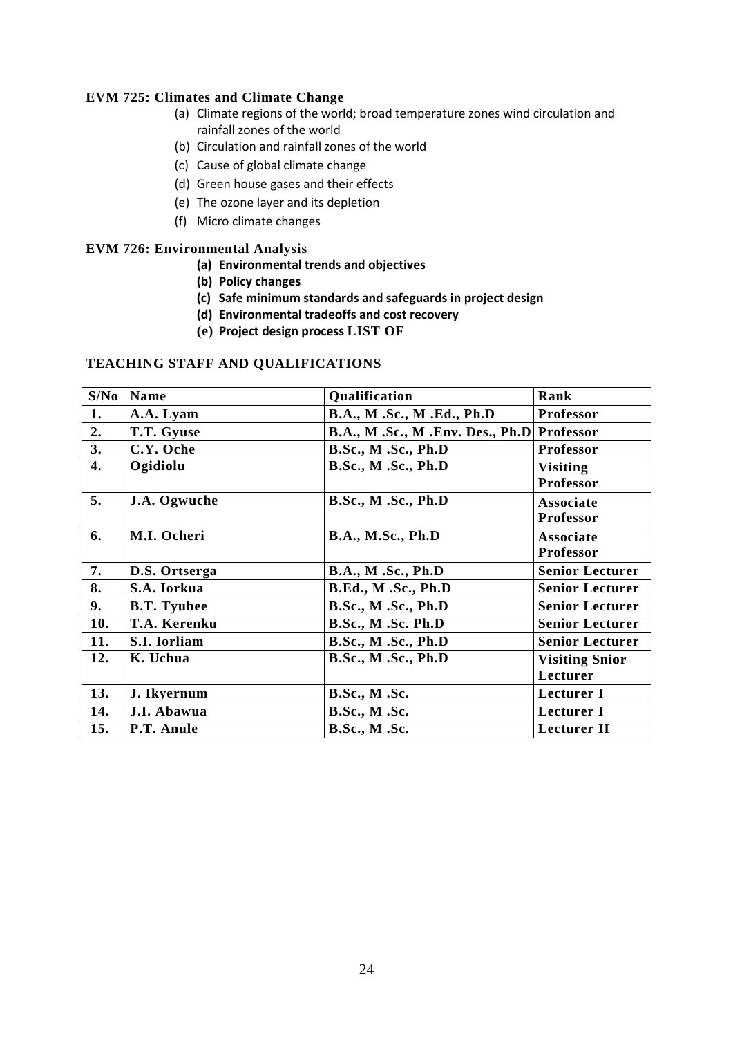**EVM 725: Climates and Climate Change**

(a) Climate regions of the world; broad temperature zones wind circulation and rainfall zones of the world
(b) Circulation and rainfall zones of the world
(c) Cause of global climate change
(d) Green house gases and their effects
(e) The ozone layer and its depletion
(f) Micro climate changes

**EVM 726: Environmental Analysis**

**(a) Environmental trends and objectives**
**(b) Policy changes**
**(c) Safe minimum standards and safeguards in project design**
**(d) Environmental tradeoffs and cost recovery**
**(e) Project design process LIST OF**

**TEACHING STAFF AND QUALIFICATIONS**

| S/No | Name | Qualification | Rank |
|---|---|---|---|
| 1. | A.A. Lyam | B.A., M .Sc., M .Ed., Ph.D | Professor |
| 2. | T.T. Gyuse | B.A., M .Sc., M .Env. Des., Ph.D | Professor |
| 3. | C.Y. Oche | B.Sc., M .Sc., Ph.D | Professor |
| 4. | Ogidiolu | B.Sc., M .Sc., Ph.D | Visiting Professor |
| 5. | J.A. Ogwuche | B.Sc., M .Sc., Ph.D | Associate Professor |
| 6. | M.I. Ocheri | B.A., M.Sc., Ph.D | Associate Professor |
| 7. | D.S. Ortserga | B.A., M .Sc., Ph.D | Senior Lecturer |
| 8. | S.A. Iorkua | B.Ed., M .Sc., Ph.D | Senior Lecturer |
| 9. | B.T. Tyubee | B.Sc., M .Sc., Ph.D | Senior Lecturer |
| 10. | T.A. Kerenku | B.Sc., M .Sc. Ph.D | Senior Lecturer |
| 11. | S.I. Iorliam | B.Sc., M .Sc., Ph.D | Senior Lecturer |
| 12. | K. Uchua | B.Sc., M .Sc., Ph.D | Visiting Snior Lecturer |
| 13. | J. Ikyernum | B.Sc., M .Sc. | Lecturer I |
| 14. | J.I. Abawua | B.Sc., M .Sc. | Lecturer I |
| 15. | P.T. Anule | B.Sc., M .Sc. | Lecturer II |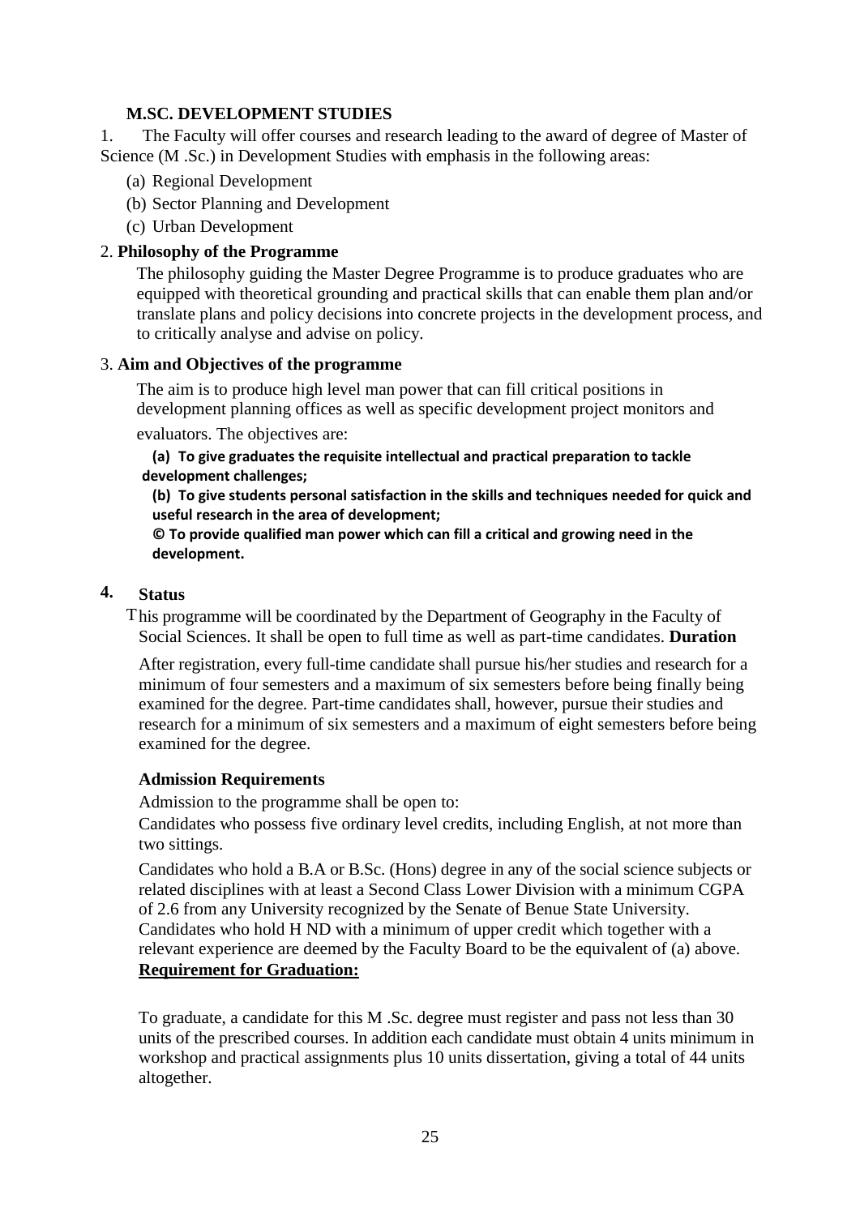## M.SC. DEVELOPMENT STUDIES

1. The Faculty will offer courses and research leading to the award of degree of Master of Science (M .Sc.) in Development Studies with emphasis in the following areas:

    (a) Regional Development

    (b) Sector Planning and Development

    (c) Urban Development

2. **Philosophy of the Programme**

    The philosophy guiding the Master Degree Programme is to produce graduates who are equipped with theoretical grounding and practical skills that can enable them plan and/or translate plans and policy decisions into concrete projects in the development process, and to critically analyse and advise on policy.

3. **Aim and Objectives of the programme**

    The aim is to produce high level man power that can fill critical positions in development planning offices as well as specific development project monitors and evaluators. The objectives are:

    **(a) To give graduates the requisite intellectual and practical preparation to tackle development challenges;**

    **(b) To give students personal satisfaction in the skills and techniques needed for quick and useful research in the area of development;**

    **© To provide qualified man power which can fill a critical and growing need in the development.**

4. **Status**

    This programme will be coordinated by the Department of Geography in the Faculty of Social Sciences. It shall be open to full time as well as part-time candidates. **Duration**

    After registration, every full-time candidate shall pursue his/her studies and research for a minimum of four semesters and a maximum of six semesters before being finally being examined for the degree. Part-time candidates shall, however, pursue their studies and research for a minimum of six semesters and a maximum of eight semesters before being examined for the degree.

    **Admission Requirements**

    Admission to the programme shall be open to:

    Candidates who possess five ordinary level credits, including English, at not more than two sittings.

    Candidates who hold a B.A or B.Sc. (Hons) degree in any of the social science subjects or related disciplines with at least a Second Class Lower Division with a minimum CGPA of 2.6 from any University recognized by the Senate of Benue State University. Candidates who hold H ND with a minimum of upper credit which together with a relevant experience are deemed by the Faculty Board to be the equivalent of (a) above.

    **Requirement for Graduation:**

    To graduate, a candidate for this M .Sc. degree must register and pass not less than 30 units of the prescribed courses. In addition each candidate must obtain 4 units minimum in workshop and practical assignments plus 10 units dissertation, giving a total of 44 units altogether.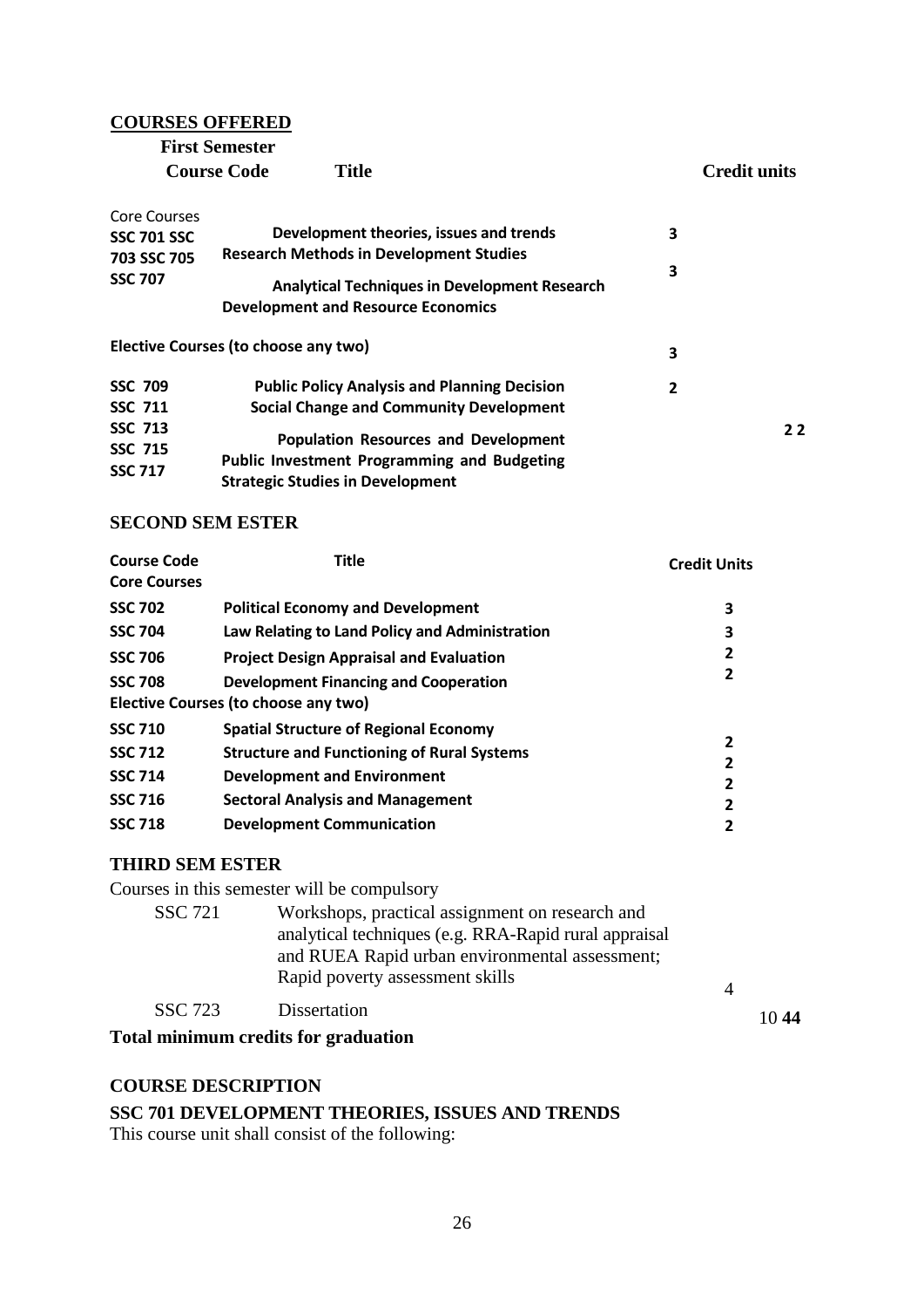## COURSES OFFERED

**First Semester**

| Course Code | Title | Credit units | |
|---|---|---|---|
| Core Courses | | | |
| **SSC 701** | **Development theories, issues and trends** | **3** | |
| **SSC 703** | **Research Methods in Development Studies** | **3** | |
| **SSC 705** | **Analytical Techniques in Development Research** | **3** | |
| **SSC 707** | **Development and Resource Economics** | **2** | |
| **Elective Courses (to choose any two)** | | | |
| **SSC 709** | **Public Policy Analysis and Planning Decision** | | **2 2** |
| **SSC 711** | **Social Change and Community Development** | | |
| **SSC 713** | **Population Resources and Development** | | |
| **SSC 715** | **Public Investment Programming and Budgeting** | | |
| **SSC 717** | **Strategic Studies in Development** | | |

## SECOND SEM ESTER

| Course Code | Title | Credit Units |
|---|---|---|
| **Core Courses** | | |
| **SSC 702** | **Political Economy and Development** | **3** |
| **SSC 704** | **Law Relating to Land Policy and Administration** | **3** |
| **SSC 706** | **Project Design Appraisal and Evaluation** | **2** |
| **SSC 708** | **Development Financing and Cooperation** | **2** |
| **Elective Courses (to choose any two)** | | |
| **SSC 710** | **Spatial Structure of Regional Economy** | **2** |
| **SSC 712** | **Structure and Functioning of Rural Systems** | **2** |
| **SSC 714** | **Development and Environment** | **2** |
| **SSC 716** | **Sectoral Analysis and Management** | **2** |
| **SSC 718** | **Development Communication** | **2** |

## THIRD SEM ESTER

Courses in this semester will be compulsory

| | | | |
|---|---|---|---|
| SSC 721 | Workshops, practical assignment on research and analytical techniques (e.g. RRA-Rapid rural appraisal and RUEA Rapid urban environmental assessment; Rapid poverty assessment skills | 4 | |
| SSC 723 | Dissertation | 10 | **44** |

**Total minimum credits for graduation**

## COURSE DESCRIPTION

### SSC 701 DEVELOPMENT THEORIES, ISSUES AND TRENDS

This course unit shall consist of the following: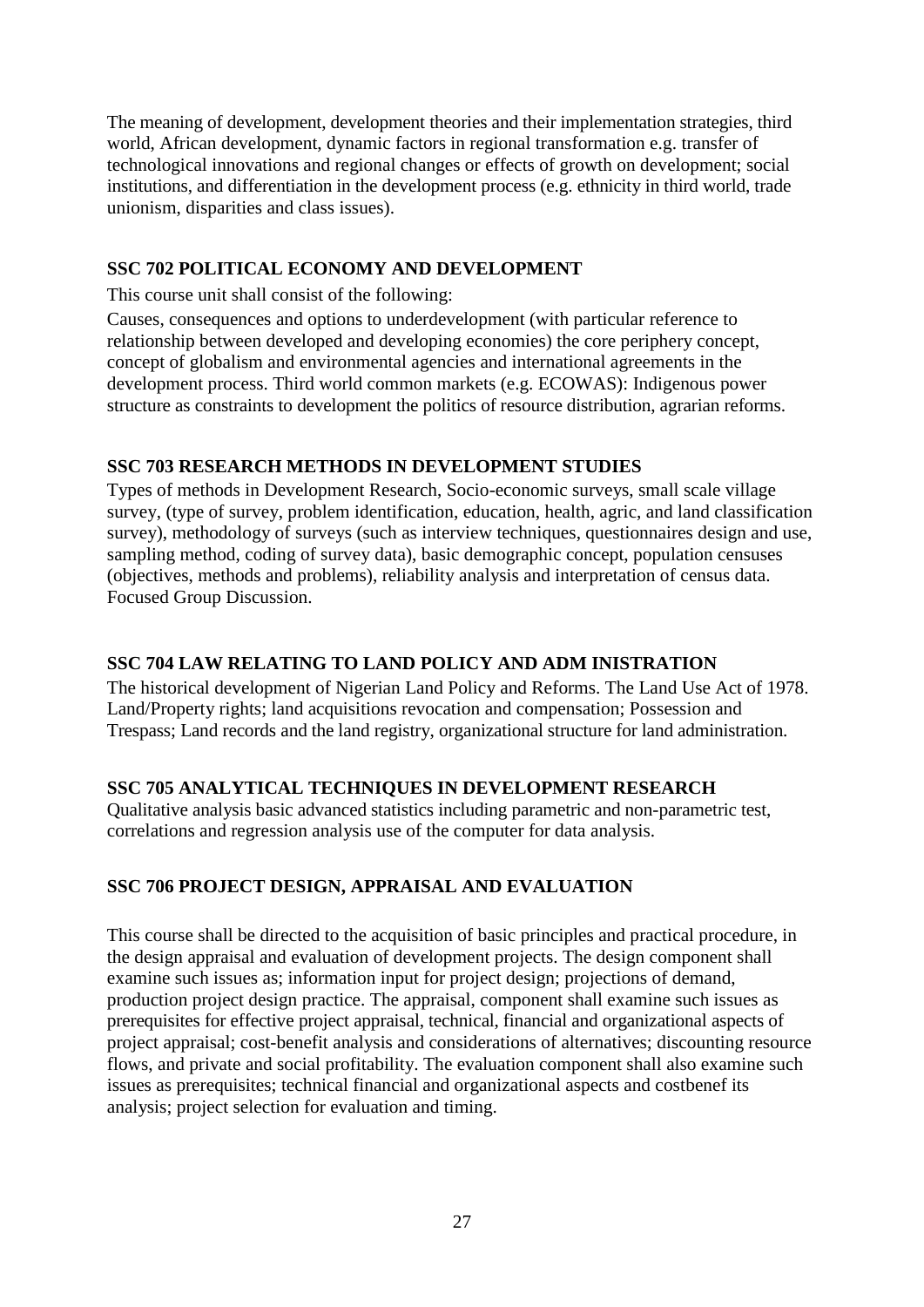The meaning of development, development theories and their implementation strategies, third world, African development, dynamic factors in regional transformation e.g. transfer of technological innovations and regional changes or effects of growth on development; social institutions, and differentiation in the development process (e.g. ethnicity in third world, trade unionism, disparities and class issues).

### SSC 702 POLITICAL ECONOMY AND DEVELOPMENT

This course unit shall consist of the following:

Causes, consequences and options to underdevelopment (with particular reference to relationship between developed and developing economies) the core periphery concept, concept of globalism and environmental agencies and international agreements in the development process. Third world common markets (e.g. ECOWAS): Indigenous power structure as constraints to development the politics of resource distribution, agrarian reforms.

### SSC 703 RESEARCH METHODS IN DEVELOPMENT STUDIES

Types of methods in Development Research, Socio-economic surveys, small scale village survey, (type of survey, problem identification, education, health, agric, and land classification survey), methodology of surveys (such as interview techniques, questionnaires design and use, sampling method, coding of survey data), basic demographic concept, population censuses (objectives, methods and problems), reliability analysis and interpretation of census data. Focused Group Discussion.

### SSC 704 LAW RELATING TO LAND POLICY AND ADM INISTRATION

The historical development of Nigerian Land Policy and Reforms. The Land Use Act of 1978. Land/Property rights; land acquisitions revocation and compensation; Possession and Trespass; Land records and the land registry, organizational structure for land administration.

### SSC 705 ANALYTICAL TECHNIQUES IN DEVELOPMENT RESEARCH

Qualitative analysis basic advanced statistics including parametric and non-parametric test, correlations and regression analysis use of the computer for data analysis.

### SSC 706 PROJECT DESIGN, APPRAISAL AND EVALUATION

This course shall be directed to the acquisition of basic principles and practical procedure, in the design appraisal and evaluation of development projects. The design component shall examine such issues as; information input for project design; projections of demand, production project design practice. The appraisal, component shall examine such issues as prerequisites for effective project appraisal, technical, financial and organizational aspects of project appraisal; cost-benefit analysis and considerations of alternatives; discounting resource flows, and private and social profitability. The evaluation component shall also examine such issues as prerequisites; technical financial and organizational aspects and costbenef its analysis; project selection for evaluation and timing.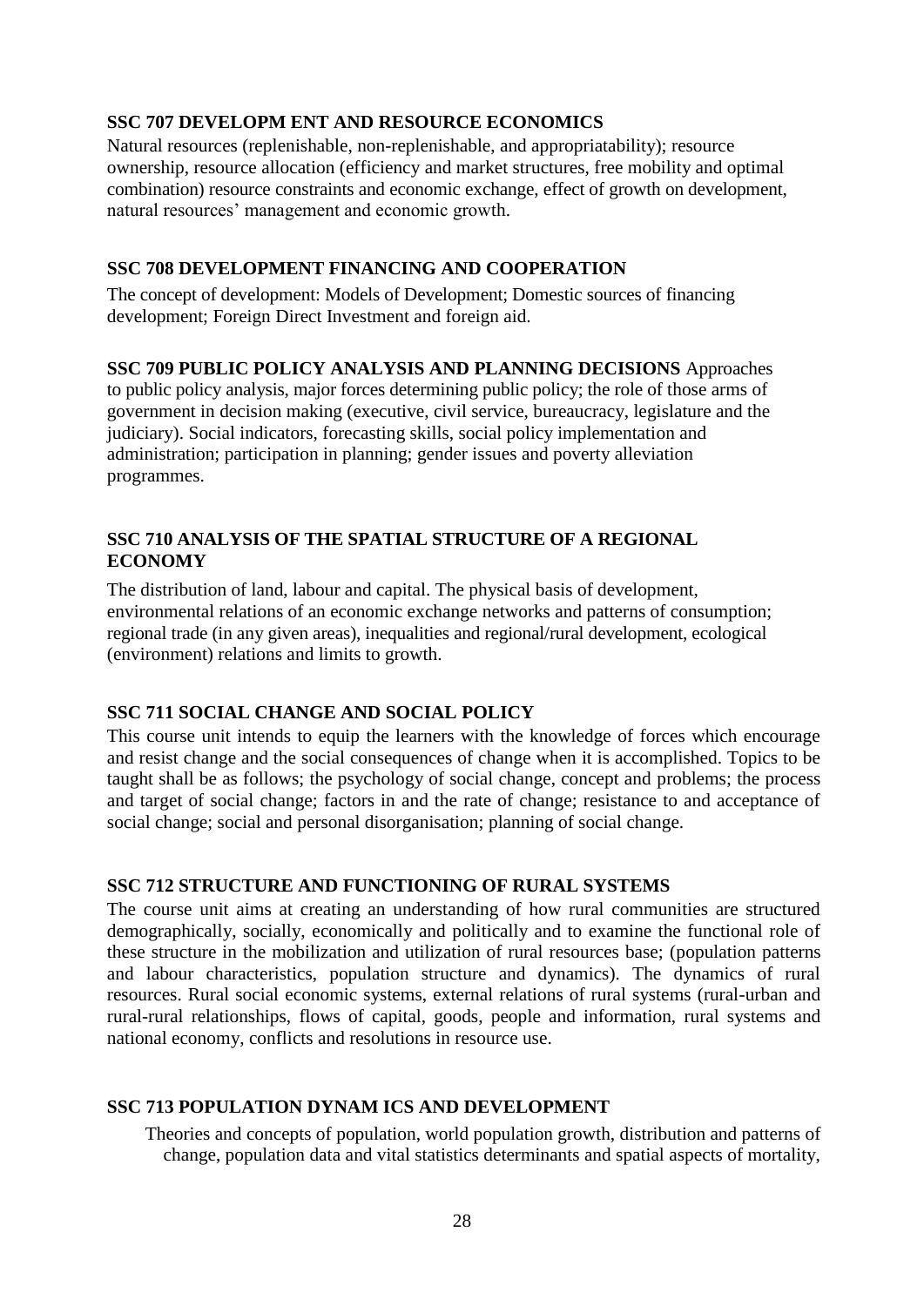**SSC 707 DEVELOPM ENT AND RESOURCE ECONOMICS**

Natural resources (replenishable, non-replenishable, and appropriatability); resource ownership, resource allocation (efficiency and market structures, free mobility and optimal combination) resource constraints and economic exchange, effect of growth on development, natural resources' management and economic growth.

**SSC 708 DEVELOPMENT FINANCING AND COOPERATION**

The concept of development: Models of Development; Domestic sources of financing development; Foreign Direct Investment and foreign aid.

**SSC 709 PUBLIC POLICY ANALYSIS AND PLANNING DECISIONS** Approaches to public policy analysis, major forces determining public policy; the role of those arms of government in decision making (executive, civil service, bureaucracy, legislature and the judiciary). Social indicators, forecasting skills, social policy implementation and administration; participation in planning; gender issues and poverty alleviation programmes.

**SSC 710 ANALYSIS OF THE SPATIAL STRUCTURE OF A REGIONAL ECONOMY**

The distribution of land, labour and capital. The physical basis of development, environmental relations of an economic exchange networks and patterns of consumption; regional trade (in any given areas), inequalities and regional/rural development, ecological (environment) relations and limits to growth.

**SSC 711 SOCIAL CHANGE AND SOCIAL POLICY**

This course unit intends to equip the learners with the knowledge of forces which encourage and resist change and the social consequences of change when it is accomplished. Topics to be taught shall be as follows; the psychology of social change, concept and problems; the process and target of social change; factors in and the rate of change; resistance to and acceptance of social change; social and personal disorganisation; planning of social change.

**SSC 712 STRUCTURE AND FUNCTIONING OF RURAL SYSTEMS**

The course unit aims at creating an understanding of how rural communities are structured demographically, socially, economically and politically and to examine the functional role of these structure in the mobilization and utilization of rural resources base; (population patterns and labour characteristics, population structure and dynamics). The dynamics of rural resources. Rural social economic systems, external relations of rural systems (rural-urban and rural-rural relationships, flows of capital, goods, people and information, rural systems and national economy, conflicts and resolutions in resource use.

**SSC 713 POPULATION DYNAM ICS AND DEVELOPMENT**

Theories and concepts of population, world population growth, distribution and patterns of change, population data and vital statistics determinants and spatial aspects of mortality,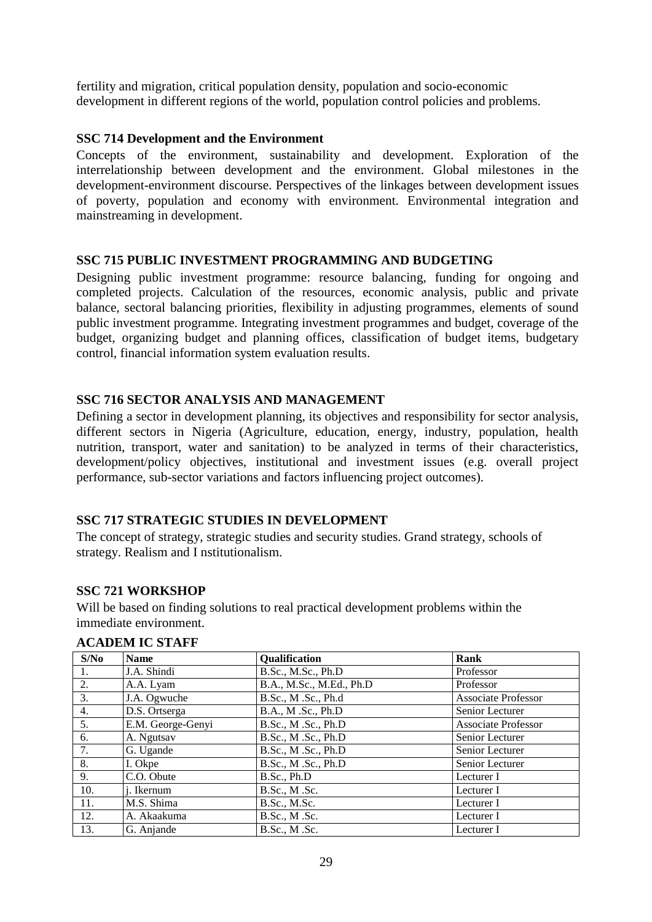fertility and migration, critical population density, population and socio-economic development in different regions of the world, population control policies and problems.

### SSC 714 Development and the Environment

Concepts of the environment, sustainability and development. Exploration of the interrelationship between development and the environment. Global milestones in the development-environment discourse. Perspectives of the linkages between development issues of poverty, population and economy with environment. Environmental integration and mainstreaming in development.

### SSC 715 PUBLIC INVESTMENT PROGRAMMING AND BUDGETING

Designing public investment programme: resource balancing, funding for ongoing and completed projects. Calculation of the resources, economic analysis, public and private balance, sectoral balancing priorities, flexibility in adjusting programmes, elements of sound public investment programme. Integrating investment programmes and budget, coverage of the budget, organizing budget and planning offices, classification of budget items, budgetary control, financial information system evaluation results.

### SSC 716 SECTOR ANALYSIS AND MANAGEMENT

Defining a sector in development planning, its objectives and responsibility for sector analysis, different sectors in Nigeria (Agriculture, education, energy, industry, population, health nutrition, transport, water and sanitation) to be analyzed in terms of their characteristics, development/policy objectives, institutional and investment issues (e.g. overall project performance, sub-sector variations and factors influencing project outcomes).

### SSC 717 STRATEGIC STUDIES IN DEVELOPMENT

The concept of strategy, strategic studies and security studies. Grand strategy, schools of strategy. Realism and I nstitutionalism.

### SSC 721 WORKSHOP

Will be based on finding solutions to real practical development problems within the immediate environment.

### ACADEM IC STAFF

| S/No | Name | Qualification | Rank |
|---|---|---|---|
| 1. | J.A. Shindi | B.Sc., M.Sc., Ph.D | Professor |
| 2. | A.A. Lyam | B.A., M.Sc., M.Ed., Ph.D | Professor |
| 3. | J.A. Ogwuche | B.Sc., M .Sc., Ph.d | Associate Professor |
| 4. | D.S. Ortserga | B.A., M .Sc., Ph.D | Senior Lecturer |
| 5. | E.M. George-Genyi | B.Sc., M .Sc., Ph.D | Associate Professor |
| 6. | A. Ngutsav | B.Sc., M .Sc., Ph.D | Senior Lecturer |
| 7. | G. Ugande | B.Sc., M .Sc., Ph.D | Senior Lecturer |
| 8. | I. Okpe | B.Sc., M .Sc., Ph.D | Senior Lecturer |
| 9. | C.O. Obute | B.Sc., Ph.D | Lecturer I |
| 10. | j. Ikernum | B.Sc., M .Sc. | Lecturer I |
| 11. | M.S. Shima | B.Sc., M.Sc. | Lecturer I |
| 12. | A. Akaakuma | B.Sc., M .Sc. | Lecturer I |
| 13. | G. Anjande | B.Sc., M .Sc. | Lecturer I |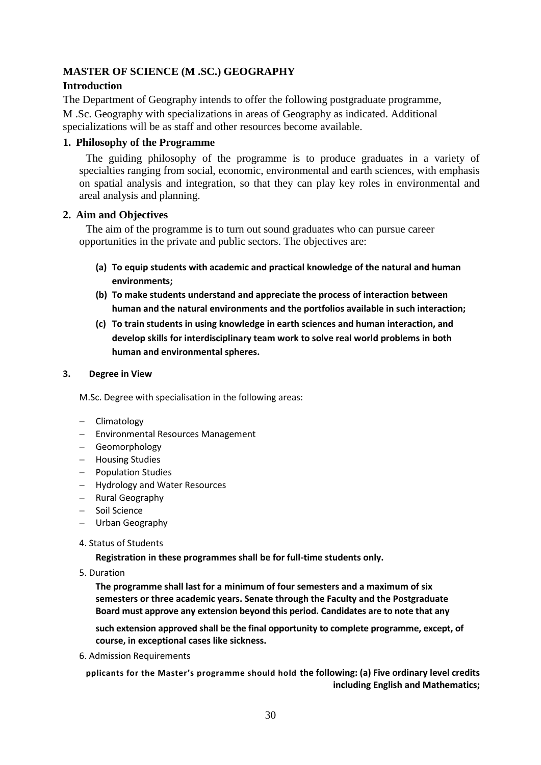## MASTER OF SCIENCE (M .SC.) GEOGRAPHY

### Introduction

The Department of Geography intends to offer the following postgraduate programme, M .Sc. Geography with specializations in areas of Geography as indicated. Additional specializations will be as staff and other resources become available.

### 1. Philosophy of the Programme

The guiding philosophy of the programme is to produce graduates in a variety of specialties ranging from social, economic, environmental and earth sciences, with emphasis on spatial analysis and integration, so that they can play key roles in environmental and areal analysis and planning.

### 2. Aim and Objectives

The aim of the programme is to turn out sound graduates who can pursue career opportunities in the private and public sectors. The objectives are:

**(a) To equip students with academic and practical knowledge of the natural and human environments;**

**(b) To make students understand and appreciate the process of interaction between human and the natural environments and the portfolios available in such interaction;**

**(c) To train students in using knowledge in earth sciences and human interaction, and develop skills for interdisciplinary team work to solve real world problems in both human and environmental spheres.**

### 3. Degree in View

M.Sc. Degree with specialisation in the following areas:

- Climatology
- Environmental Resources Management
- Geomorphology
- Housing Studies
- Population Studies
- Hydrology and Water Resources
- Rural Geography
- Soil Science
- Urban Geography

4. Status of Students

**Registration in these programmes shall be for full-time students only.**

5. Duration

**The programme shall last for a minimum of four semesters and a maximum of six semesters or three academic years. Senate through the Faculty and the Postgraduate Board must approve any extension beyond this period. Candidates are to note that any such extension approved shall be the final opportunity to complete programme, except, of course, in exceptional cases like sickness.**

6. Admission Requirements

**pplicants for the Master's programme should hold the following: (a) Five ordinary level credits including English and Mathematics;**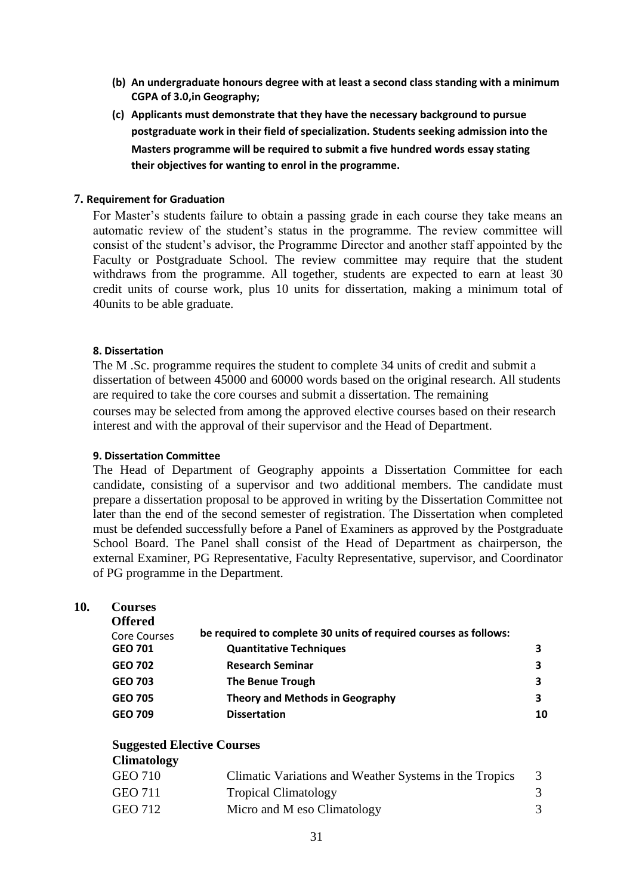**(b) An undergraduate honours degree with at least a second class standing with a minimum CGPA of 3.0,in Geography;**

**(c) Applicants must demonstrate that they have the necessary background to pursue postgraduate work in their field of specialization. Students seeking admission into the Masters programme will be required to submit a five hundred words essay stating their objectives for wanting to enrol in the programme.**

### 7. Requirement for Graduation

For Master's students failure to obtain a passing grade in each course they take means an automatic review of the student's status in the programme. The review committee will consist of the student's advisor, the Programme Director and another staff appointed by the Faculty or Postgraduate School. The review committee may require that the student withdraws from the programme. All together, students are expected to earn at least 30 credit units of course work, plus 10 units for dissertation, making a minimum total of 40units to be able graduate.

### 8. Dissertation

The M .Sc. programme requires the student to complete 34 units of credit and submit a dissertation of between 45000 and 60000 words based on the original research. All students are required to take the core courses and submit a dissertation. The remaining courses may be selected from among the approved elective courses based on their research interest and with the approval of their supervisor and the Head of Department.

### 9. Dissertation Committee

The Head of Department of Geography appoints a Dissertation Committee for each candidate, consisting of a supervisor and two additional members. The candidate must prepare a dissertation proposal to be approved in writing by the Dissertation Committee not later than the end of the second semester of registration. The Dissertation when completed must be defended successfully before a Panel of Examiners as approved by the Postgraduate School Board. The Panel shall consist of the Head of Department as chairperson, the external Examiner, PG Representative, Faculty Representative, supervisor, and Coordinator of PG programme in the Department.

## 10. Courses Offered

Core Courses **be required to complete 30 units of required courses as follows:**

| | | |
|---|---|---|
| **GEO 701** | **Quantitative Techniques** | **3** |
| **GEO 702** | **Research Seminar** | **3** |
| **GEO 703** | **The Benue Trough** | **3** |
| **GEO 705** | **Theory and Methods in Geography** | **3** |
| **GEO 709** | **Dissertation** | **10** |

**Suggested Elective Courses**

**Climatology**

| | | |
|---|---|---|
| GEO 710 | Climatic Variations and Weather Systems in the Tropics | 3 |
| GEO 711 | Tropical Climatology | 3 |
| GEO 712 | Micro and M eso Climatology | 3 |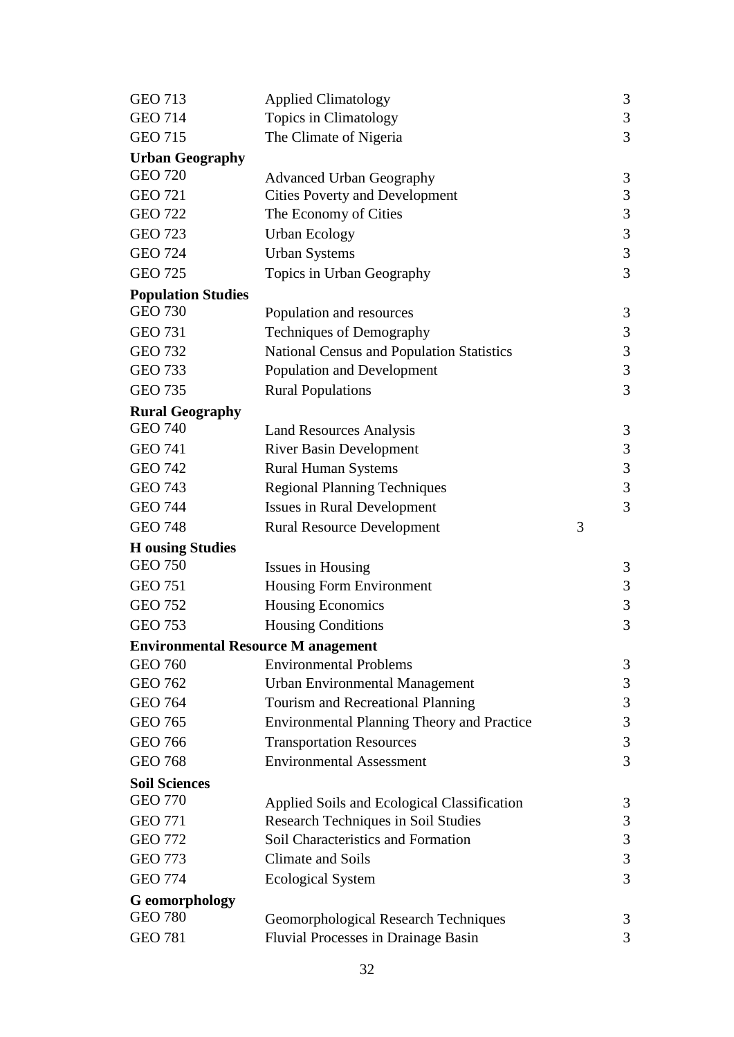| | | |
|---|---|---|
| GEO 713 | Applied Climatology | 3 |
| GEO 714 | Topics in Climatology | 3 |
| GEO 715 | The Climate of Nigeria | 3 |
| **Urban Geography** | | |
| GEO 720 | Advanced Urban Geography | 3 |
| GEO 721 | Cities Poverty and Development | 3 |
| GEO 722 | The Economy of Cities | 3 |
| GEO 723 | Urban Ecology | 3 |
| GEO 724 | Urban Systems | 3 |
| GEO 725 | Topics in Urban Geography | 3 |
| **Population Studies** | | |
| GEO 730 | Population and resources | 3 |
| GEO 731 | Techniques of Demography | 3 |
| GEO 732 | National Census and Population Statistics | 3 |
| GEO 733 | Population and Development | 3 |
| GEO 735 | Rural Populations | 3 |
| **Rural Geography** | | |
| GEO 740 | Land Resources Analysis | 3 |
| GEO 741 | River Basin Development | 3 |
| GEO 742 | Rural Human Systems | 3 |
| GEO 743 | Regional Planning Techniques | 3 |
| GEO 744 | Issues in Rural Development | 3 |
| GEO 748 | Rural Resource Development | 3 |
| **H ousing Studies** | | |
| GEO 750 | Issues in Housing | 3 |
| GEO 751 | Housing Form Environment | 3 |
| GEO 752 | Housing Economics | 3 |
| GEO 753 | Housing Conditions | 3 |
| **Environmental Resource M anagement** | | |
| GEO 760 | Environmental Problems | 3 |
| GEO 762 | Urban Environmental Management | 3 |
| GEO 764 | Tourism and Recreational Planning | 3 |
| GEO 765 | Environmental Planning Theory and Practice | 3 |
| GEO 766 | Transportation Resources | 3 |
| GEO 768 | Environmental Assessment | 3 |
| **Soil Sciences** | | |
| GEO 770 | Applied Soils and Ecological Classification | 3 |
| GEO 771 | Research Techniques in Soil Studies | 3 |
| GEO 772 | Soil Characteristics and Formation | 3 |
| GEO 773 | Climate and Soils | 3 |
| GEO 774 | Ecological System | 3 |
| **G eomorphology** | | |
| GEO 780 | Geomorphological Research Techniques | 3 |
| GEO 781 | Fluvial Processes in Drainage Basin | 3 |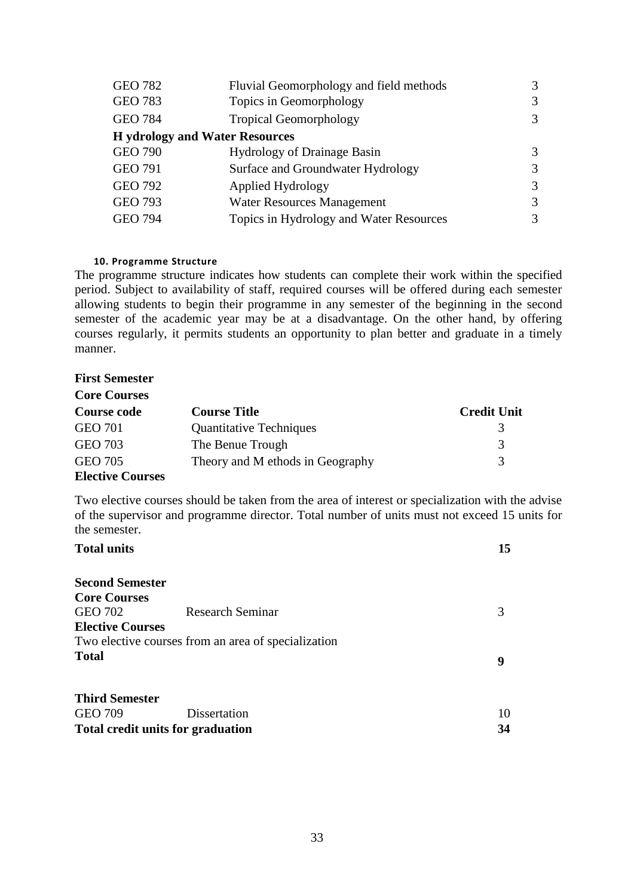| | | |
|---|---|---|
| GEO 782 | Fluvial Geomorphology and field methods | 3 |
| GEO 783 | Topics in Geomorphology | 3 |
| GEO 784 | Tropical Geomorphology | 3 |
| **H ydrology and Water Resources** | | |
| GEO 790 | Hydrology of Drainage Basin | 3 |
| GEO 791 | Surface and Groundwater Hydrology | 3 |
| GEO 792 | Applied Hydrology | 3 |
| GEO 793 | Water Resources Management | 3 |
| GEO 794 | Topics in Hydrology and Water Resources | 3 |

#### 10. Programme Structure

The programme structure indicates how students can complete their work within the specified period. Subject to availability of staff, required courses will be offered during each semester allowing students to begin their programme in any semester of the beginning in the second semester of the academic year may be at a disadvantage. On the other hand, by offering courses regularly, it permits students an opportunity to plan better and graduate in a timely manner.

**First Semester**

**Core Courses**

| Course code | Course Title | Credit Unit |
|---|---|---|
| GEO 701 | Quantitative Techniques | 3 |
| GEO 703 | The Benue Trough | 3 |
| GEO 705 | Theory and M ethods in Geography | 3 |

**Elective Courses**

Two elective courses should be taken from the area of interest or specialization with the advise of the supervisor and programme director. Total number of units must not exceed 15 units for the semester.

**Total units** **15**

**Second Semester**

**Core Courses**

| | | |
|---|---|---|
| GEO 702 | Research Seminar | 3 |

**Elective Courses**

Two elective courses from an area of specialization

**Total** **9**

**Third Semester**

| | | |
|---|---|---|
| GEO 709 | Dissertation | 10 |
| **Total credit units for graduation** | | **34** |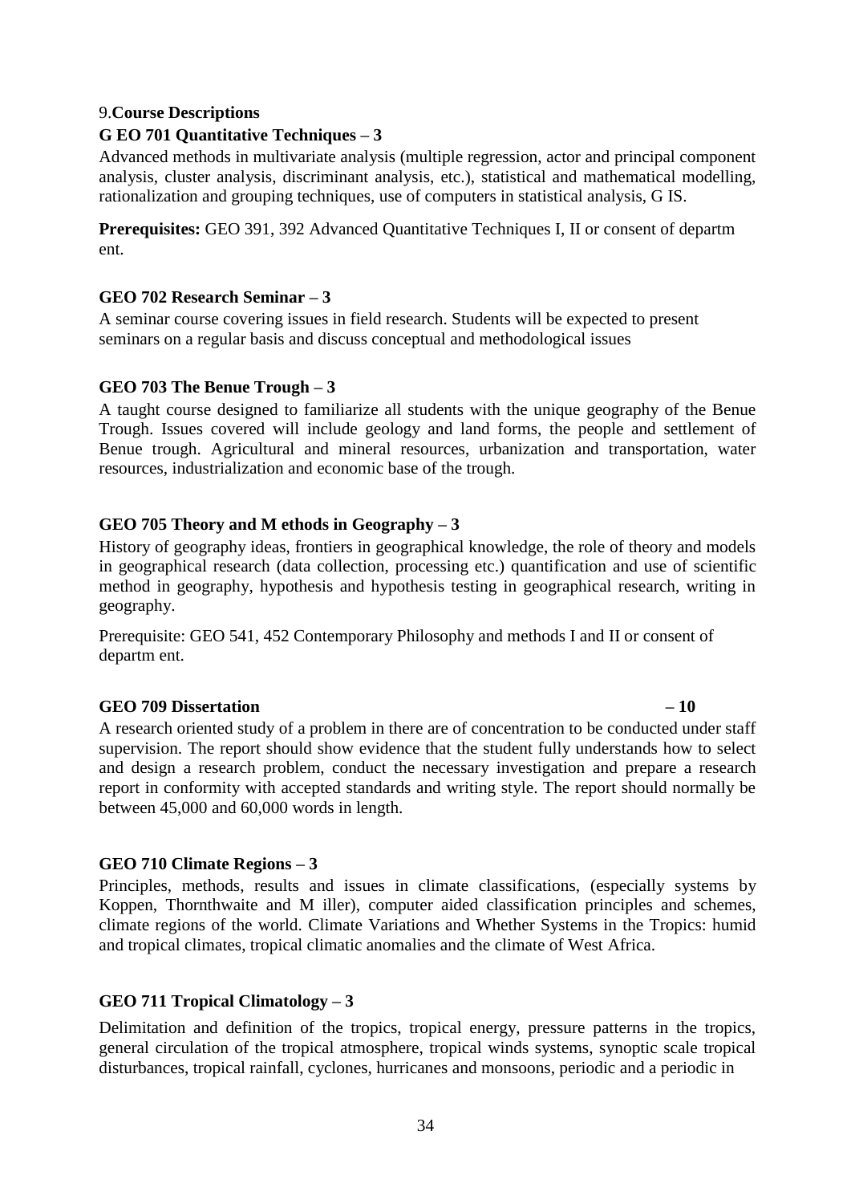9.**Course Descriptions**

**G EO 701 Quantitative Techniques – 3**

Advanced methods in multivariate analysis (multiple regression, actor and principal component analysis, cluster analysis, discriminant analysis, etc.), statistical and mathematical modelling, rationalization and grouping techniques, use of computers in statistical analysis, G IS.

**Prerequisites:** GEO 391, 392 Advanced Quantitative Techniques I, II or consent of departm ent.

**GEO 702 Research Seminar – 3**

A seminar course covering issues in field research. Students will be expected to present seminars on a regular basis and discuss conceptual and methodological issues

**GEO 703 The Benue Trough – 3**

A taught course designed to familiarize all students with the unique geography of the Benue Trough. Issues covered will include geology and land forms, the people and settlement of Benue trough. Agricultural and mineral resources, urbanization and transportation, water resources, industrialization and economic base of the trough.

**GEO 705 Theory and M ethods in Geography – 3**

History of geography ideas, frontiers in geographical knowledge, the role of theory and models in geographical research (data collection, processing etc.) quantification and use of scientific method in geography, hypothesis and hypothesis testing in geographical research, writing in geography.

Prerequisite: GEO 541, 452 Contemporary Philosophy and methods I and II or consent of departm ent.

**GEO 709 Dissertation – 10**

A research oriented study of a problem in there are of concentration to be conducted under staff supervision. The report should show evidence that the student fully understands how to select and design a research problem, conduct the necessary investigation and prepare a research report in conformity with accepted standards and writing style. The report should normally be between 45,000 and 60,000 words in length.

**GEO 710 Climate Regions – 3**

Principles, methods, results and issues in climate classifications, (especially systems by Koppen, Thornthwaite and M iller), computer aided classification principles and schemes, climate regions of the world. Climate Variations and Whether Systems in the Tropics: humid and tropical climates, tropical climatic anomalies and the climate of West Africa.

**GEO 711 Tropical Climatology – 3**

Delimitation and definition of the tropics, tropical energy, pressure patterns in the tropics, general circulation of the tropical atmosphere, tropical winds systems, synoptic scale tropical disturbances, tropical rainfall, cyclones, hurricanes and monsoons, periodic and a periodic in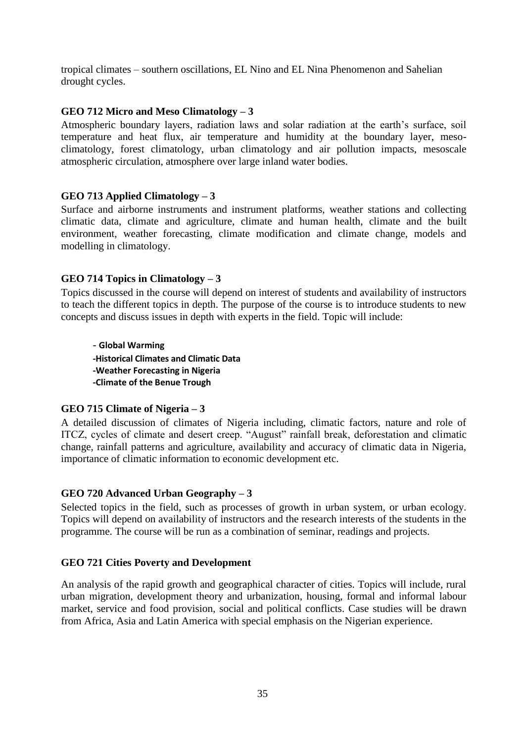tropical climates – southern oscillations, EL Nino and EL Nina Phenomenon and Sahelian drought cycles.

### GEO 712 Micro and Meso Climatology – 3

Atmospheric boundary layers, radiation laws and solar radiation at the earth's surface, soil temperature and heat flux, air temperature and humidity at the boundary layer, meso-climatology, forest climatology, urban climatology and air pollution impacts, mesoscale atmospheric circulation, atmosphere over large inland water bodies.

### GEO 713 Applied Climatology – 3

Surface and airborne instruments and instrument platforms, weather stations and collecting climatic data, climate and agriculture, climate and human health, climate and the built environment, weather forecasting, climate modification and climate change, models and modelling in climatology.

### GEO 714 Topics in Climatology – 3

Topics discussed in the course will depend on interest of students and availability of instructors to teach the different topics in depth. The purpose of the course is to introduce students to new concepts and discuss issues in depth with experts in the field. Topic will include:

- **Global Warming**
- **Historical Climates and Climatic Data**
- **Weather Forecasting in Nigeria**
- **Climate of the Benue Trough**

### GEO 715 Climate of Nigeria – 3

A detailed discussion of climates of Nigeria including, climatic factors, nature and role of ITCZ, cycles of climate and desert creep. "August" rainfall break, deforestation and climatic change, rainfall patterns and agriculture, availability and accuracy of climatic data in Nigeria, importance of climatic information to economic development etc.

### GEO 720 Advanced Urban Geography – 3

Selected topics in the field, such as processes of growth in urban system, or urban ecology. Topics will depend on availability of instructors and the research interests of the students in the programme. The course will be run as a combination of seminar, readings and projects.

### GEO 721 Cities Poverty and Development

An analysis of the rapid growth and geographical character of cities. Topics will include, rural urban migration, development theory and urbanization, housing, formal and informal labour market, service and food provision, social and political conflicts. Case studies will be drawn from Africa, Asia and Latin America with special emphasis on the Nigerian experience.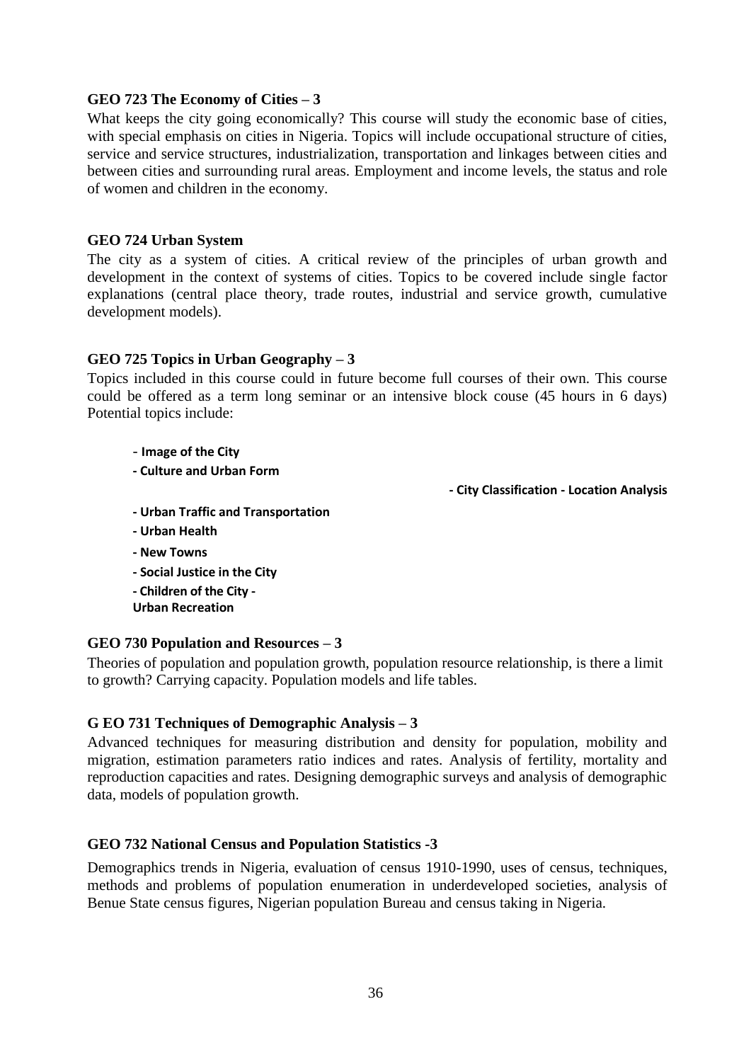**GEO 723 The Economy of Cities – 3**

What keeps the city going economically? This course will study the economic base of cities, with special emphasis on cities in Nigeria. Topics will include occupational structure of cities, service and service structures, industrialization, transportation and linkages between cities and between cities and surrounding rural areas. Employment and income levels, the status and role of women and children in the economy.

**GEO 724 Urban System**

The city as a system of cities. A critical review of the principles of urban growth and development in the context of systems of cities. Topics to be covered include single factor explanations (central place theory, trade routes, industrial and service growth, cumulative development models).

**GEO 725 Topics in Urban Geography – 3**

Topics included in this course could in future become full courses of their own. This course could be offered as a term long seminar or an intensive block couse (45 hours in 6 days) Potential topics include:

- **Image of the City**
- **Culture and Urban Form**
- **City Classification**
- **Location Analysis**
- **Urban Traffic and Transportation**
- **Urban Health**
- **New Towns**
- **Social Justice in the City**
- **Children of the City**
- **Urban Recreation**

**GEO 730 Population and Resources – 3**

Theories of population and population growth, population resource relationship, is there a limit to growth? Carrying capacity. Population models and life tables.

**G EO 731 Techniques of Demographic Analysis – 3**

Advanced techniques for measuring distribution and density for population, mobility and migration, estimation parameters ratio indices and rates. Analysis of fertility, mortality and reproduction capacities and rates. Designing demographic surveys and analysis of demographic data, models of population growth.

**GEO 732 National Census and Population Statistics -3**

Demographics trends in Nigeria, evaluation of census 1910-1990, uses of census, techniques, methods and problems of population enumeration in underdeveloped societies, analysis of Benue State census figures, Nigerian population Bureau and census taking in Nigeria.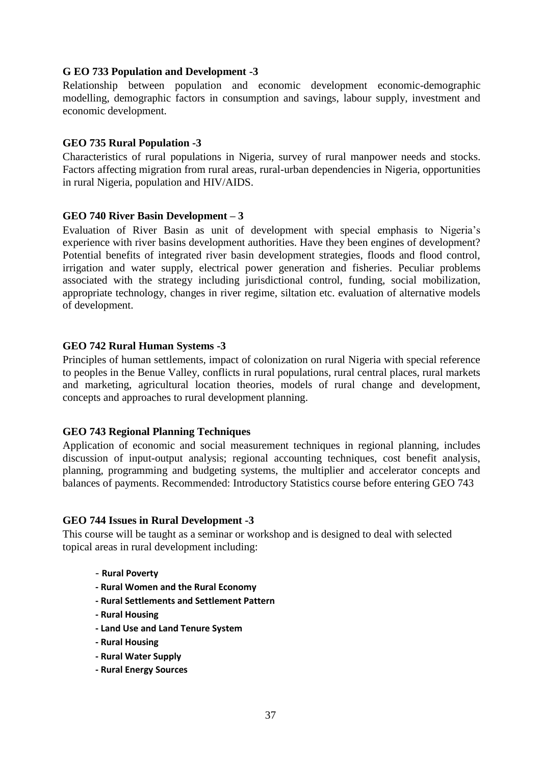**G EO 733 Population and Development -3**

Relationship between population and economic development economic-demographic modelling, demographic factors in consumption and savings, labour supply, investment and economic development.

**GEO 735 Rural Population -3**

Characteristics of rural populations in Nigeria, survey of rural manpower needs and stocks. Factors affecting migration from rural areas, rural-urban dependencies in Nigeria, opportunities in rural Nigeria, population and HIV/AIDS.

**GEO 740 River Basin Development – 3**

Evaluation of River Basin as unit of development with special emphasis to Nigeria's experience with river basins development authorities. Have they been engines of development? Potential benefits of integrated river basin development strategies, floods and flood control, irrigation and water supply, electrical power generation and fisheries. Peculiar problems associated with the strategy including jurisdictional control, funding, social mobilization, appropriate technology, changes in river regime, siltation etc. evaluation of alternative models of development.

**GEO 742 Rural Human Systems -3**

Principles of human settlements, impact of colonization on rural Nigeria with special reference to peoples in the Benue Valley, conflicts in rural populations, rural central places, rural markets and marketing, agricultural location theories, models of rural change and development, concepts and approaches to rural development planning.

**GEO 743 Regional Planning Techniques**

Application of economic and social measurement techniques in regional planning, includes discussion of input-output analysis; regional accounting techniques, cost benefit analysis, planning, programming and budgeting systems, the multiplier and accelerator concepts and balances of payments. Recommended: Introductory Statistics course before entering GEO 743

**GEO 744 Issues in Rural Development -3**

This course will be taught as a seminar or workshop and is designed to deal with selected topical areas in rural development including:

- **Rural Poverty**
- **Rural Women and the Rural Economy**
- **Rural Settlements and Settlement Pattern**
- **Rural Housing**
- **Land Use and Land Tenure System**
- **Rural Housing**
- **Rural Water Supply**
- **Rural Energy Sources**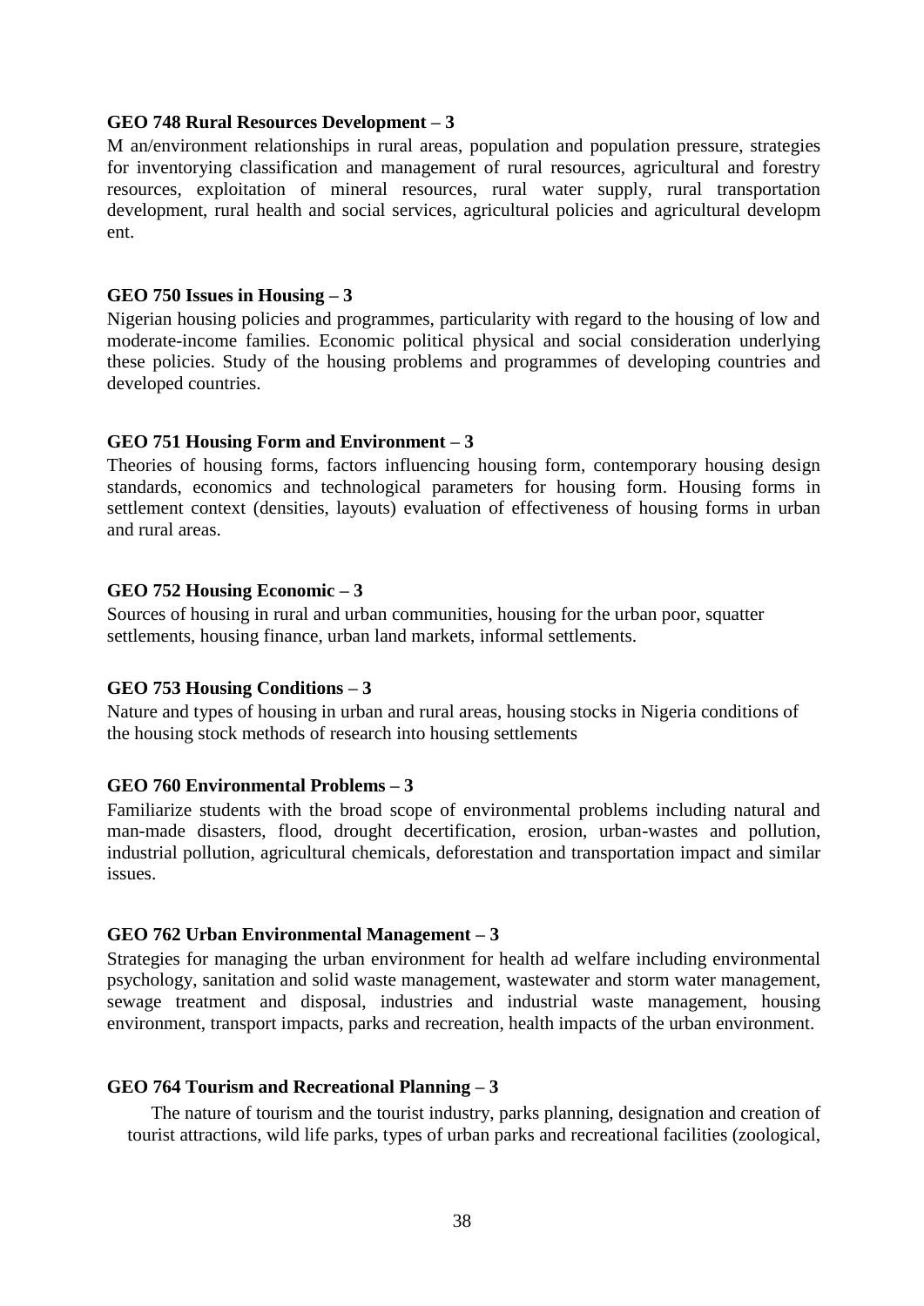**GEO 748 Rural Resources Development – 3**

M an/environment relationships in rural areas, population and population pressure, strategies for inventorying classification and management of rural resources, agricultural and forestry resources, exploitation of mineral resources, rural water supply, rural transportation development, rural health and social services, agricultural policies and agricultural developm ent.

**GEO 750 Issues in Housing – 3**

Nigerian housing policies and programmes, particularity with regard to the housing of low and moderate-income families. Economic political physical and social consideration underlying these policies. Study of the housing problems and programmes of developing countries and developed countries.

**GEO 751 Housing Form and Environment – 3**

Theories of housing forms, factors influencing housing form, contemporary housing design standards, economics and technological parameters for housing form. Housing forms in settlement context (densities, layouts) evaluation of effectiveness of housing forms in urban and rural areas.

**GEO 752 Housing Economic – 3**

Sources of housing in rural and urban communities, housing for the urban poor, squatter settlements, housing finance, urban land markets, informal settlements.

**GEO 753 Housing Conditions – 3**

Nature and types of housing in urban and rural areas, housing stocks in Nigeria conditions of the housing stock methods of research into housing settlements

**GEO 760 Environmental Problems – 3**

Familiarize students with the broad scope of environmental problems including natural and man-made disasters, flood, drought decertification, erosion, urban-wastes and pollution, industrial pollution, agricultural chemicals, deforestation and transportation impact and similar issues.

**GEO 762 Urban Environmental Management – 3**

Strategies for managing the urban environment for health ad welfare including environmental psychology, sanitation and solid waste management, wastewater and storm water management, sewage treatment and disposal, industries and industrial waste management, housing environment, transport impacts, parks and recreation, health impacts of the urban environment.

**GEO 764 Tourism and Recreational Planning – 3**

The nature of tourism and the tourist industry, parks planning, designation and creation of tourist attractions, wild life parks, types of urban parks and recreational facilities (zoological,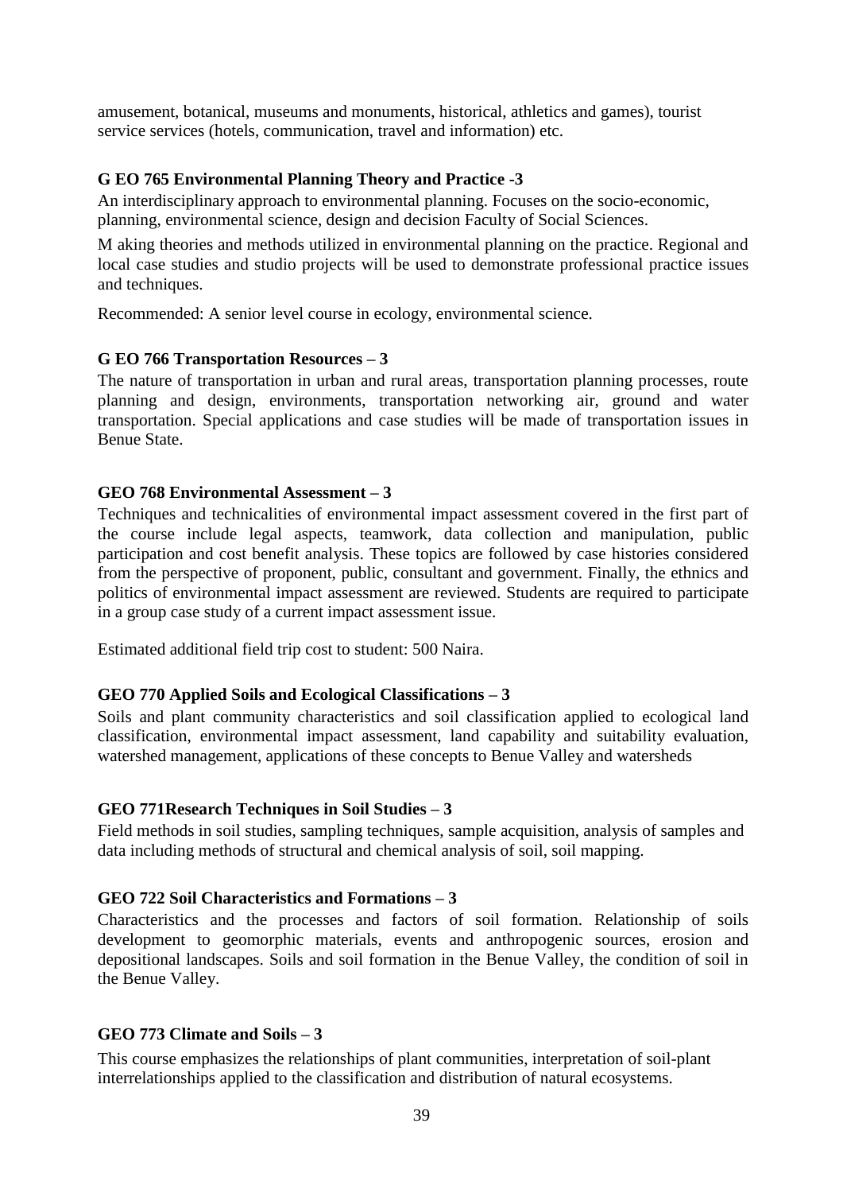amusement, botanical, museums and monuments, historical, athletics and games), tourist service services (hotels, communication, travel and information) etc.

**G EO 765 Environmental Planning Theory and Practice -3**

An interdisciplinary approach to environmental planning. Focuses on the socio-economic, planning, environmental science, design and decision Faculty of Social Sciences.

M aking theories and methods utilized in environmental planning on the practice. Regional and local case studies and studio projects will be used to demonstrate professional practice issues and techniques.

Recommended: A senior level course in ecology, environmental science.

**G EO 766 Transportation Resources – 3**

The nature of transportation in urban and rural areas, transportation planning processes, route planning and design, environments, transportation networking air, ground and water transportation. Special applications and case studies will be made of transportation issues in Benue State.

**GEO 768 Environmental Assessment – 3**

Techniques and technicalities of environmental impact assessment covered in the first part of the course include legal aspects, teamwork, data collection and manipulation, public participation and cost benefit analysis. These topics are followed by case histories considered from the perspective of proponent, public, consultant and government. Finally, the ethnics and politics of environmental impact assessment are reviewed. Students are required to participate in a group case study of a current impact assessment issue.

Estimated additional field trip cost to student: 500 Naira.

**GEO 770 Applied Soils and Ecological Classifications – 3**

Soils and plant community characteristics and soil classification applied to ecological land classification, environmental impact assessment, land capability and suitability evaluation, watershed management, applications of these concepts to Benue Valley and watersheds

**GEO 771Research Techniques in Soil Studies – 3**

Field methods in soil studies, sampling techniques, sample acquisition, analysis of samples and data including methods of structural and chemical analysis of soil, soil mapping.

**GEO 722 Soil Characteristics and Formations – 3**

Characteristics and the processes and factors of soil formation. Relationship of soils development to geomorphic materials, events and anthropogenic sources, erosion and depositional landscapes. Soils and soil formation in the Benue Valley, the condition of soil in the Benue Valley.

**GEO 773 Climate and Soils – 3**

This course emphasizes the relationships of plant communities, interpretation of soil-plant interrelationships applied to the classification and distribution of natural ecosystems.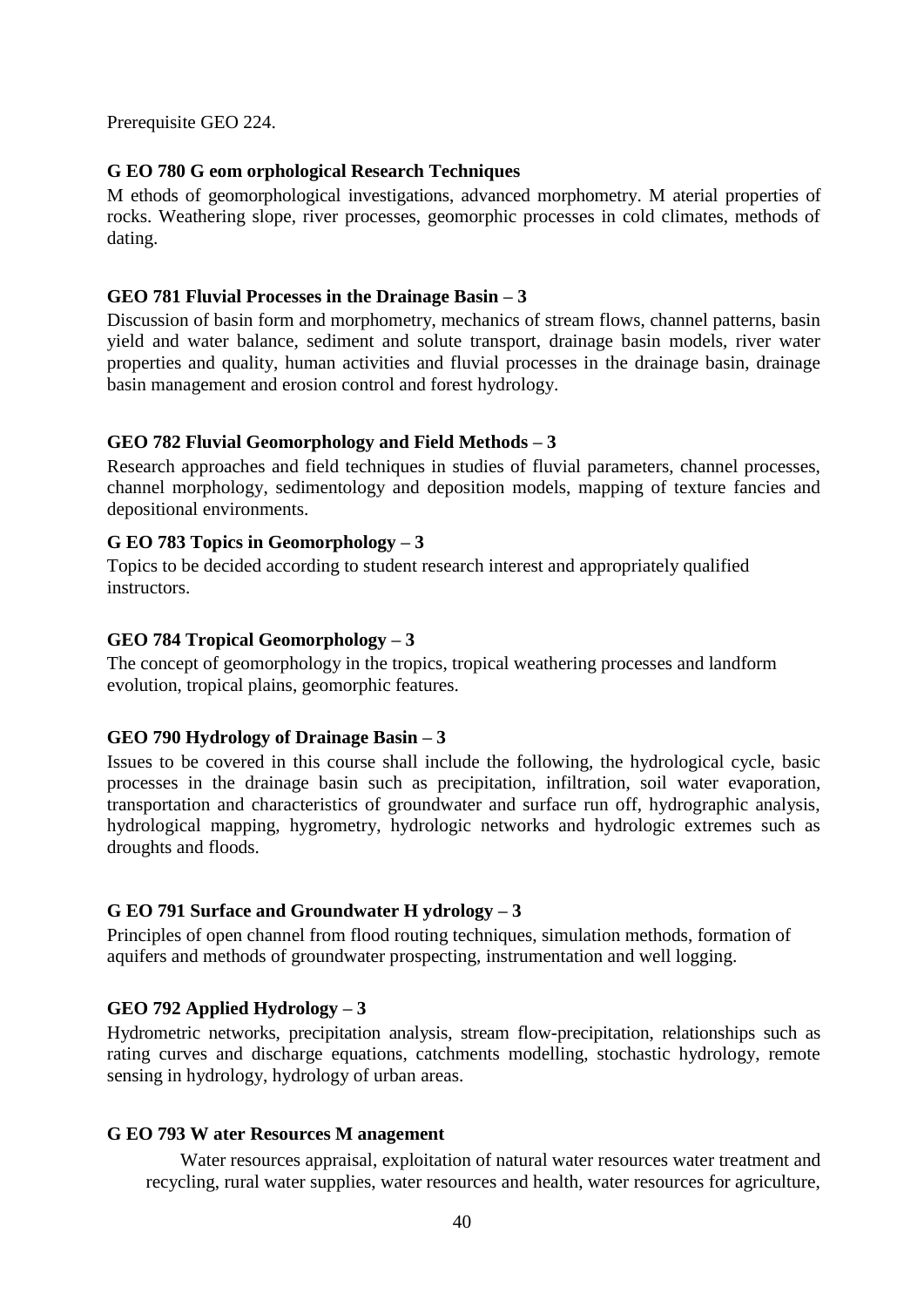Prerequisite GEO 224.

**GEO 780 Geomorphological Research Techniques**

Methods of geomorphological investigations, advanced morphometry. Material properties of rocks. Weathering slope, river processes, geomorphic processes in cold climates, methods of dating.

**GEO 781 Fluvial Processes in the Drainage Basin – 3**

Discussion of basin form and morphometry, mechanics of stream flows, channel patterns, basin yield and water balance, sediment and solute transport, drainage basin models, river water properties and quality, human activities and fluvial processes in the drainage basin, drainage basin management and erosion control and forest hydrology.

**GEO 782 Fluvial Geomorphology and Field Methods – 3**

Research approaches and field techniques in studies of fluvial parameters, channel processes, channel morphology, sedimentology and deposition models, mapping of texture fancies and depositional environments.

**GEO 783 Topics in Geomorphology – 3**

Topics to be decided according to student research interest and appropriately qualified instructors.

**GEO 784 Tropical Geomorphology – 3**

The concept of geomorphology in the tropics, tropical weathering processes and landform evolution, tropical plains, geomorphic features.

**GEO 790 Hydrology of Drainage Basin – 3**

Issues to be covered in this course shall include the following, the hydrological cycle, basic processes in the drainage basin such as precipitation, infiltration, soil water evaporation, transportation and characteristics of groundwater and surface run off, hydrographic analysis, hydrological mapping, hygrometry, hydrologic networks and hydrologic extremes such as droughts and floods.

**GEO 791 Surface and Groundwater Hydrology – 3**

Principles of open channel from flood routing techniques, simulation methods, formation of aquifers and methods of groundwater prospecting, instrumentation and well logging.

**GEO 792 Applied Hydrology – 3**

Hydrometric networks, precipitation analysis, stream flow-precipitation, relationships such as rating curves and discharge equations, catchments modelling, stochastic hydrology, remote sensing in hydrology, hydrology of urban areas.

**GEO 793 Water Resources Management**

Water resources appraisal, exploitation of natural water resources water treatment and recycling, rural water supplies, water resources and health, water resources for agriculture,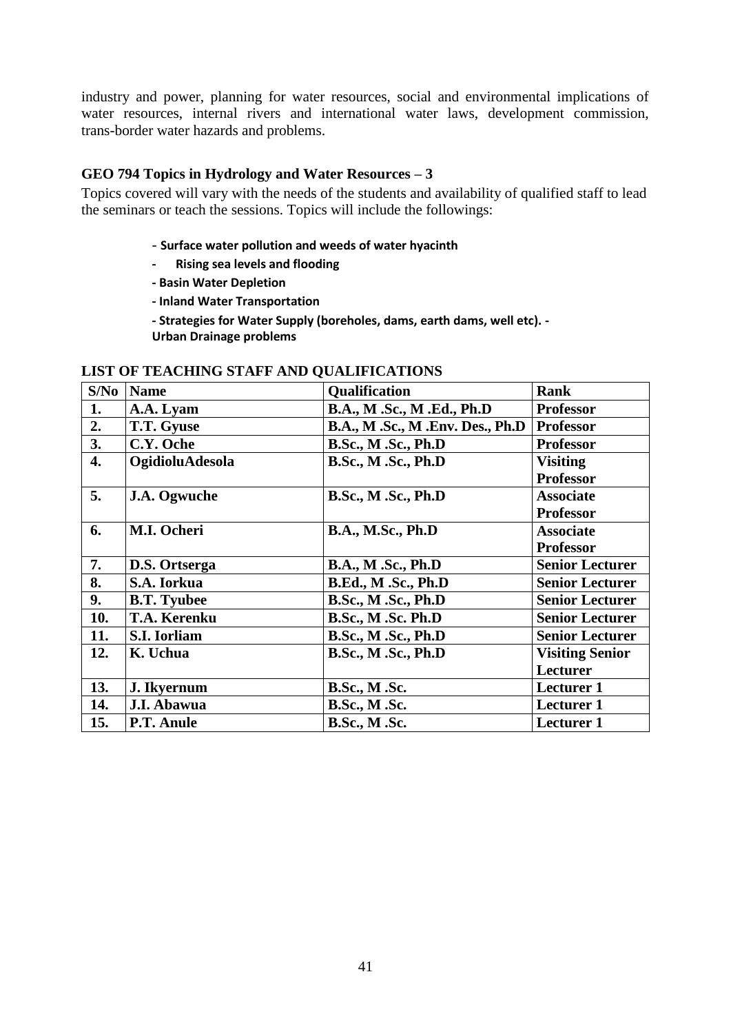industry and power, planning for water resources, social and environmental implications of water resources, internal rivers and international water laws, development commission, trans-border water hazards and problems.

### GEO 794 Topics in Hydrology and Water Resources – 3

Topics covered will vary with the needs of the students and availability of qualified staff to lead the seminars or teach the sessions. Topics will include the followings:

- **Surface water pollution and weeds of water hyacinth**
- **Rising sea levels and flooding**
- **Basin Water Depletion**
- **Inland Water Transportation**
- **Strategies for Water Supply (boreholes, dams, earth dams, well etc). - Urban Drainage problems**

### LIST OF TEACHING STAFF AND QUALIFICATIONS

| S/No | Name | Qualification | Rank |
|---|---|---|---|
| 1. | A.A. Lyam | B.A., M .Sc., M .Ed., Ph.D | Professor |
| 2. | T.T. Gyuse | B.A., M .Sc., M .Env. Des., Ph.D | Professor |
| 3. | C.Y. Oche | B.Sc., M .Sc., Ph.D | Professor |
| 4. | OgidioluAdesola | B.Sc., M .Sc., Ph.D | Visiting Professor |
| 5. | J.A. Ogwuche | B.Sc., M .Sc., Ph.D | Associate Professor |
| 6. | M.I. Ocheri | B.A., M.Sc., Ph.D | Associate Professor |
| 7. | D.S. Ortserga | B.A., M .Sc., Ph.D | Senior Lecturer |
| 8. | S.A. Iorkua | B.Ed., M .Sc., Ph.D | Senior Lecturer |
| 9. | B.T. Tyubee | B.Sc., M .Sc., Ph.D | Senior Lecturer |
| 10. | T.A. Kerenku | B.Sc., M .Sc. Ph.D | Senior Lecturer |
| 11. | S.I. Iorliam | B.Sc., M .Sc., Ph.D | Senior Lecturer |
| 12. | K. Uchua | B.Sc., M .Sc., Ph.D | Visiting Senior Lecturer |
| 13. | J. Ikyernum | B.Sc., M .Sc. | Lecturer 1 |
| 14. | J.I. Abawua | B.Sc., M .Sc. | Lecturer 1 |
| 15. | P.T. Anule | B.Sc., M .Sc. | Lecturer 1 |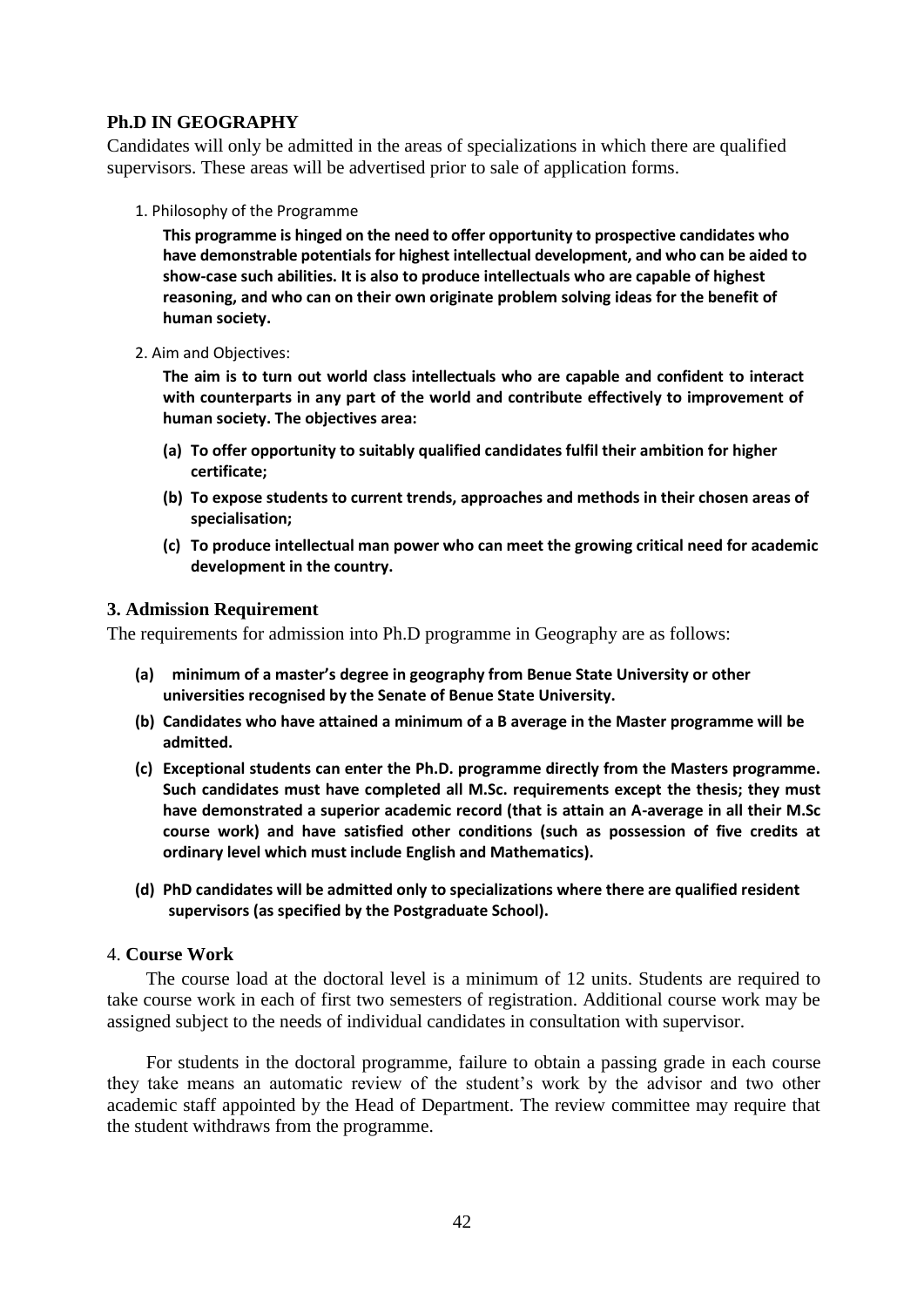## Ph.D IN GEOGRAPHY

Candidates will only be admitted in the areas of specializations in which there are qualified supervisors. These areas will be advertised prior to sale of application forms.

1. Philosophy of the Programme

   **This programme is hinged on the need to offer opportunity to prospective candidates who have demonstrable potentials for highest intellectual development, and who can be aided to show-case such abilities. It is also to produce intellectuals who are capable of highest reasoning, and who can on their own originate problem solving ideas for the benefit of human society.**

2. Aim and Objectives:

   **The aim is to turn out world class intellectuals who are capable and confident to interact with counterparts in any part of the world and contribute effectively to improvement of human society. The objectives area:**

   **(a) To offer opportunity to suitably qualified candidates fulfil their ambition for higher certificate;**

   **(b) To expose students to current trends, approaches and methods in their chosen areas of specialisation;**

   **(c) To produce intellectual man power who can meet the growing critical need for academic development in the country.**

### 3. Admission Requirement

The requirements for admission into Ph.D programme in Geography are as follows:

**(a) minimum of a master's degree in geography from Benue State University or other universities recognised by the Senate of Benue State University.**

**(b) Candidates who have attained a minimum of a B average in the Master programme will be admitted.**

**(c) Exceptional students can enter the Ph.D. programme directly from the Masters programme. Such candidates must have completed all M.Sc. requirements except the thesis; they must have demonstrated a superior academic record (that is attain an A-average in all their M.Sc course work) and have satisfied other conditions (such as possession of five credits at ordinary level which must include English and Mathematics).**

**(d) PhD candidates will be admitted only to specializations where there are qualified resident supervisors (as specified by the Postgraduate School).**

### 4. Course Work

The course load at the doctoral level is a minimum of 12 units. Students are required to take course work in each of first two semesters of registration. Additional course work may be assigned subject to the needs of individual candidates in consultation with supervisor.

For students in the doctoral programme, failure to obtain a passing grade in each course they take means an automatic review of the student's work by the advisor and two other academic staff appointed by the Head of Department. The review committee may require that the student withdraws from the programme.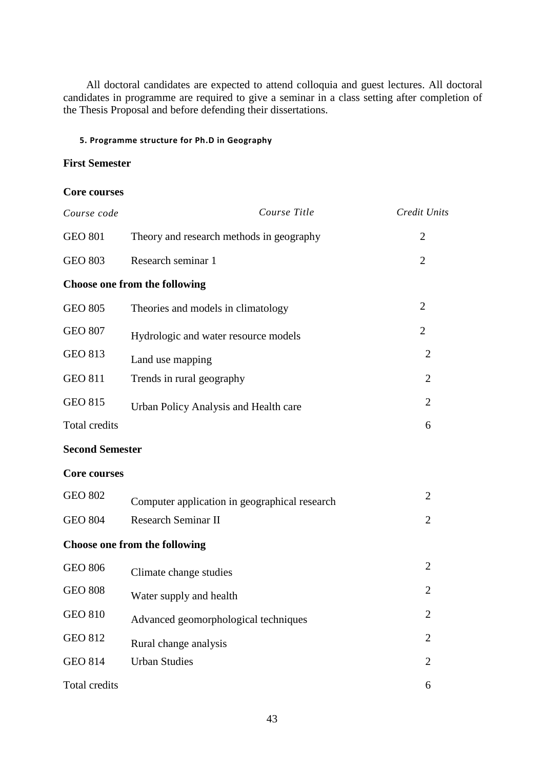All doctoral candidates are expected to attend colloquia and guest lectures. All doctoral candidates in programme are required to give a seminar in a class setting after completion of the Thesis Proposal and before defending their dissertations.

#### 5. Programme structure for Ph.D in Geography

**First Semester**

**Core courses**

| *Course code* | *Course Title* | *Credit Units* |
|---|---|---|
| GEO 801 | Theory and research methods in geography | 2 |
| GEO 803 | Research seminar 1 | 2 |
| **Choose one from the following** | | |
| GEO 805 | Theories and models in climatology | 2 |
| GEO 807 | Hydrologic and water resource models | 2 |
| GEO 813 | Land use mapping | 2 |
| GEO 811 | Trends in rural geography | 2 |
| GEO 815 | Urban Policy Analysis and Health care | 2 |
| Total credits | | 6 |

**Second Semester**

**Core courses**

| Course code | Course Title | Credit Units |
|---|---|---|
| GEO 802 | Computer application in geographical research | 2 |
| GEO 804 | Research Seminar II | 2 |
| **Choose one from the following** | | |
| GEO 806 | Climate change studies | 2 |
| GEO 808 | Water supply and health | 2 |
| GEO 810 | Advanced geomorphological techniques | 2 |
| GEO 812 | Rural change analysis | 2 |
| GEO 814 | Urban Studies | 2 |
| Total credits | | 6 |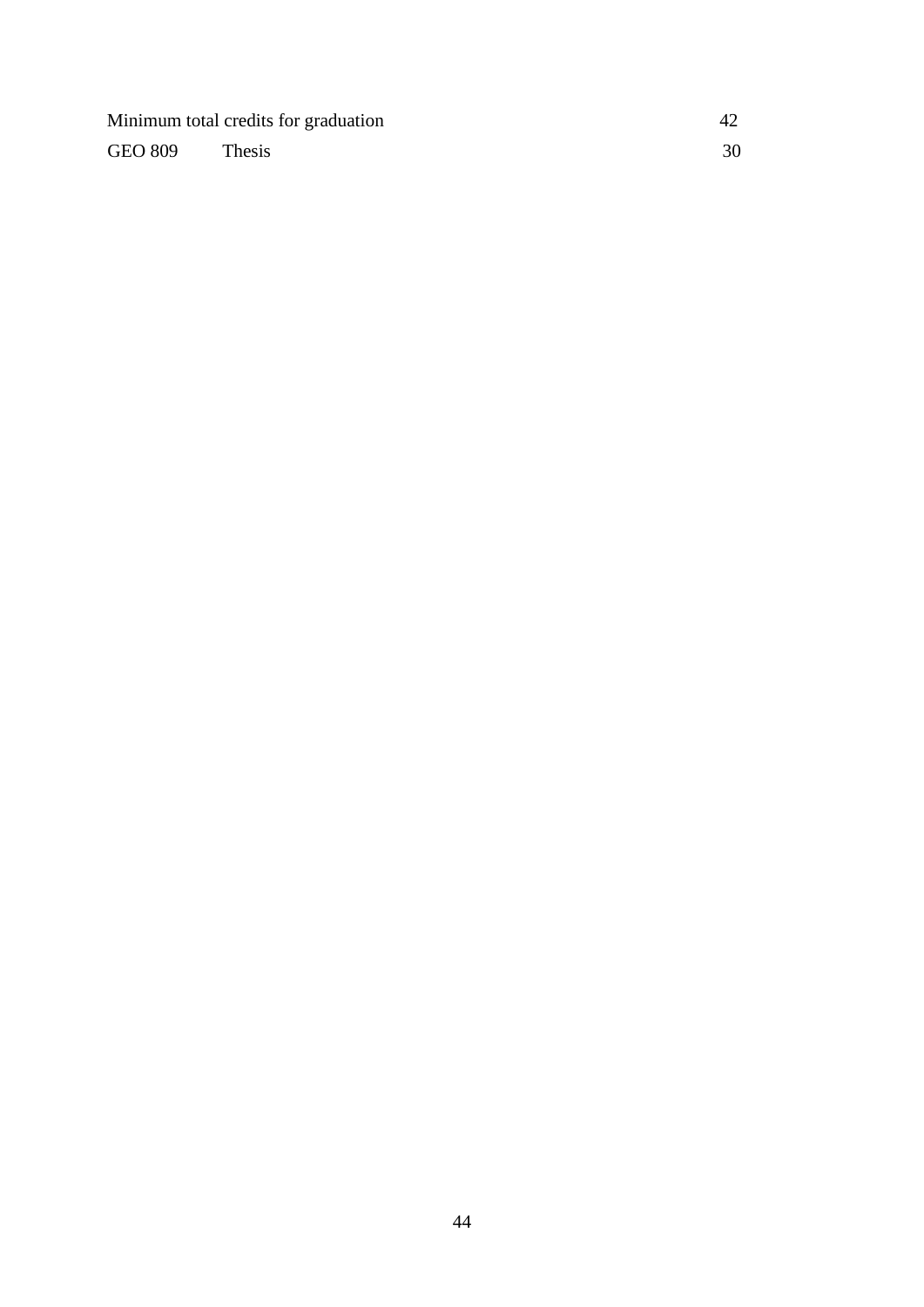| | | |
|---|---|---|
| Minimum total credits for graduation | | 42 |
| GEO 809 | Thesis | 30 |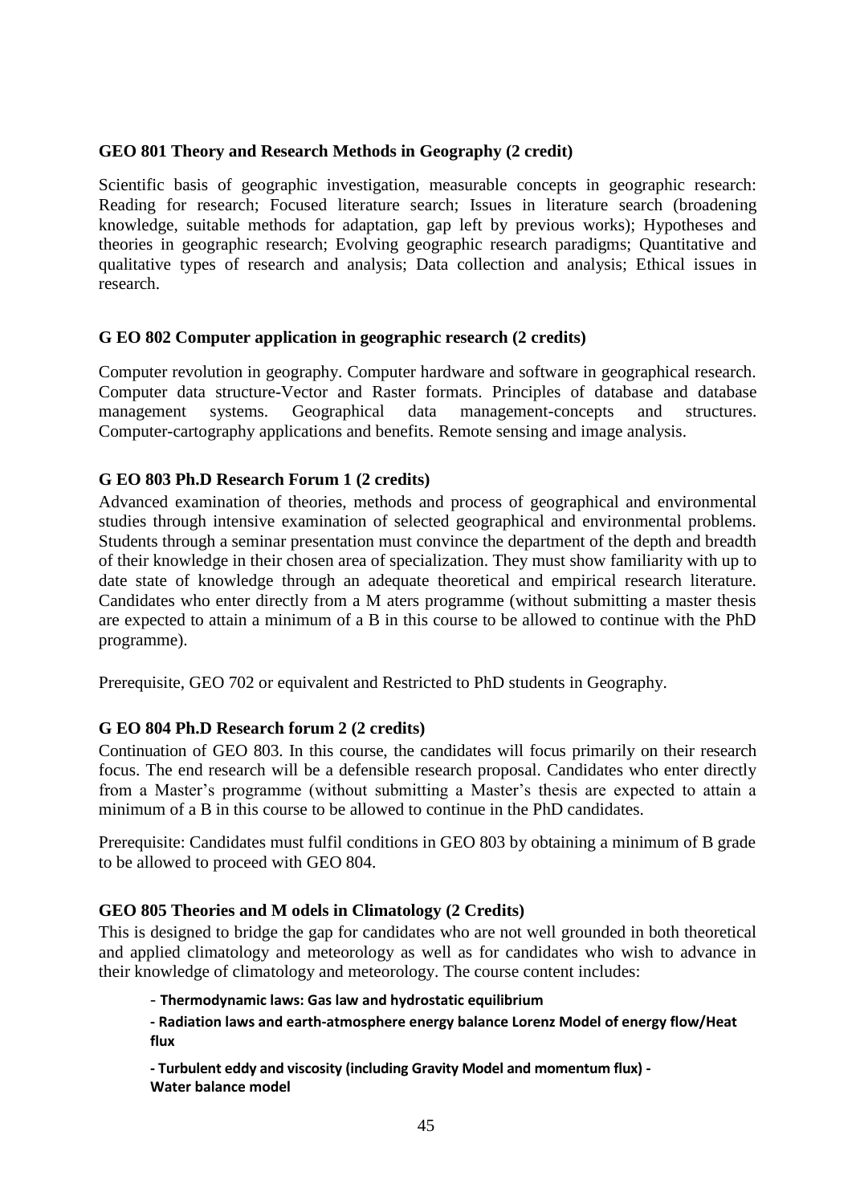### GEO 801 Theory and Research Methods in Geography (2 credit)

Scientific basis of geographic investigation, measurable concepts in geographic research: Reading for research; Focused literature search; Issues in literature search (broadening knowledge, suitable methods for adaptation, gap left by previous works); Hypotheses and theories in geographic research; Evolving geographic research paradigms; Quantitative and qualitative types of research and analysis; Data collection and analysis; Ethical issues in research.

### G EO 802 Computer application in geographic research (2 credits)

Computer revolution in geography. Computer hardware and software in geographical research. Computer data structure-Vector and Raster formats. Principles of database and database management systems. Geographical data management-concepts and structures. Computer-cartography applications and benefits. Remote sensing and image analysis.

### G EO 803 Ph.D Research Forum 1 (2 credits)

Advanced examination of theories, methods and process of geographical and environmental studies through intensive examination of selected geographical and environmental problems. Students through a seminar presentation must convince the department of the depth and breadth of their knowledge in their chosen area of specialization. They must show familiarity with up to date state of knowledge through an adequate theoretical and empirical research literature. Candidates who enter directly from a M aters programme (without submitting a master thesis are expected to attain a minimum of a B in this course to be allowed to continue with the PhD programme).

Prerequisite, GEO 702 or equivalent and Restricted to PhD students in Geography.

### G EO 804 Ph.D Research forum 2 (2 credits)

Continuation of GEO 803. In this course, the candidates will focus primarily on their research focus. The end research will be a defensible research proposal. Candidates who enter directly from a Master's programme (without submitting a Master's thesis are expected to attain a minimum of a B in this course to be allowed to continue in the PhD candidates.

Prerequisite: Candidates must fulfil conditions in GEO 803 by obtaining a minimum of B grade to be allowed to proceed with GEO 804.

### GEO 805 Theories and M odels in Climatology (2 Credits)

This is designed to bridge the gap for candidates who are not well grounded in both theoretical and applied climatology and meteorology as well as for candidates who wish to advance in their knowledge of climatology and meteorology. The course content includes:

- **Thermodynamic laws: Gas law and hydrostatic equilibrium**
- **Radiation laws and earth-atmosphere energy balance Lorenz Model of energy flow/Heat flux**
- **Turbulent eddy and viscosity (including Gravity Model and momentum flux) - Water balance model**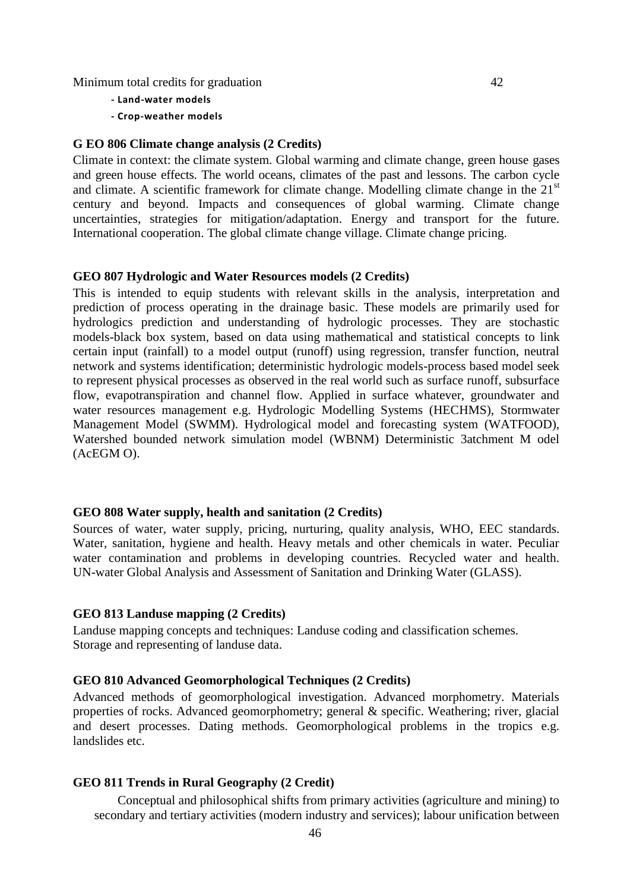Minimum total credits for graduation 42

- **Land-water models**
- **Crop-weather models**

**G EO 806 Climate change analysis (2 Credits)**

Climate in context: the climate system. Global warming and climate change, green house gases and green house effects. The world oceans, climates of the past and lessons. The carbon cycle and climate. A scientific framework for climate change. Modelling climate change in the $21^{st}$ century and beyond. Impacts and consequences of global warming. Climate change uncertainties, strategies for mitigation/adaptation. Energy and transport for the future. International cooperation. The global climate change village. Climate change pricing.

**GEO 807 Hydrologic and Water Resources models (2 Credits)**

This is intended to equip students with relevant skills in the analysis, interpretation and prediction of process operating in the drainage basic. These models are primarily used for hydrologics prediction and understanding of hydrologic processes. They are stochastic models-black box system, based on data using mathematical and statistical concepts to link certain input (rainfall) to a model output (runoff) using regression, transfer function, neutral network and systems identification; deterministic hydrologic models-process based model seek to represent physical processes as observed in the real world such as surface runoff, subsurface flow, evapotranspiration and channel flow. Applied in surface whatever, groundwater and water resources management e.g. Hydrologic Modelling Systems (HECHMS), Stormwater Management Model (SWMM). Hydrological model and forecasting system (WATFOOD), Watershed bounded network simulation model (WBNM) Deterministic 3atchment M odel (AcEGM O).

**GEO 808 Water supply, health and sanitation (2 Credits)**

Sources of water, water supply, pricing, nurturing, quality analysis, WHO, EEC standards. Water, sanitation, hygiene and health. Heavy metals and other chemicals in water. Peculiar water contamination and problems in developing countries. Recycled water and health. UN-water Global Analysis and Assessment of Sanitation and Drinking Water (GLASS).

**GEO 813 Landuse mapping (2 Credits)**

Landuse mapping concepts and techniques: Landuse coding and classification schemes. Storage and representing of landuse data.

**GEO 810 Advanced Geomorphological Techniques (2 Credits)**

Advanced methods of geomorphological investigation. Advanced morphometry. Materials properties of rocks. Advanced geomorphometry; general & specific. Weathering; river, glacial and desert processes. Dating methods. Geomorphological problems in the tropics e.g. landslides etc.

**GEO 811 Trends in Rural Geography (2 Credit)**

Conceptual and philosophical shifts from primary activities (agriculture and mining) to secondary and tertiary activities (modern industry and services); labour unification between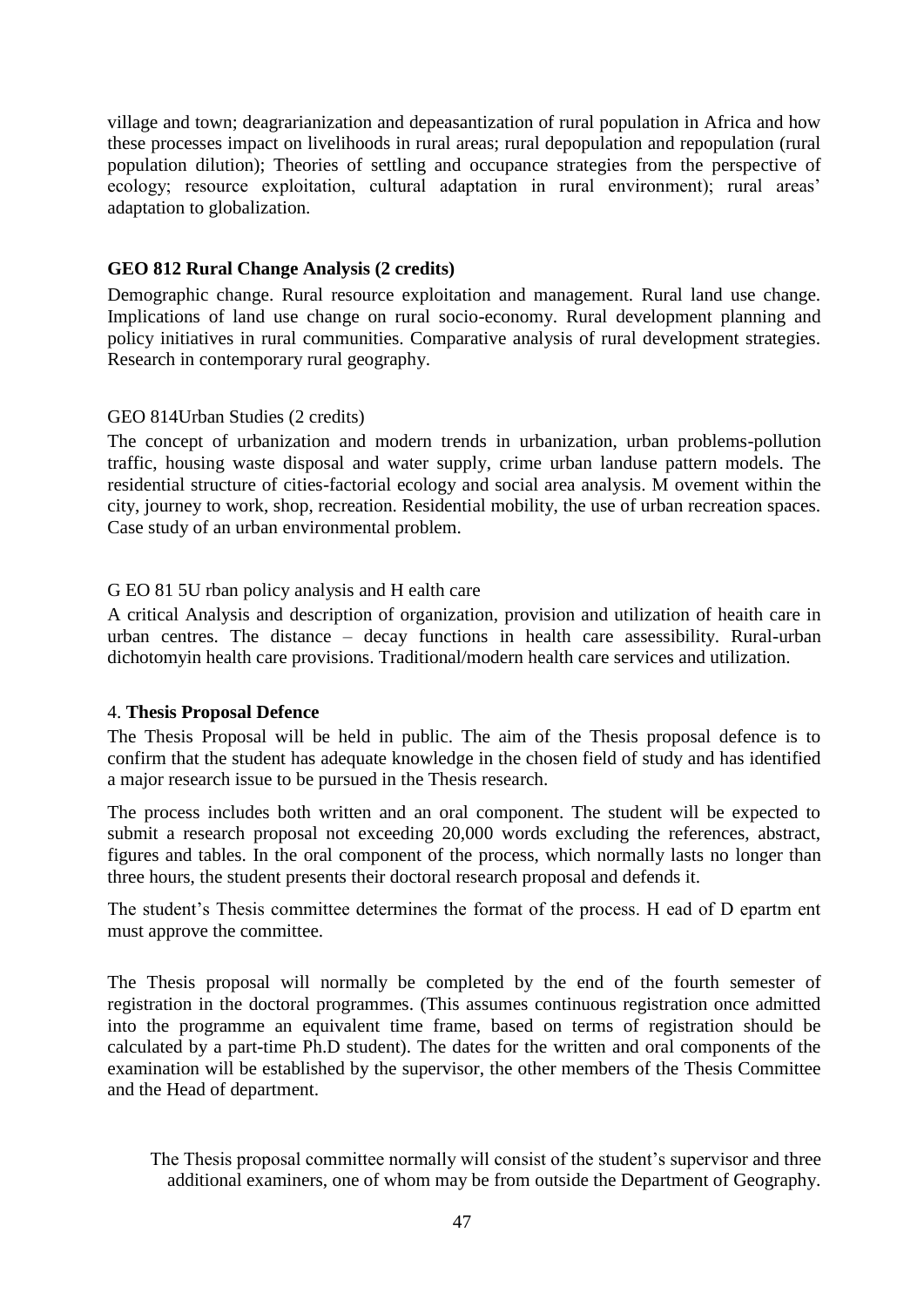village and town; deagrarianization and depeasantization of rural population in Africa and how these processes impact on livelihoods in rural areas; rural depopulation and repopulation (rural population dilution); Theories of settling and occupance strategies from the perspective of ecology; resource exploitation, cultural adaptation in rural environment); rural areas' adaptation to globalization.

**GEO 812 Rural Change Analysis (2 credits)**

Demographic change. Rural resource exploitation and management. Rural land use change. Implications of land use change on rural socio-economy. Rural development planning and policy initiatives in rural communities. Comparative analysis of rural development strategies. Research in contemporary rural geography.

GEO 814Urban Studies (2 credits)

The concept of urbanization and modern trends in urbanization, urban problems-pollution traffic, housing waste disposal and water supply, crime urban landuse pattern models. The residential structure of cities-factorial ecology and social area analysis. M ovement within the city, journey to work, shop, recreation. Residential mobility, the use of urban recreation spaces. Case study of an urban environmental problem.

G EO 81 5U rban policy analysis and H ealth care

A critical Analysis and description of organization, provision and utilization of heaith care in urban centres. The distance – decay functions in health care assessibility. Rural-urban dichotomyin health care provisions. Traditional/modern health care services and utilization.

4. **Thesis Proposal Defence**

The Thesis Proposal will be held in public. The aim of the Thesis proposal defence is to confirm that the student has adequate knowledge in the chosen field of study and has identified a major research issue to be pursued in the Thesis research.

The process includes both written and an oral component. The student will be expected to submit a research proposal not exceeding 20,000 words excluding the references, abstract, figures and tables. In the oral component of the process, which normally lasts no longer than three hours, the student presents their doctoral research proposal and defends it.

The student's Thesis committee determines the format of the process. H ead of D epartm ent must approve the committee.

The Thesis proposal will normally be completed by the end of the fourth semester of registration in the doctoral programmes. (This assumes continuous registration once admitted into the programme an equivalent time frame, based on terms of registration should be calculated by a part-time Ph.D student). The dates for the written and oral components of the examination will be established by the supervisor, the other members of the Thesis Committee and the Head of department.

The Thesis proposal committee normally will consist of the student's supervisor and three additional examiners, one of whom may be from outside the Department of Geography.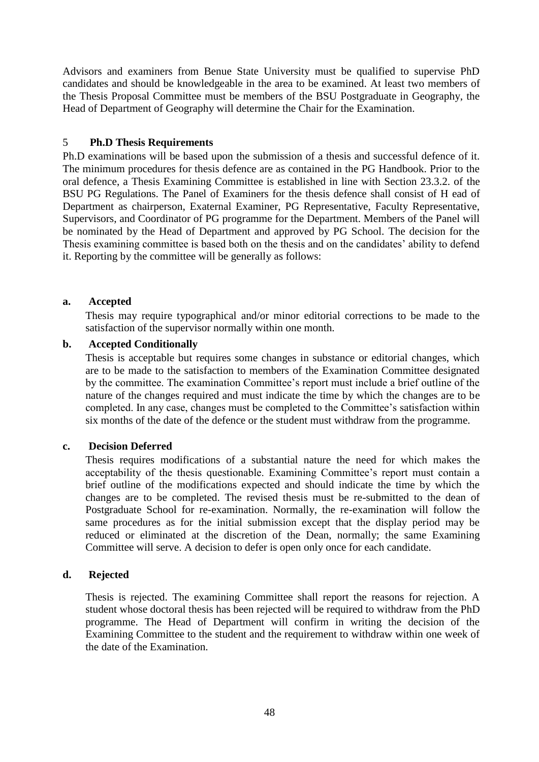Advisors and examiners from Benue State University must be qualified to supervise PhD candidates and should be knowledgeable in the area to be examined. At least two members of the Thesis Proposal Committee must be members of the BSU Postgraduate in Geography, the Head of Department of Geography will determine the Chair for the Examination.

## 5 Ph.D Thesis Requirements

Ph.D examinations will be based upon the submission of a thesis and successful defence of it. The minimum procedures for thesis defence are as contained in the PG Handbook. Prior to the oral defence, a Thesis Examining Committee is established in line with Section 23.3.2. of the BSU PG Regulations. The Panel of Examiners for the thesis defence shall consist of H ead of Department as chairperson, Exaternal Examiner, PG Representative, Faculty Representative, Supervisors, and Coordinator of PG programme for the Department. Members of the Panel will be nominated by the Head of Department and approved by PG School. The decision for the Thesis examining committee is based both on the thesis and on the candidates' ability to defend it. Reporting by the committee will be generally as follows:

**a. Accepted**

Thesis may require typographical and/or minor editorial corrections to be made to the satisfaction of the supervisor normally within one month.

**b. Accepted Conditionally**

Thesis is acceptable but requires some changes in substance or editorial changes, which are to be made to the satisfaction to members of the Examination Committee designated by the committee. The examination Committee's report must include a brief outline of the nature of the changes required and must indicate the time by which the changes are to be completed. In any case, changes must be completed to the Committee's satisfaction within six months of the date of the defence or the student must withdraw from the programme.

**c. Decision Deferred**

Thesis requires modifications of a substantial nature the need for which makes the acceptability of the thesis questionable. Examining Committee's report must contain a brief outline of the modifications expected and should indicate the time by which the changes are to be completed. The revised thesis must be re-submitted to the dean of Postgraduate School for re-examination. Normally, the re-examination will follow the same procedures as for the initial submission except that the display period may be reduced or eliminated at the discretion of the Dean, normally; the same Examining Committee will serve. A decision to defer is open only once for each candidate.

**d. Rejected**

Thesis is rejected. The examining Committee shall report the reasons for rejection. A student whose doctoral thesis has been rejected will be required to withdraw from the PhD programme. The Head of Department will confirm in writing the decision of the Examining Committee to the student and the requirement to withdraw within one week of the date of the Examination.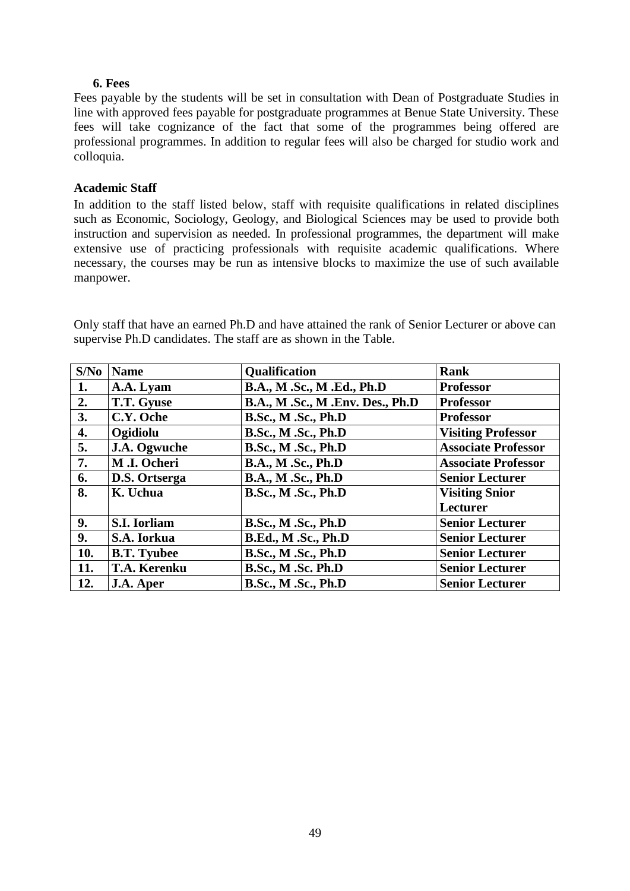**6. Fees**

Fees payable by the students will be set in consultation with Dean of Postgraduate Studies in line with approved fees payable for postgraduate programmes at Benue State University. These fees will take cognizance of the fact that some of the programmes being offered are professional programmes. In addition to regular fees will also be charged for studio work and colloquia.

**Academic Staff**

In addition to the staff listed below, staff with requisite qualifications in related disciplines such as Economic, Sociology, Geology, and Biological Sciences may be used to provide both instruction and supervision as needed. In professional programmes, the department will make extensive use of practicing professionals with requisite academic qualifications. Where necessary, the courses may be run as intensive blocks to maximize the use of such available manpower.

Only staff that have an earned Ph.D and have attained the rank of Senior Lecturer or above can supervise Ph.D candidates. The staff are as shown in the Table.

| S/No | Name | Qualification | Rank |
|---|---|---|---|
| **1.** | **A.A. Lyam** | **B.A., M .Sc., M .Ed., Ph.D** | **Professor** |
| **2.** | **T.T. Gyuse** | **B.A., M .Sc., M .Env. Des., Ph.D** | **Professor** |
| **3.** | **C.Y. Oche** | **B.Sc., M .Sc., Ph.D** | **Professor** |
| **4.** | **Ogidiolu** | **B.Sc., M .Sc., Ph.D** | **Visiting Professor** |
| **5.** | **J.A. Ogwuche** | **B.Sc., M .Sc., Ph.D** | **Associate Professor** |
| **7.** | **M .I. Ocheri** | **B.A., M .Sc., Ph.D** | **Associate Professor** |
| **6.** | **D.S. Ortserga** | **B.A., M .Sc., Ph.D** | **Senior Lecturer** |
| **8.** | **K. Uchua** | **B.Sc., M .Sc., Ph.D** | **Visiting Snior Lecturer** |
| **9.** | **S.I. Iorliam** | **B.Sc., M .Sc., Ph.D** | **Senior Lecturer** |
| **9.** | **S.A. Iorkua** | **B.Ed., M .Sc., Ph.D** | **Senior Lecturer** |
| **10.** | **B.T. Tyubee** | **B.Sc., M .Sc., Ph.D** | **Senior Lecturer** |
| **11.** | **T.A. Kerenku** | **B.Sc., M .Sc. Ph.D** | **Senior Lecturer** |
| **12.** | **J.A. Aper** | **B.Sc., M .Sc., Ph.D** | **Senior Lecturer** |